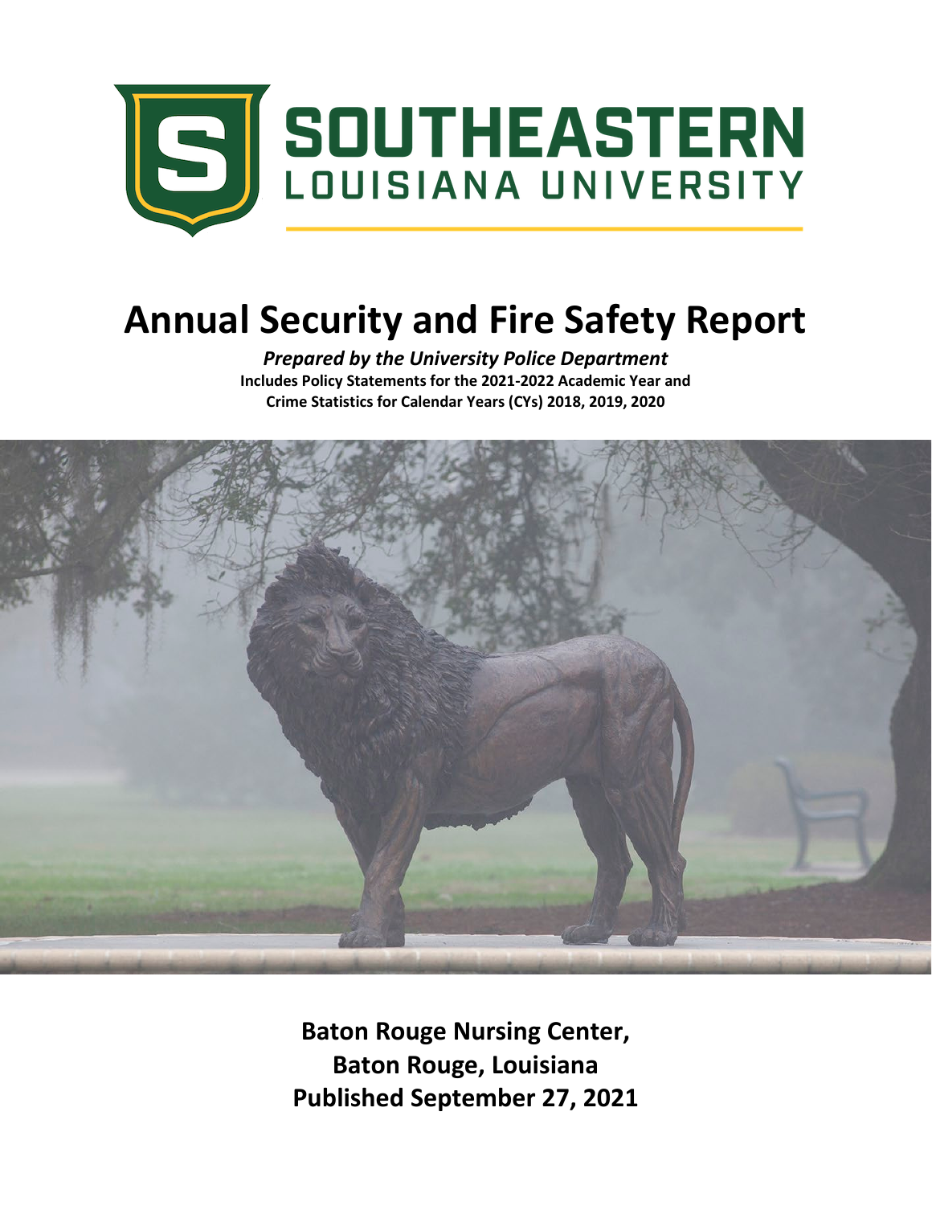# SOUTHEASTERN LOUISIANA UNIVERSITY

# Annual Security and Fire Safety Report

***Prepared by the University Police Department***

**Includes Policy Statements for the 2021-2022 Academic Year and Crime Statistics for Calendar Years (CYs) 2018, 2019, 2020**

**Baton Rouge Nursing Center, Baton Rouge, Louisiana**

**Published September 27, 2021**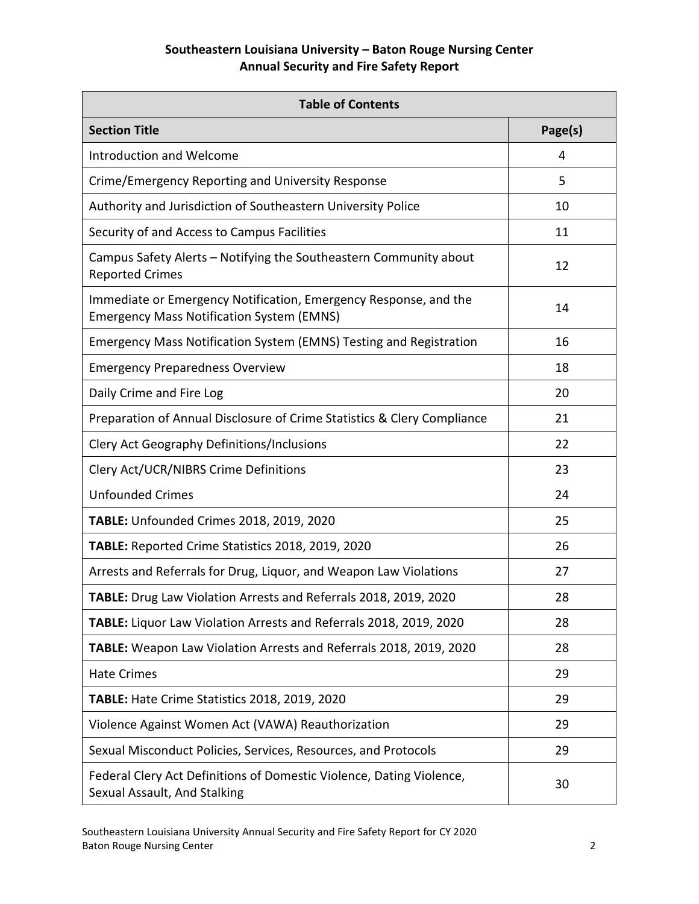**Southeastern Louisiana University – Baton Rouge Nursing Center**
**Annual Security and Fire Safety Report**

| Table of Contents | |
|---|---|
| **Section Title** | **Page(s)** |
| Introduction and Welcome | 4 |
| Crime/Emergency Reporting and University Response | 5 |
| Authority and Jurisdiction of Southeastern University Police | 10 |
| Security of and Access to Campus Facilities | 11 |
| Campus Safety Alerts – Notifying the Southeastern Community about Reported Crimes | 12 |
| Immediate or Emergency Notification, Emergency Response, and the Emergency Mass Notification System (EMNS) | 14 |
| Emergency Mass Notification System (EMNS) Testing and Registration | 16 |
| Emergency Preparedness Overview | 18 |
| Daily Crime and Fire Log | 20 |
| Preparation of Annual Disclosure of Crime Statistics & Clery Compliance | 21 |
| Clery Act Geography Definitions/Inclusions | 22 |
| Clery Act/UCR/NIBRS Crime Definitions | 23 |
| Unfounded Crimes | 24 |
| **TABLE:** Unfounded Crimes 2018, 2019, 2020 | 25 |
| **TABLE:** Reported Crime Statistics 2018, 2019, 2020 | 26 |
| Arrests and Referrals for Drug, Liquor, and Weapon Law Violations | 27 |
| **TABLE:** Drug Law Violation Arrests and Referrals 2018, 2019, 2020 | 28 |
| **TABLE:** Liquor Law Violation Arrests and Referrals 2018, 2019, 2020 | 28 |
| **TABLE:** Weapon Law Violation Arrests and Referrals 2018, 2019, 2020 | 28 |
| Hate Crimes | 29 |
| **TABLE:** Hate Crime Statistics 2018, 2019, 2020 | 29 |
| Violence Against Women Act (VAWA) Reauthorization | 29 |
| Sexual Misconduct Policies, Services, Resources, and Protocols | 29 |
| Federal Clery Act Definitions of Domestic Violence, Dating Violence, Sexual Assault, And Stalking | 30 |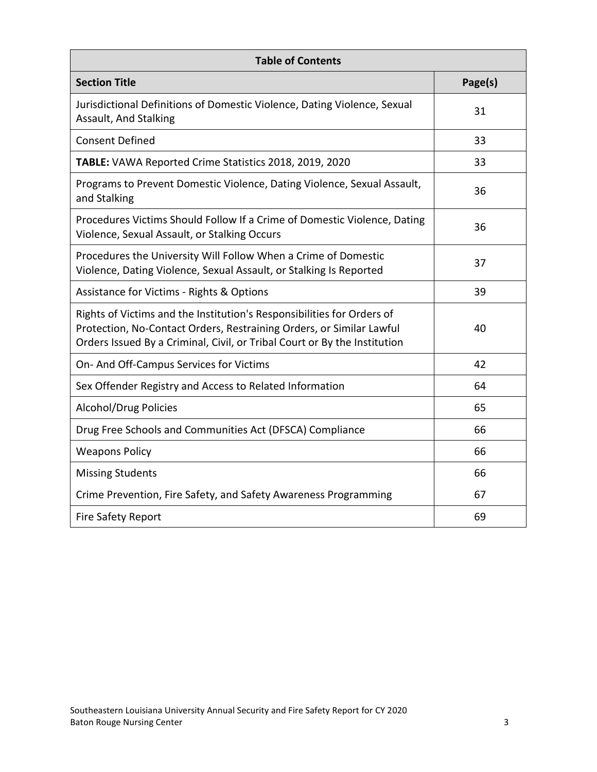| Table of Contents | |
|---|---|
| **Section Title** | **Page(s)** |
| Jurisdictional Definitions of Domestic Violence, Dating Violence, Sexual Assault, And Stalking | 31 |
| Consent Defined | 33 |
| **TABLE:** VAWA Reported Crime Statistics 2018, 2019, 2020 | 33 |
| Programs to Prevent Domestic Violence, Dating Violence, Sexual Assault, and Stalking | 36 |
| Procedures Victims Should Follow If a Crime of Domestic Violence, Dating Violence, Sexual Assault, or Stalking Occurs | 36 |
| Procedures the University Will Follow When a Crime of Domestic Violence, Dating Violence, Sexual Assault, or Stalking Is Reported | 37 |
| Assistance for Victims - Rights & Options | 39 |
| Rights of Victims and the Institution's Responsibilities for Orders of Protection, No-Contact Orders, Restraining Orders, or Similar Lawful Orders Issued By a Criminal, Civil, or Tribal Court or By the Institution | 40 |
| On- And Off-Campus Services for Victims | 42 |
| Sex Offender Registry and Access to Related Information | 64 |
| Alcohol/Drug Policies | 65 |
| Drug Free Schools and Communities Act (DFSCA) Compliance | 66 |
| Weapons Policy | 66 |
| Missing Students | 66 |
| Crime Prevention, Fire Safety, and Safety Awareness Programming | 67 |
| Fire Safety Report | 69 |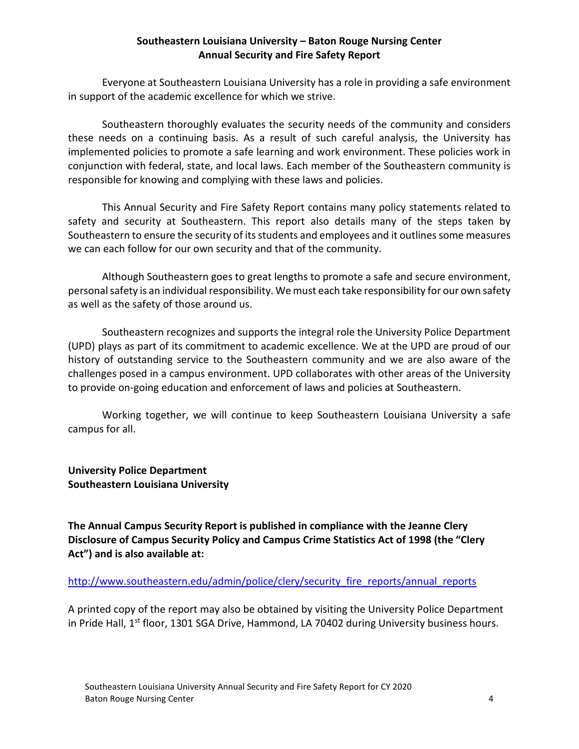**Southeastern Louisiana University – Baton Rouge Nursing Center**
**Annual Security and Fire Safety Report**

Everyone at Southeastern Louisiana University has a role in providing a safe environment in support of the academic excellence for which we strive.

Southeastern thoroughly evaluates the security needs of the community and considers these needs on a continuing basis. As a result of such careful analysis, the University has implemented policies to promote a safe learning and work environment. These policies work in conjunction with federal, state, and local laws. Each member of the Southeastern community is responsible for knowing and complying with these laws and policies.

This Annual Security and Fire Safety Report contains many policy statements related to safety and security at Southeastern. This report also details many of the steps taken by Southeastern to ensure the security of its students and employees and it outlines some measures we can each follow for our own security and that of the community.

Although Southeastern goes to great lengths to promote a safe and secure environment, personal safety is an individual responsibility. We must each take responsibility for our own safety as well as the safety of those around us.

Southeastern recognizes and supports the integral role the University Police Department (UPD) plays as part of its commitment to academic excellence. We at the UPD are proud of our history of outstanding service to the Southeastern community and we are also aware of the challenges posed in a campus environment. UPD collaborates with other areas of the University to provide on-going education and enforcement of laws and policies at Southeastern.

Working together, we will continue to keep Southeastern Louisiana University a safe campus for all.

**University Police Department**
**Southeastern Louisiana University**

**The Annual Campus Security Report is published in compliance with the Jeanne Clery Disclosure of Campus Security Policy and Campus Crime Statistics Act of 1998 (the "Clery Act") and is also available at:**

http://www.southeastern.edu/admin/police/clery/security_fire_reports/annual_reports

A printed copy of the report may also be obtained by visiting the University Police Department in Pride Hall, 1st floor, 1301 SGA Drive, Hammond, LA 70402 during University business hours.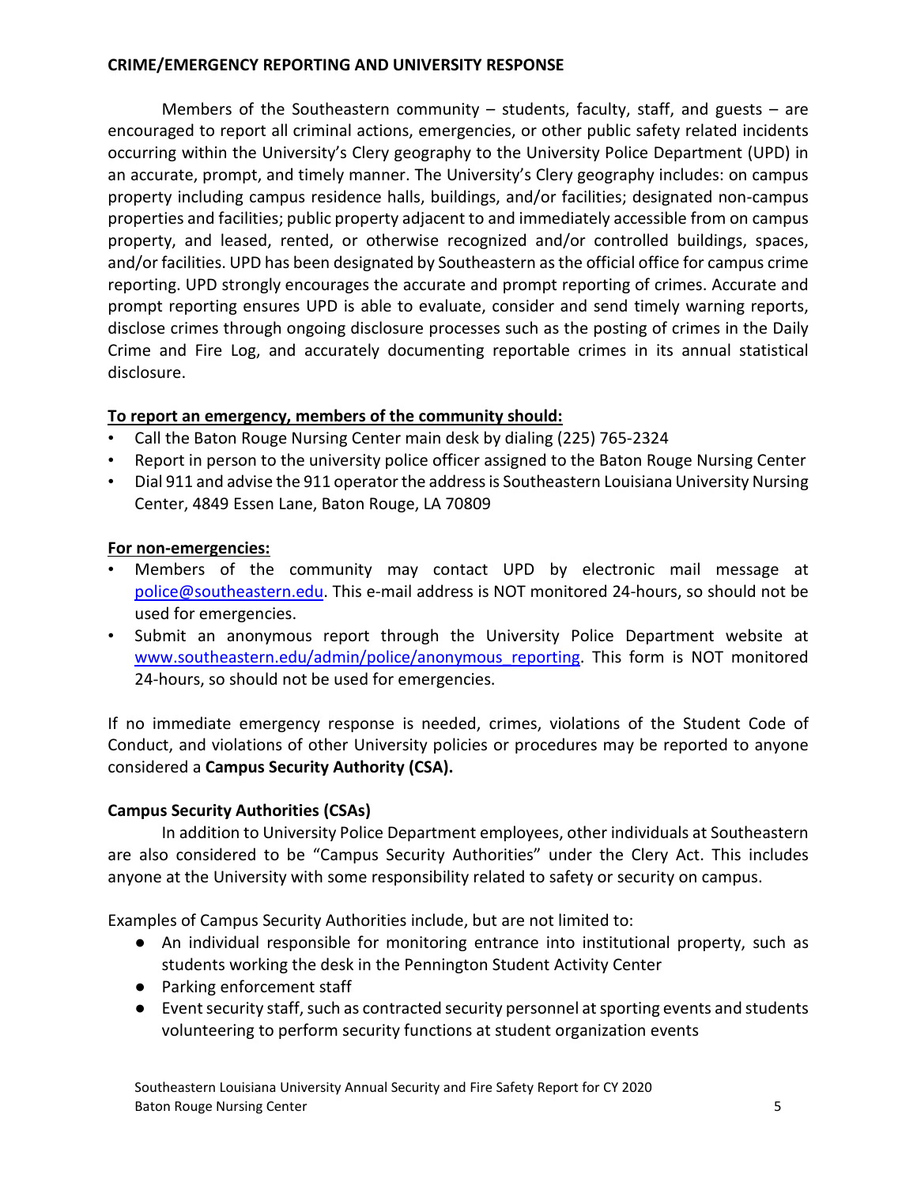## CRIME/EMERGENCY REPORTING AND UNIVERSITY RESPONSE

Members of the Southeastern community – students, faculty, staff, and guests – are encouraged to report all criminal actions, emergencies, or other public safety related incidents occurring within the University's Clery geography to the University Police Department (UPD) in an accurate, prompt, and timely manner. The University's Clery geography includes: on campus property including campus residence halls, buildings, and/or facilities; designated non-campus properties and facilities; public property adjacent to and immediately accessible from on campus property, and leased, rented, or otherwise recognized and/or controlled buildings, spaces, and/or facilities. UPD has been designated by Southeastern as the official office for campus crime reporting. UPD strongly encourages the accurate and prompt reporting of crimes. Accurate and prompt reporting ensures UPD is able to evaluate, consider and send timely warning reports, disclose crimes through ongoing disclosure processes such as the posting of crimes in the Daily Crime and Fire Log, and accurately documenting reportable crimes in its annual statistical disclosure.

**To report an emergency, members of the community should:**

- Call the Baton Rouge Nursing Center main desk by dialing (225) 765-2324
- Report in person to the university police officer assigned to the Baton Rouge Nursing Center
- Dial 911 and advise the 911 operator the address is Southeastern Louisiana University Nursing Center, 4849 Essen Lane, Baton Rouge, LA 70809

**For non-emergencies:**

- Members of the community may contact UPD by electronic mail message at police@southeastern.edu. This e-mail address is NOT monitored 24-hours, so should not be used for emergencies.
- Submit an anonymous report through the University Police Department website at www.southeastern.edu/admin/police/anonymous_reporting. This form is NOT monitored 24-hours, so should not be used for emergencies.

If no immediate emergency response is needed, crimes, violations of the Student Code of Conduct, and violations of other University policies or procedures may be reported to anyone considered a **Campus Security Authority (CSA).**

### Campus Security Authorities (CSAs)

In addition to University Police Department employees, other individuals at Southeastern are also considered to be "Campus Security Authorities" under the Clery Act. This includes anyone at the University with some responsibility related to safety or security on campus.

Examples of Campus Security Authorities include, but are not limited to:

- An individual responsible for monitoring entrance into institutional property, such as students working the desk in the Pennington Student Activity Center
- Parking enforcement staff
- Event security staff, such as contracted security personnel at sporting events and students volunteering to perform security functions at student organization events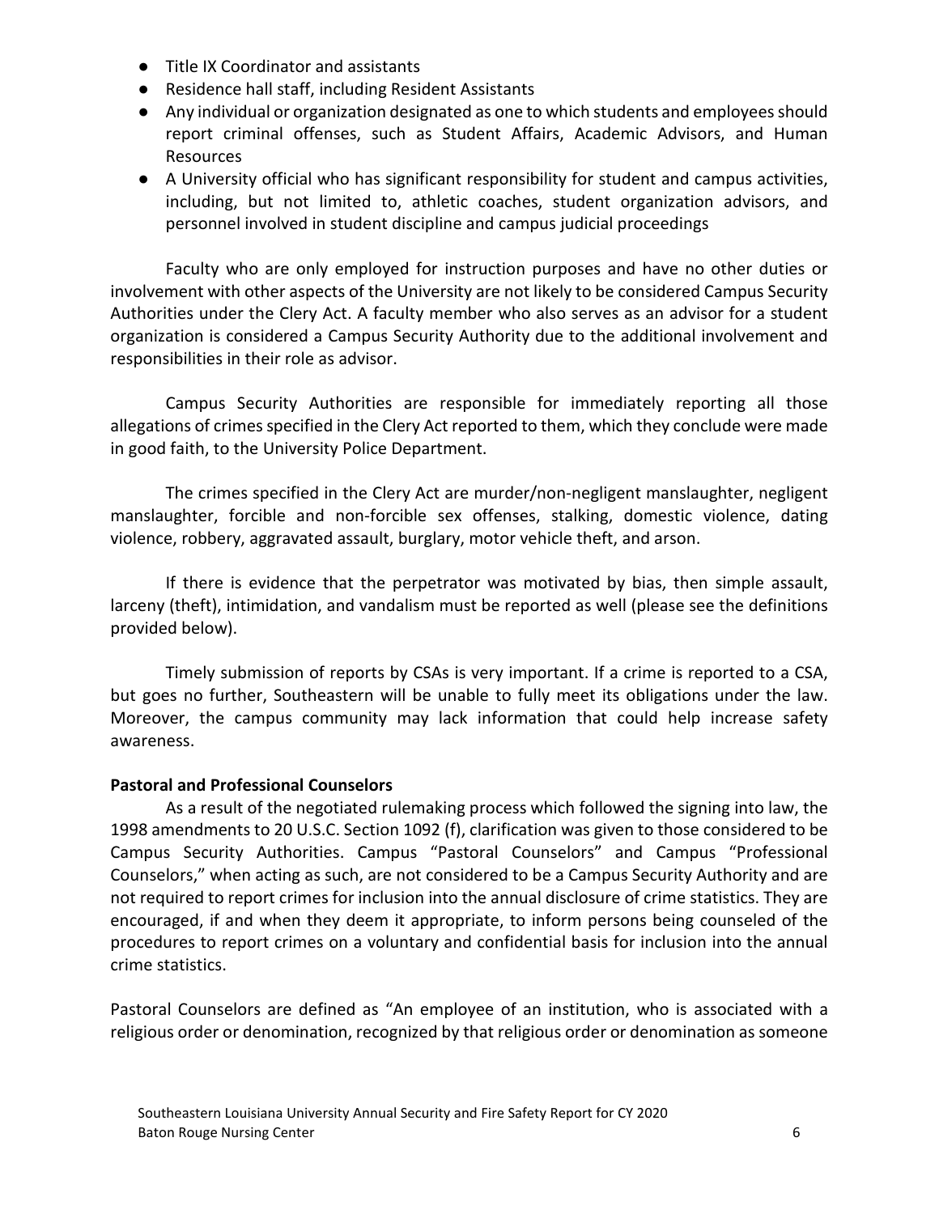- Title IX Coordinator and assistants
- Residence hall staff, including Resident Assistants
- Any individual or organization designated as one to which students and employees should report criminal offenses, such as Student Affairs, Academic Advisors, and Human Resources
- A University official who has significant responsibility for student and campus activities, including, but not limited to, athletic coaches, student organization advisors, and personnel involved in student discipline and campus judicial proceedings

Faculty who are only employed for instruction purposes and have no other duties or involvement with other aspects of the University are not likely to be considered Campus Security Authorities under the Clery Act. A faculty member who also serves as an advisor for a student organization is considered a Campus Security Authority due to the additional involvement and responsibilities in their role as advisor.

Campus Security Authorities are responsible for immediately reporting all those allegations of crimes specified in the Clery Act reported to them, which they conclude were made in good faith, to the University Police Department.

The crimes specified in the Clery Act are murder/non-negligent manslaughter, negligent manslaughter, forcible and non-forcible sex offenses, stalking, domestic violence, dating violence, robbery, aggravated assault, burglary, motor vehicle theft, and arson.

If there is evidence that the perpetrator was motivated by bias, then simple assault, larceny (theft), intimidation, and vandalism must be reported as well (please see the definitions provided below).

Timely submission of reports by CSAs is very important. If a crime is reported to a CSA, but goes no further, Southeastern will be unable to fully meet its obligations under the law. Moreover, the campus community may lack information that could help increase safety awareness.

**Pastoral and Professional Counselors**

As a result of the negotiated rulemaking process which followed the signing into law, the 1998 amendments to 20 U.S.C. Section 1092 (f), clarification was given to those considered to be Campus Security Authorities. Campus "Pastoral Counselors" and Campus "Professional Counselors," when acting as such, are not considered to be a Campus Security Authority and are not required to report crimes for inclusion into the annual disclosure of crime statistics. They are encouraged, if and when they deem it appropriate, to inform persons being counseled of the procedures to report crimes on a voluntary and confidential basis for inclusion into the annual crime statistics.

Pastoral Counselors are defined as "An employee of an institution, who is associated with a religious order or denomination, recognized by that religious order or denomination as someone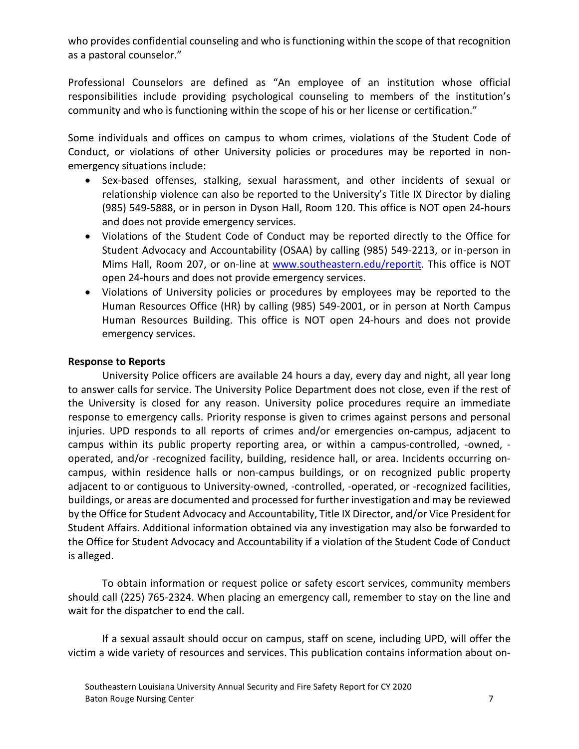who provides confidential counseling and who is functioning within the scope of that recognition as a pastoral counselor."

Professional Counselors are defined as "An employee of an institution whose official responsibilities include providing psychological counseling to members of the institution's community and who is functioning within the scope of his or her license or certification."

Some individuals and offices on campus to whom crimes, violations of the Student Code of Conduct, or violations of other University policies or procedures may be reported in non-emergency situations include:

- Sex-based offenses, stalking, sexual harassment, and other incidents of sexual or relationship violence can also be reported to the University's Title IX Director by dialing (985) 549-5888, or in person in Dyson Hall, Room 120. This office is NOT open 24-hours and does not provide emergency services.
- Violations of the Student Code of Conduct may be reported directly to the Office for Student Advocacy and Accountability (OSAA) by calling (985) 549-2213, or in-person in Mims Hall, Room 207, or on-line at www.southeastern.edu/reportit. This office is NOT open 24-hours and does not provide emergency services.
- Violations of University policies or procedures by employees may be reported to the Human Resources Office (HR) by calling (985) 549-2001, or in person at North Campus Human Resources Building. This office is NOT open 24-hours and does not provide emergency services.

**Response to Reports**

University Police officers are available 24 hours a day, every day and night, all year long to answer calls for service. The University Police Department does not close, even if the rest of the University is closed for any reason. University police procedures require an immediate response to emergency calls. Priority response is given to crimes against persons and personal injuries. UPD responds to all reports of crimes and/or emergencies on-campus, adjacent to campus within its public property reporting area, or within a campus-controlled, -owned, -operated, and/or -recognized facility, building, residence hall, or area. Incidents occurring on-campus, within residence halls or non-campus buildings, or on recognized public property adjacent to or contiguous to University-owned, -controlled, -operated, or -recognized facilities, buildings, or areas are documented and processed for further investigation and may be reviewed by the Office for Student Advocacy and Accountability, Title IX Director, and/or Vice President for Student Affairs. Additional information obtained via any investigation may also be forwarded to the Office for Student Advocacy and Accountability if a violation of the Student Code of Conduct is alleged.

To obtain information or request police or safety escort services, community members should call (225) 765-2324. When placing an emergency call, remember to stay on the line and wait for the dispatcher to end the call.

If a sexual assault should occur on campus, staff on scene, including UPD, will offer the victim a wide variety of resources and services. This publication contains information about on-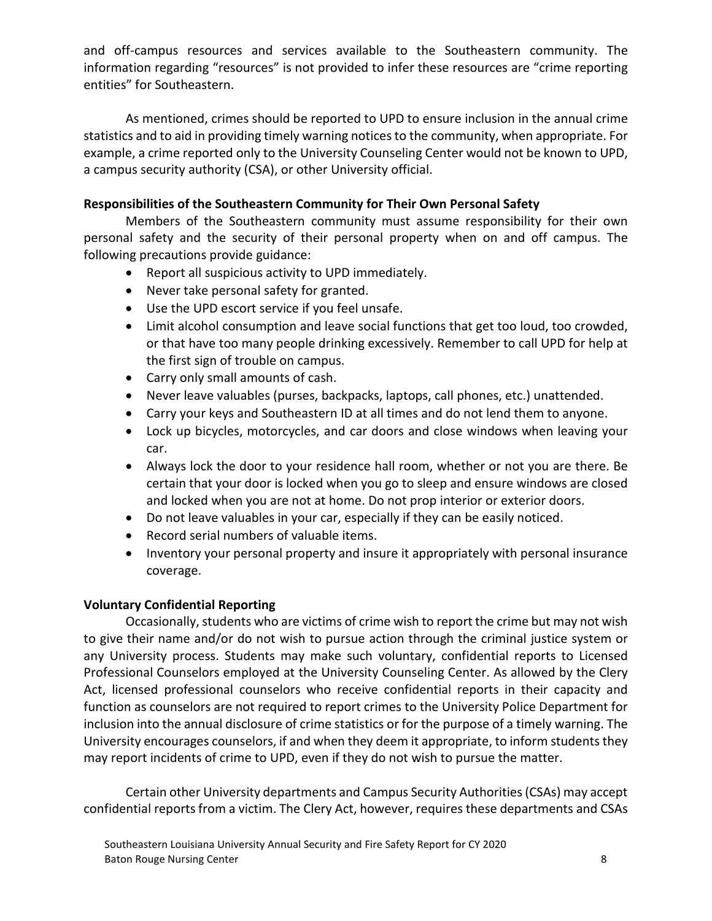and off-campus resources and services available to the Southeastern community. The information regarding "resources" is not provided to infer these resources are "crime reporting entities" for Southeastern.

As mentioned, crimes should be reported to UPD to ensure inclusion in the annual crime statistics and to aid in providing timely warning notices to the community, when appropriate. For example, a crime reported only to the University Counseling Center would not be known to UPD, a campus security authority (CSA), or other University official.

**Responsibilities of the Southeastern Community for Their Own Personal Safety**

Members of the Southeastern community must assume responsibility for their own personal safety and the security of their personal property when on and off campus. The following precautions provide guidance:

- Report all suspicious activity to UPD immediately.
- Never take personal safety for granted.
- Use the UPD escort service if you feel unsafe.
- Limit alcohol consumption and leave social functions that get too loud, too crowded, or that have too many people drinking excessively. Remember to call UPD for help at the first sign of trouble on campus.
- Carry only small amounts of cash.
- Never leave valuables (purses, backpacks, laptops, call phones, etc.) unattended.
- Carry your keys and Southeastern ID at all times and do not lend them to anyone.
- Lock up bicycles, motorcycles, and car doors and close windows when leaving your car.
- Always lock the door to your residence hall room, whether or not you are there. Be certain that your door is locked when you go to sleep and ensure windows are closed and locked when you are not at home. Do not prop interior or exterior doors.
- Do not leave valuables in your car, especially if they can be easily noticed.
- Record serial numbers of valuable items.
- Inventory your personal property and insure it appropriately with personal insurance coverage.

**Voluntary Confidential Reporting**

Occasionally, students who are victims of crime wish to report the crime but may not wish to give their name and/or do not wish to pursue action through the criminal justice system or any University process. Students may make such voluntary, confidential reports to Licensed Professional Counselors employed at the University Counseling Center. As allowed by the Clery Act, licensed professional counselors who receive confidential reports in their capacity and function as counselors are not required to report crimes to the University Police Department for inclusion into the annual disclosure of crime statistics or for the purpose of a timely warning. The University encourages counselors, if and when they deem it appropriate, to inform students they may report incidents of crime to UPD, even if they do not wish to pursue the matter.

Certain other University departments and Campus Security Authorities (CSAs) may accept confidential reports from a victim. The Clery Act, however, requires these departments and CSAs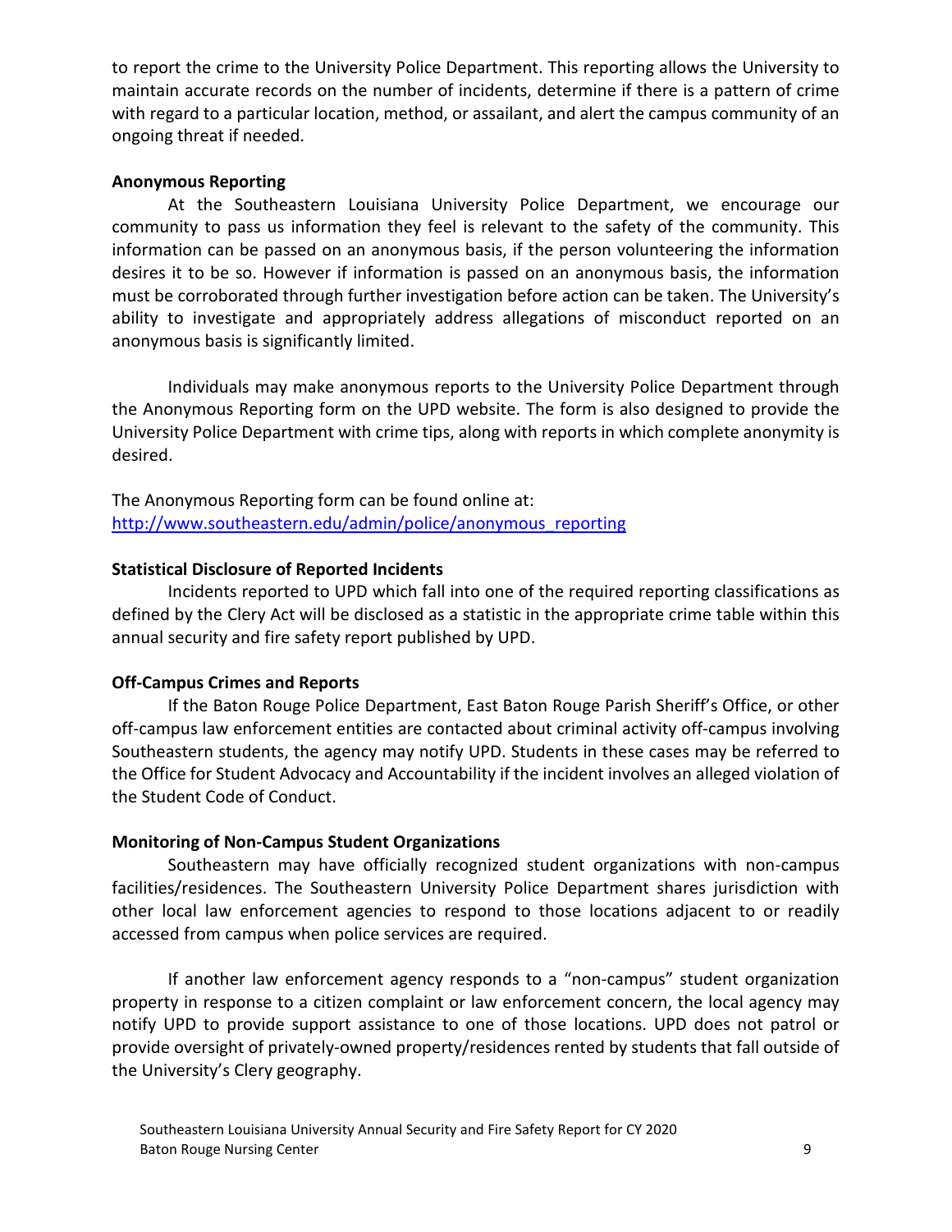to report the crime to the University Police Department. This reporting allows the University to maintain accurate records on the number of incidents, determine if there is a pattern of crime with regard to a particular location, method, or assailant, and alert the campus community of an ongoing threat if needed.

**Anonymous Reporting**

At the Southeastern Louisiana University Police Department, we encourage our community to pass us information they feel is relevant to the safety of the community. This information can be passed on an anonymous basis, if the person volunteering the information desires it to be so. However if information is passed on an anonymous basis, the information must be corroborated through further investigation before action can be taken. The University's ability to investigate and appropriately address allegations of misconduct reported on an anonymous basis is significantly limited.

Individuals may make anonymous reports to the University Police Department through the Anonymous Reporting form on the UPD website. The form is also designed to provide the University Police Department with crime tips, along with reports in which complete anonymity is desired.

The Anonymous Reporting form can be found online at:
http://www.southeastern.edu/admin/police/anonymous_reporting

**Statistical Disclosure of Reported Incidents**

Incidents reported to UPD which fall into one of the required reporting classifications as defined by the Clery Act will be disclosed as a statistic in the appropriate crime table within this annual security and fire safety report published by UPD.

**Off-Campus Crimes and Reports**

If the Baton Rouge Police Department, East Baton Rouge Parish Sheriff's Office, or other off-campus law enforcement entities are contacted about criminal activity off-campus involving Southeastern students, the agency may notify UPD. Students in these cases may be referred to the Office for Student Advocacy and Accountability if the incident involves an alleged violation of the Student Code of Conduct.

**Monitoring of Non-Campus Student Organizations**

Southeastern may have officially recognized student organizations with non-campus facilities/residences. The Southeastern University Police Department shares jurisdiction with other local law enforcement agencies to respond to those locations adjacent to or readily accessed from campus when police services are required.

If another law enforcement agency responds to a "non-campus" student organization property in response to a citizen complaint or law enforcement concern, the local agency may notify UPD to provide support assistance to one of those locations. UPD does not patrol or provide oversight of privately-owned property/residences rented by students that fall outside of the University's Clery geography.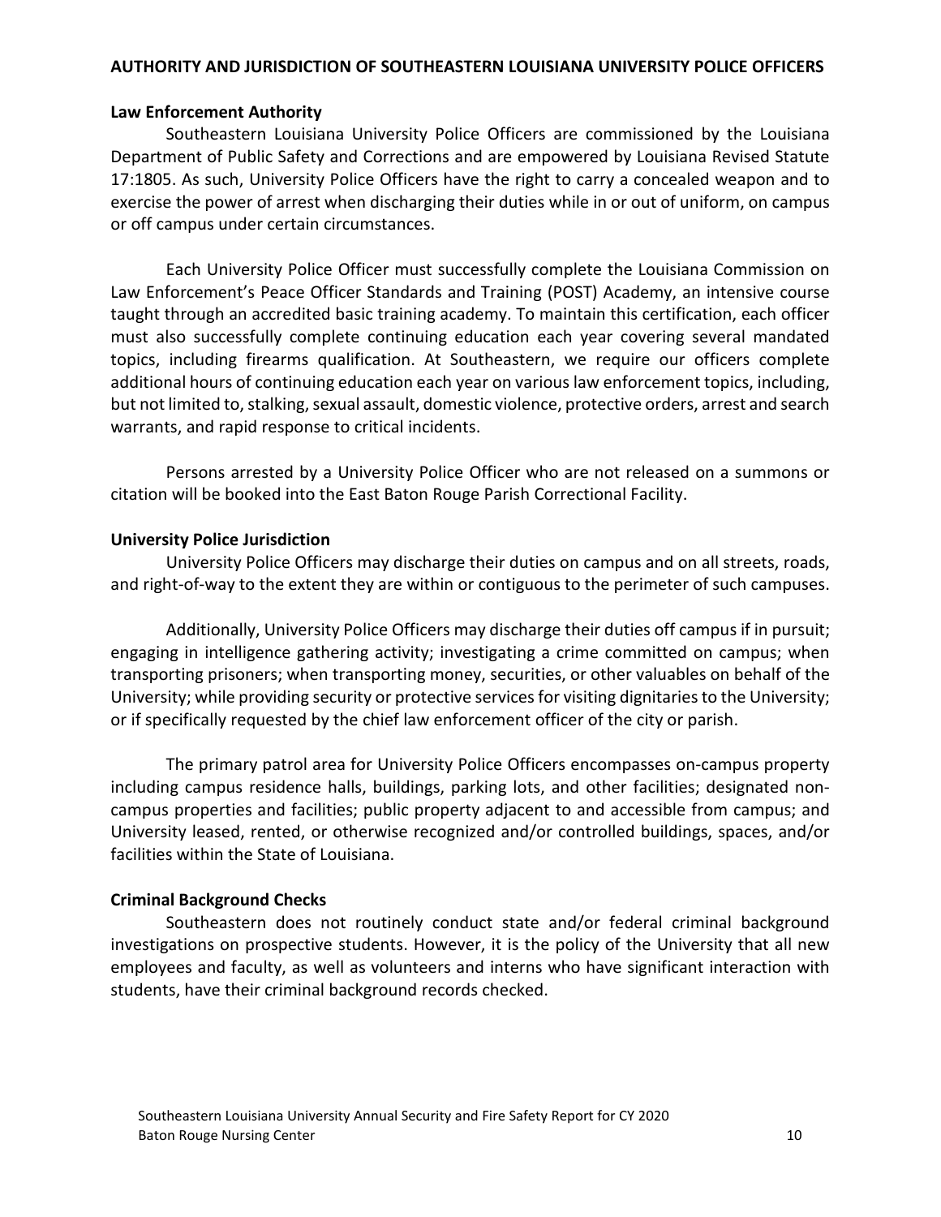## AUTHORITY AND JURISDICTION OF SOUTHEASTERN LOUISIANA UNIVERSITY POLICE OFFICERS

### Law Enforcement Authority

Southeastern Louisiana University Police Officers are commissioned by the Louisiana Department of Public Safety and Corrections and are empowered by Louisiana Revised Statute 17:1805. As such, University Police Officers have the right to carry a concealed weapon and to exercise the power of arrest when discharging their duties while in or out of uniform, on campus or off campus under certain circumstances.

Each University Police Officer must successfully complete the Louisiana Commission on Law Enforcement's Peace Officer Standards and Training (POST) Academy, an intensive course taught through an accredited basic training academy. To maintain this certification, each officer must also successfully complete continuing education each year covering several mandated topics, including firearms qualification. At Southeastern, we require our officers complete additional hours of continuing education each year on various law enforcement topics, including, but not limited to, stalking, sexual assault, domestic violence, protective orders, arrest and search warrants, and rapid response to critical incidents.

Persons arrested by a University Police Officer who are not released on a summons or citation will be booked into the East Baton Rouge Parish Correctional Facility.

### University Police Jurisdiction

University Police Officers may discharge their duties on campus and on all streets, roads, and right-of-way to the extent they are within or contiguous to the perimeter of such campuses.

Additionally, University Police Officers may discharge their duties off campus if in pursuit; engaging in intelligence gathering activity; investigating a crime committed on campus; when transporting prisoners; when transporting money, securities, or other valuables on behalf of the University; while providing security or protective services for visiting dignitaries to the University; or if specifically requested by the chief law enforcement officer of the city or parish.

The primary patrol area for University Police Officers encompasses on-campus property including campus residence halls, buildings, parking lots, and other facilities; designated non-campus properties and facilities; public property adjacent to and accessible from campus; and University leased, rented, or otherwise recognized and/or controlled buildings, spaces, and/or facilities within the State of Louisiana.

### Criminal Background Checks

Southeastern does not routinely conduct state and/or federal criminal background investigations on prospective students. However, it is the policy of the University that all new employees and faculty, as well as volunteers and interns who have significant interaction with students, have their criminal background records checked.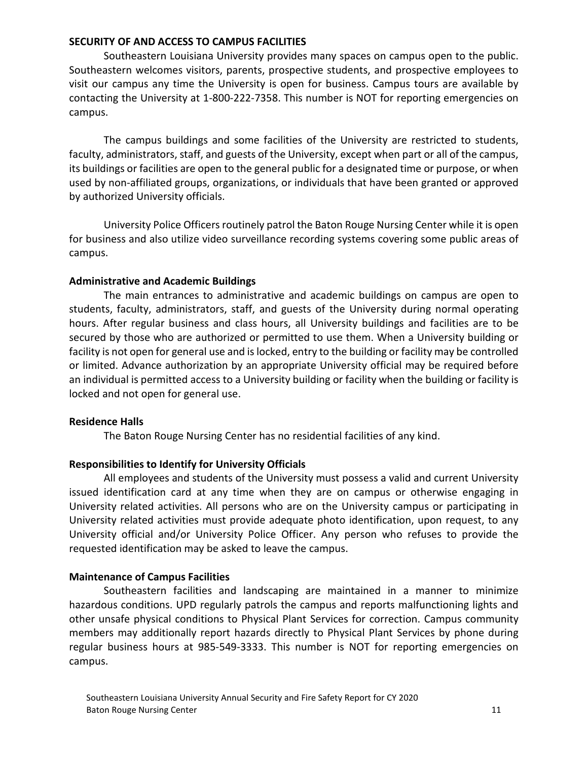## SECURITY OF AND ACCESS TO CAMPUS FACILITIES

Southeastern Louisiana University provides many spaces on campus open to the public. Southeastern welcomes visitors, parents, prospective students, and prospective employees to visit our campus any time the University is open for business. Campus tours are available by contacting the University at 1-800-222-7358. This number is NOT for reporting emergencies on campus.

The campus buildings and some facilities of the University are restricted to students, faculty, administrators, staff, and guests of the University, except when part or all of the campus, its buildings or facilities are open to the general public for a designated time or purpose, or when used by non-affiliated groups, organizations, or individuals that have been granted or approved by authorized University officials.

University Police Officers routinely patrol the Baton Rouge Nursing Center while it is open for business and also utilize video surveillance recording systems covering some public areas of campus.

### Administrative and Academic Buildings

The main entrances to administrative and academic buildings on campus are open to students, faculty, administrators, staff, and guests of the University during normal operating hours. After regular business and class hours, all University buildings and facilities are to be secured by those who are authorized or permitted to use them. When a University building or facility is not open for general use and is locked, entry to the building or facility may be controlled or limited. Advance authorization by an appropriate University official may be required before an individual is permitted access to a University building or facility when the building or facility is locked and not open for general use.

### Residence Halls

The Baton Rouge Nursing Center has no residential facilities of any kind.

### Responsibilities to Identify for University Officials

All employees and students of the University must possess a valid and current University issued identification card at any time when they are on campus or otherwise engaging in University related activities. All persons who are on the University campus or participating in University related activities must provide adequate photo identification, upon request, to any University official and/or University Police Officer. Any person who refuses to provide the requested identification may be asked to leave the campus.

### Maintenance of Campus Facilities

Southeastern facilities and landscaping are maintained in a manner to minimize hazardous conditions. UPD regularly patrols the campus and reports malfunctioning lights and other unsafe physical conditions to Physical Plant Services for correction. Campus community members may additionally report hazards directly to Physical Plant Services by phone during regular business hours at 985-549-3333. This number is NOT for reporting emergencies on campus.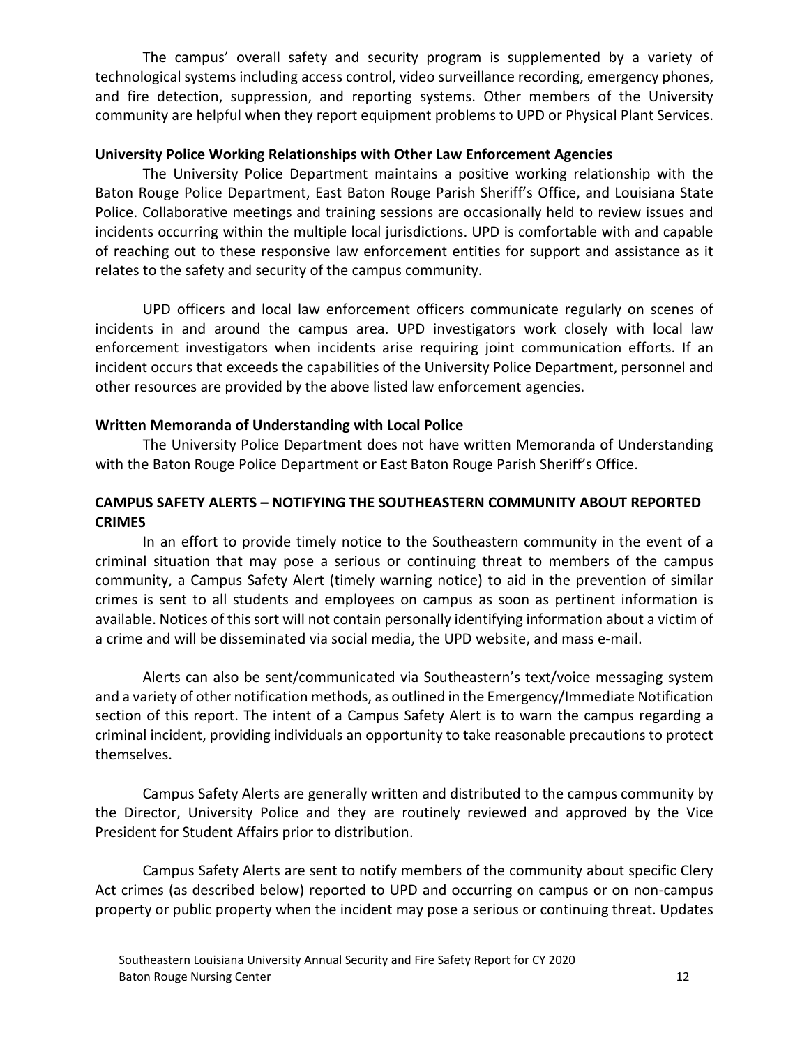The campus' overall safety and security program is supplemented by a variety of technological systems including access control, video surveillance recording, emergency phones, and fire detection, suppression, and reporting systems. Other members of the University community are helpful when they report equipment problems to UPD or Physical Plant Services.

**University Police Working Relationships with Other Law Enforcement Agencies**

The University Police Department maintains a positive working relationship with the Baton Rouge Police Department, East Baton Rouge Parish Sheriff's Office, and Louisiana State Police. Collaborative meetings and training sessions are occasionally held to review issues and incidents occurring within the multiple local jurisdictions. UPD is comfortable with and capable of reaching out to these responsive law enforcement entities for support and assistance as it relates to the safety and security of the campus community.

UPD officers and local law enforcement officers communicate regularly on scenes of incidents in and around the campus area. UPD investigators work closely with local law enforcement investigators when incidents arise requiring joint communication efforts. If an incident occurs that exceeds the capabilities of the University Police Department, personnel and other resources are provided by the above listed law enforcement agencies.

**Written Memoranda of Understanding with Local Police**

The University Police Department does not have written Memoranda of Understanding with the Baton Rouge Police Department or East Baton Rouge Parish Sheriff's Office.

**CAMPUS SAFETY ALERTS – NOTIFYING THE SOUTHEASTERN COMMUNITY ABOUT REPORTED CRIMES**

In an effort to provide timely notice to the Southeastern community in the event of a criminal situation that may pose a serious or continuing threat to members of the campus community, a Campus Safety Alert (timely warning notice) to aid in the prevention of similar crimes is sent to all students and employees on campus as soon as pertinent information is available. Notices of this sort will not contain personally identifying information about a victim of a crime and will be disseminated via social media, the UPD website, and mass e-mail.

Alerts can also be sent/communicated via Southeastern's text/voice messaging system and a variety of other notification methods, as outlined in the Emergency/Immediate Notification section of this report. The intent of a Campus Safety Alert is to warn the campus regarding a criminal incident, providing individuals an opportunity to take reasonable precautions to protect themselves.

Campus Safety Alerts are generally written and distributed to the campus community by the Director, University Police and they are routinely reviewed and approved by the Vice President for Student Affairs prior to distribution.

Campus Safety Alerts are sent to notify members of the community about specific Clery Act crimes (as described below) reported to UPD and occurring on campus or on non-campus property or public property when the incident may pose a serious or continuing threat. Updates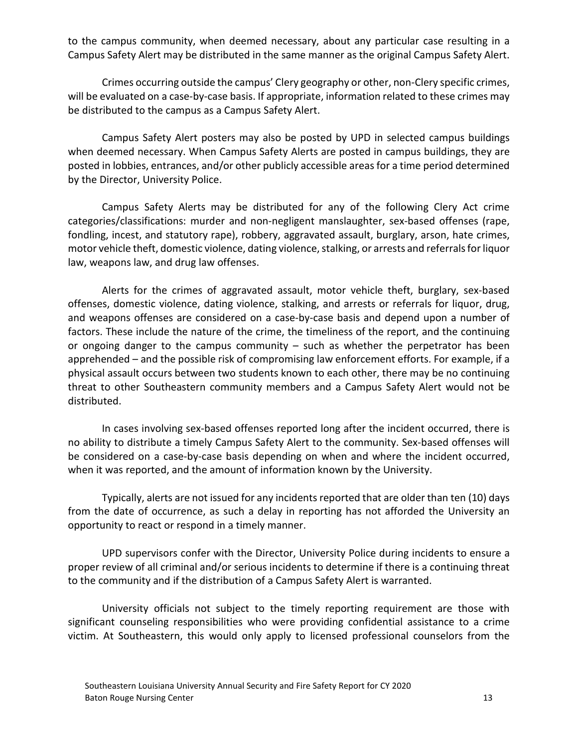to the campus community, when deemed necessary, about any particular case resulting in a Campus Safety Alert may be distributed in the same manner as the original Campus Safety Alert.

Crimes occurring outside the campus' Clery geography or other, non-Clery specific crimes, will be evaluated on a case-by-case basis. If appropriate, information related to these crimes may be distributed to the campus as a Campus Safety Alert.

Campus Safety Alert posters may also be posted by UPD in selected campus buildings when deemed necessary. When Campus Safety Alerts are posted in campus buildings, they are posted in lobbies, entrances, and/or other publicly accessible areas for a time period determined by the Director, University Police.

Campus Safety Alerts may be distributed for any of the following Clery Act crime categories/classifications: murder and non-negligent manslaughter, sex-based offenses (rape, fondling, incest, and statutory rape), robbery, aggravated assault, burglary, arson, hate crimes, motor vehicle theft, domestic violence, dating violence, stalking, or arrests and referrals for liquor law, weapons law, and drug law offenses.

Alerts for the crimes of aggravated assault, motor vehicle theft, burglary, sex-based offenses, domestic violence, dating violence, stalking, and arrests or referrals for liquor, drug, and weapons offenses are considered on a case-by-case basis and depend upon a number of factors. These include the nature of the crime, the timeliness of the report, and the continuing or ongoing danger to the campus community – such as whether the perpetrator has been apprehended – and the possible risk of compromising law enforcement efforts. For example, if a physical assault occurs between two students known to each other, there may be no continuing threat to other Southeastern community members and a Campus Safety Alert would not be distributed.

In cases involving sex-based offenses reported long after the incident occurred, there is no ability to distribute a timely Campus Safety Alert to the community. Sex-based offenses will be considered on a case-by-case basis depending on when and where the incident occurred, when it was reported, and the amount of information known by the University.

Typically, alerts are not issued for any incidents reported that are older than ten (10) days from the date of occurrence, as such a delay in reporting has not afforded the University an opportunity to react or respond in a timely manner.

UPD supervisors confer with the Director, University Police during incidents to ensure a proper review of all criminal and/or serious incidents to determine if there is a continuing threat to the community and if the distribution of a Campus Safety Alert is warranted.

University officials not subject to the timely reporting requirement are those with significant counseling responsibilities who were providing confidential assistance to a crime victim. At Southeastern, this would only apply to licensed professional counselors from the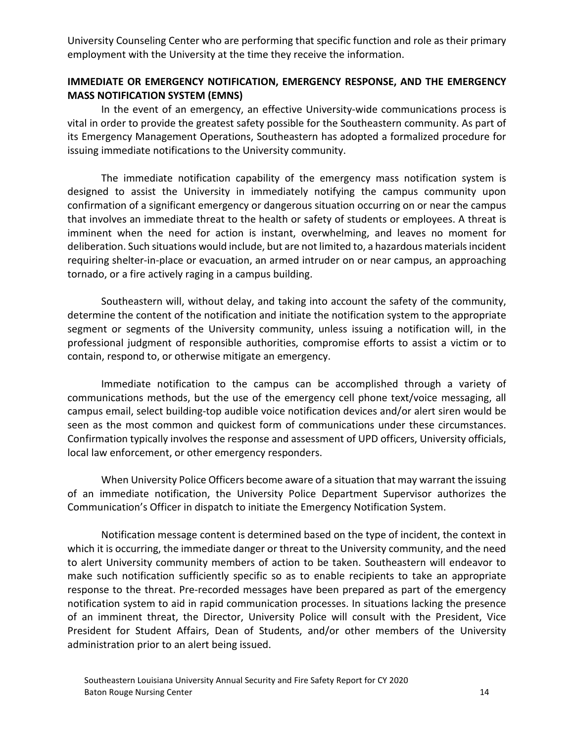University Counseling Center who are performing that specific function and role as their primary employment with the University at the time they receive the information.

**IMMEDIATE OR EMERGENCY NOTIFICATION, EMERGENCY RESPONSE, AND THE EMERGENCY MASS NOTIFICATION SYSTEM (EMNS)**

In the event of an emergency, an effective University-wide communications process is vital in order to provide the greatest safety possible for the Southeastern community. As part of its Emergency Management Operations, Southeastern has adopted a formalized procedure for issuing immediate notifications to the University community.

The immediate notification capability of the emergency mass notification system is designed to assist the University in immediately notifying the campus community upon confirmation of a significant emergency or dangerous situation occurring on or near the campus that involves an immediate threat to the health or safety of students or employees. A threat is imminent when the need for action is instant, overwhelming, and leaves no moment for deliberation. Such situations would include, but are not limited to, a hazardous materials incident requiring shelter-in-place or evacuation, an armed intruder on or near campus, an approaching tornado, or a fire actively raging in a campus building.

Southeastern will, without delay, and taking into account the safety of the community, determine the content of the notification and initiate the notification system to the appropriate segment or segments of the University community, unless issuing a notification will, in the professional judgment of responsible authorities, compromise efforts to assist a victim or to contain, respond to, or otherwise mitigate an emergency.

Immediate notification to the campus can be accomplished through a variety of communications methods, but the use of the emergency cell phone text/voice messaging, all campus email, select building-top audible voice notification devices and/or alert siren would be seen as the most common and quickest form of communications under these circumstances. Confirmation typically involves the response and assessment of UPD officers, University officials, local law enforcement, or other emergency responders.

When University Police Officers become aware of a situation that may warrant the issuing of an immediate notification, the University Police Department Supervisor authorizes the Communication's Officer in dispatch to initiate the Emergency Notification System.

Notification message content is determined based on the type of incident, the context in which it is occurring, the immediate danger or threat to the University community, and the need to alert University community members of action to be taken. Southeastern will endeavor to make such notification sufficiently specific so as to enable recipients to take an appropriate response to the threat. Pre-recorded messages have been prepared as part of the emergency notification system to aid in rapid communication processes. In situations lacking the presence of an imminent threat, the Director, University Police will consult with the President, Vice President for Student Affairs, Dean of Students, and/or other members of the University administration prior to an alert being issued.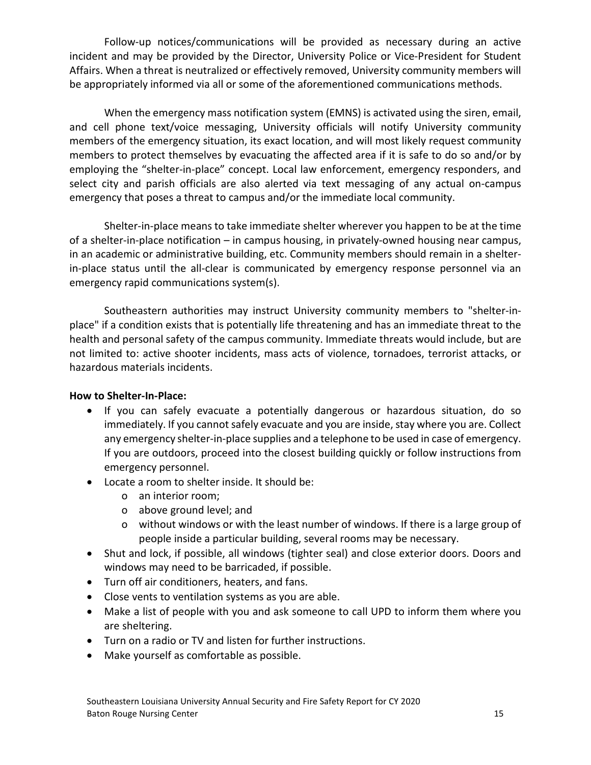Follow-up notices/communications will be provided as necessary during an active incident and may be provided by the Director, University Police or Vice-President for Student Affairs. When a threat is neutralized or effectively removed, University community members will be appropriately informed via all or some of the aforementioned communications methods.

When the emergency mass notification system (EMNS) is activated using the siren, email, and cell phone text/voice messaging, University officials will notify University community members of the emergency situation, its exact location, and will most likely request community members to protect themselves by evacuating the affected area if it is safe to do so and/or by employing the "shelter-in-place" concept. Local law enforcement, emergency responders, and select city and parish officials are also alerted via text messaging of any actual on-campus emergency that poses a threat to campus and/or the immediate local community.

Shelter-in-place means to take immediate shelter wherever you happen to be at the time of a shelter-in-place notification – in campus housing, in privately-owned housing near campus, in an academic or administrative building, etc. Community members should remain in a shelter-in-place status until the all-clear is communicated by emergency response personnel via an emergency rapid communications system(s).

Southeastern authorities may instruct University community members to "shelter-in-place" if a condition exists that is potentially life threatening and has an immediate threat to the health and personal safety of the campus community. Immediate threats would include, but are not limited to: active shooter incidents, mass acts of violence, tornadoes, terrorist attacks, or hazardous materials incidents.

**How to Shelter-In-Place:**

- If you can safely evacuate a potentially dangerous or hazardous situation, do so immediately. If you cannot safely evacuate and you are inside, stay where you are. Collect any emergency shelter-in-place supplies and a telephone to be used in case of emergency. If you are outdoors, proceed into the closest building quickly or follow instructions from emergency personnel.
- Locate a room to shelter inside. It should be:
  - an interior room;
  - above ground level; and
  - without windows or with the least number of windows. If there is a large group of people inside a particular building, several rooms may be necessary.
- Shut and lock, if possible, all windows (tighter seal) and close exterior doors. Doors and windows may need to be barricaded, if possible.
- Turn off air conditioners, heaters, and fans.
- Close vents to ventilation systems as you are able.
- Make a list of people with you and ask someone to call UPD to inform them where you are sheltering.
- Turn on a radio or TV and listen for further instructions.
- Make yourself as comfortable as possible.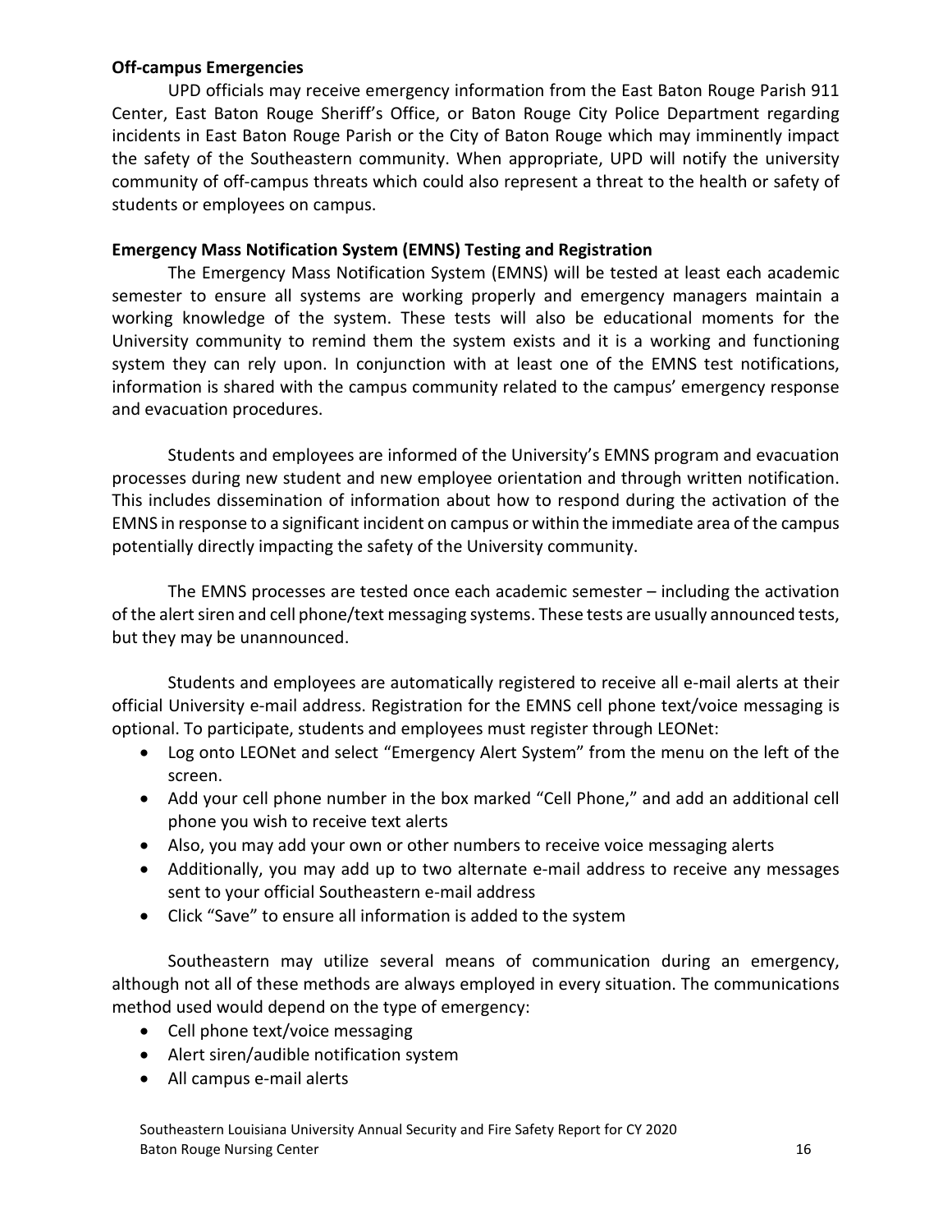**Off-campus Emergencies**

UPD officials may receive emergency information from the East Baton Rouge Parish 911 Center, East Baton Rouge Sheriff's Office, or Baton Rouge City Police Department regarding incidents in East Baton Rouge Parish or the City of Baton Rouge which may imminently impact the safety of the Southeastern community. When appropriate, UPD will notify the university community of off-campus threats which could also represent a threat to the health or safety of students or employees on campus.

**Emergency Mass Notification System (EMNS) Testing and Registration**

The Emergency Mass Notification System (EMNS) will be tested at least each academic semester to ensure all systems are working properly and emergency managers maintain a working knowledge of the system. These tests will also be educational moments for the University community to remind them the system exists and it is a working and functioning system they can rely upon. In conjunction with at least one of the EMNS test notifications, information is shared with the campus community related to the campus' emergency response and evacuation procedures.

Students and employees are informed of the University's EMNS program and evacuation processes during new student and new employee orientation and through written notification. This includes dissemination of information about how to respond during the activation of the EMNS in response to a significant incident on campus or within the immediate area of the campus potentially directly impacting the safety of the University community.

The EMNS processes are tested once each academic semester – including the activation of the alert siren and cell phone/text messaging systems. These tests are usually announced tests, but they may be unannounced.

Students and employees are automatically registered to receive all e-mail alerts at their official University e-mail address. Registration for the EMNS cell phone text/voice messaging is optional. To participate, students and employees must register through LEONet:

- Log onto LEONet and select "Emergency Alert System" from the menu on the left of the screen.
- Add your cell phone number in the box marked "Cell Phone," and add an additional cell phone you wish to receive text alerts
- Also, you may add your own or other numbers to receive voice messaging alerts
- Additionally, you may add up to two alternate e-mail address to receive any messages sent to your official Southeastern e-mail address
- Click "Save" to ensure all information is added to the system

Southeastern may utilize several means of communication during an emergency, although not all of these methods are always employed in every situation. The communications method used would depend on the type of emergency:

- Cell phone text/voice messaging
- Alert siren/audible notification system
- All campus e-mail alerts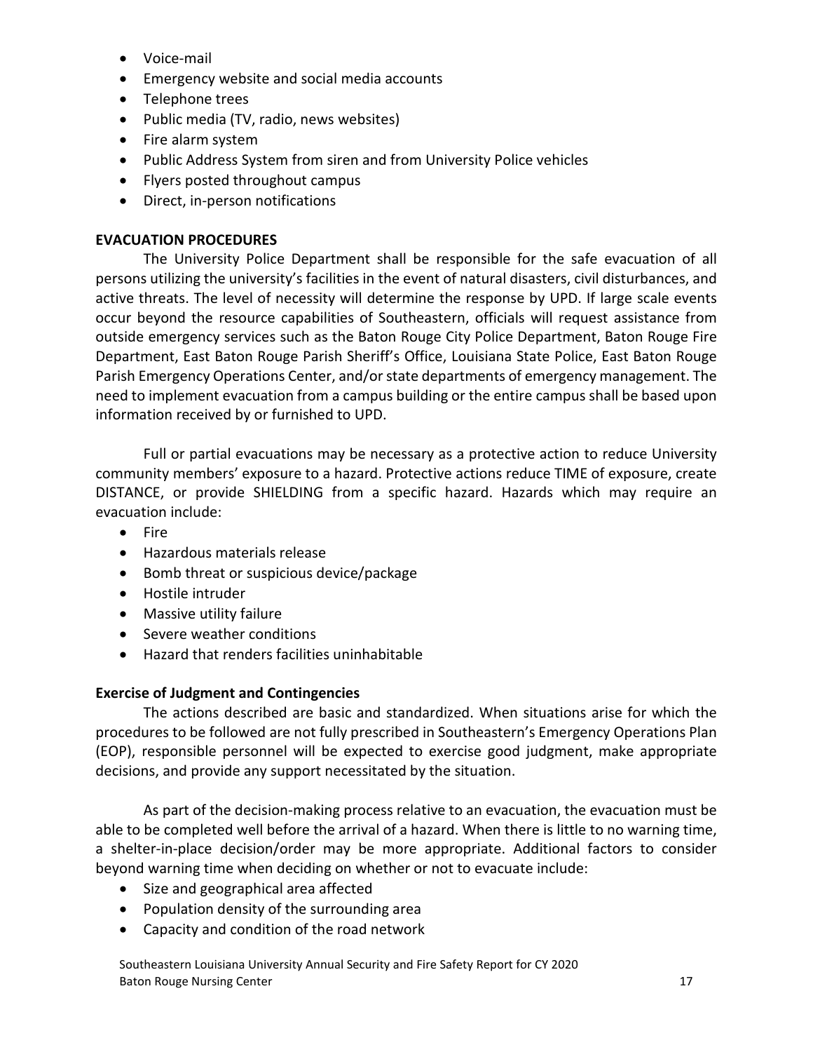- Voice-mail
- Emergency website and social media accounts
- Telephone trees
- Public media (TV, radio, news websites)
- Fire alarm system
- Public Address System from siren and from University Police vehicles
- Flyers posted throughout campus
- Direct, in-person notifications

**EVACUATION PROCEDURES**

The University Police Department shall be responsible for the safe evacuation of all persons utilizing the university's facilities in the event of natural disasters, civil disturbances, and active threats. The level of necessity will determine the response by UPD. If large scale events occur beyond the resource capabilities of Southeastern, officials will request assistance from outside emergency services such as the Baton Rouge City Police Department, Baton Rouge Fire Department, East Baton Rouge Parish Sheriff's Office, Louisiana State Police, East Baton Rouge Parish Emergency Operations Center, and/or state departments of emergency management. The need to implement evacuation from a campus building or the entire campus shall be based upon information received by or furnished to UPD.

Full or partial evacuations may be necessary as a protective action to reduce University community members' exposure to a hazard. Protective actions reduce TIME of exposure, create DISTANCE, or provide SHIELDING from a specific hazard. Hazards which may require an evacuation include:

- Fire
- Hazardous materials release
- Bomb threat or suspicious device/package
- Hostile intruder
- Massive utility failure
- Severe weather conditions
- Hazard that renders facilities uninhabitable

**Exercise of Judgment and Contingencies**

The actions described are basic and standardized. When situations arise for which the procedures to be followed are not fully prescribed in Southeastern's Emergency Operations Plan (EOP), responsible personnel will be expected to exercise good judgment, make appropriate decisions, and provide any support necessitated by the situation.

As part of the decision-making process relative to an evacuation, the evacuation must be able to be completed well before the arrival of a hazard. When there is little to no warning time, a shelter-in-place decision/order may be more appropriate. Additional factors to consider beyond warning time when deciding on whether or not to evacuate include:

- Size and geographical area affected
- Population density of the surrounding area
- Capacity and condition of the road network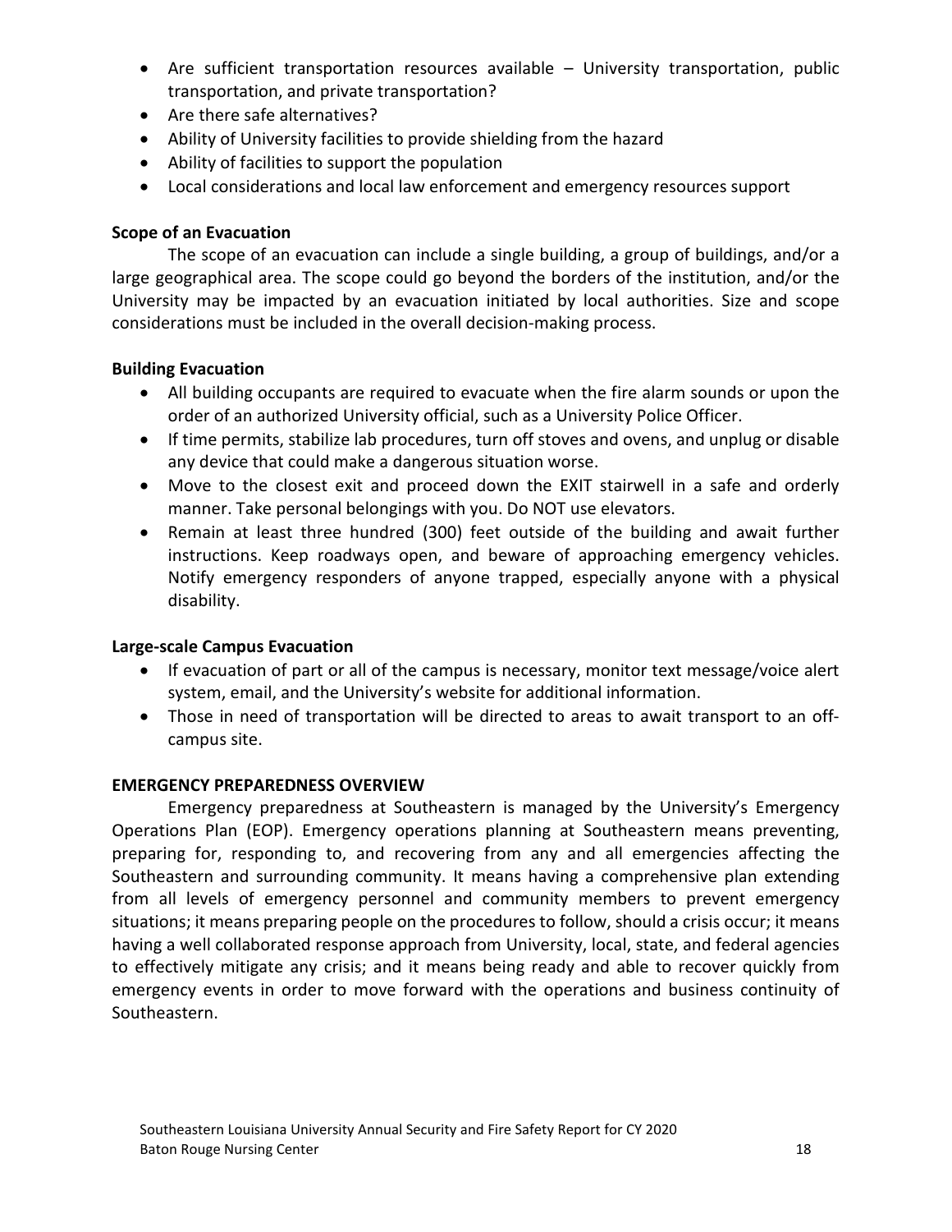- Are sufficient transportation resources available – University transportation, public transportation, and private transportation?
- Are there safe alternatives?
- Ability of University facilities to provide shielding from the hazard
- Ability of facilities to support the population
- Local considerations and local law enforcement and emergency resources support

**Scope of an Evacuation**

The scope of an evacuation can include a single building, a group of buildings, and/or a large geographical area. The scope could go beyond the borders of the institution, and/or the University may be impacted by an evacuation initiated by local authorities. Size and scope considerations must be included in the overall decision-making process.

**Building Evacuation**

- All building occupants are required to evacuate when the fire alarm sounds or upon the order of an authorized University official, such as a University Police Officer.
- If time permits, stabilize lab procedures, turn off stoves and ovens, and unplug or disable any device that could make a dangerous situation worse.
- Move to the closest exit and proceed down the EXIT stairwell in a safe and orderly manner. Take personal belongings with you. Do NOT use elevators.
- Remain at least three hundred (300) feet outside of the building and await further instructions. Keep roadways open, and beware of approaching emergency vehicles. Notify emergency responders of anyone trapped, especially anyone with a physical disability.

**Large-scale Campus Evacuation**

- If evacuation of part or all of the campus is necessary, monitor text message/voice alert system, email, and the University's website for additional information.
- Those in need of transportation will be directed to areas to await transport to an off-campus site.

**EMERGENCY PREPAREDNESS OVERVIEW**

Emergency preparedness at Southeastern is managed by the University's Emergency Operations Plan (EOP). Emergency operations planning at Southeastern means preventing, preparing for, responding to, and recovering from any and all emergencies affecting the Southeastern and surrounding community. It means having a comprehensive plan extending from all levels of emergency personnel and community members to prevent emergency situations; it means preparing people on the procedures to follow, should a crisis occur; it means having a well collaborated response approach from University, local, state, and federal agencies to effectively mitigate any crisis; and it means being ready and able to recover quickly from emergency events in order to move forward with the operations and business continuity of Southeastern.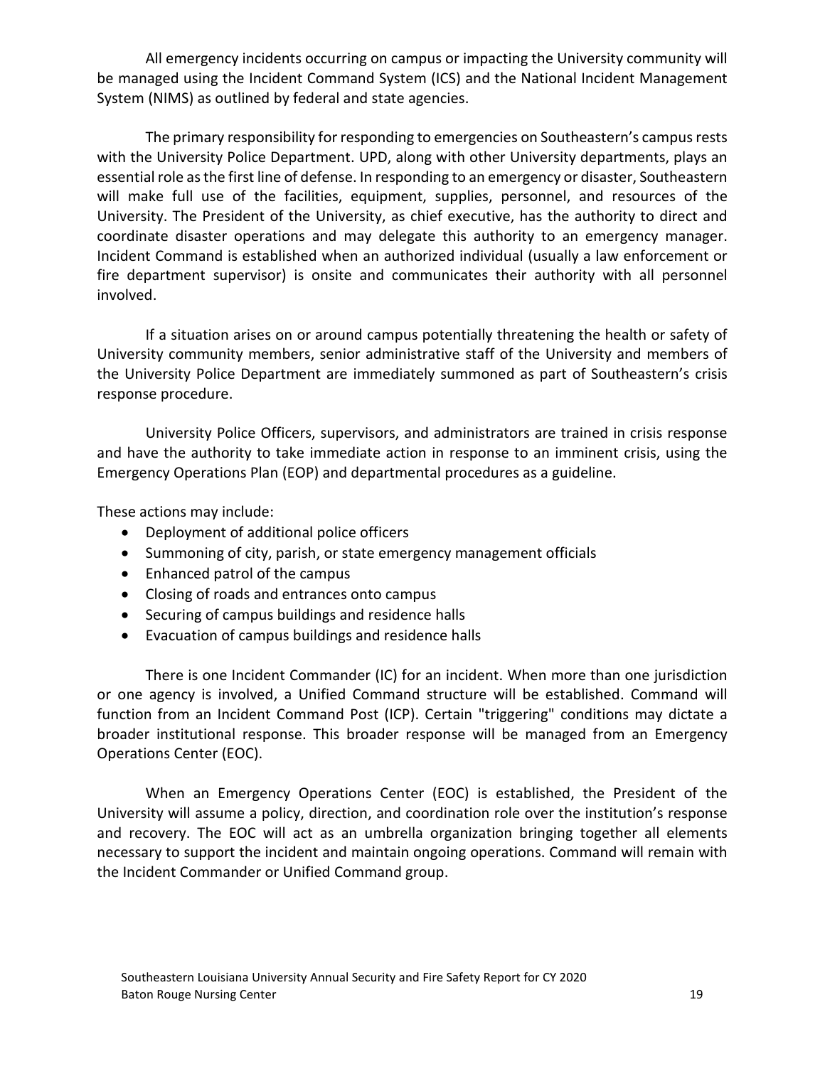All emergency incidents occurring on campus or impacting the University community will be managed using the Incident Command System (ICS) and the National Incident Management System (NIMS) as outlined by federal and state agencies.

The primary responsibility for responding to emergencies on Southeastern's campus rests with the University Police Department. UPD, along with other University departments, plays an essential role as the first line of defense. In responding to an emergency or disaster, Southeastern will make full use of the facilities, equipment, supplies, personnel, and resources of the University. The President of the University, as chief executive, has the authority to direct and coordinate disaster operations and may delegate this authority to an emergency manager. Incident Command is established when an authorized individual (usually a law enforcement or fire department supervisor) is onsite and communicates their authority with all personnel involved.

If a situation arises on or around campus potentially threatening the health or safety of University community members, senior administrative staff of the University and members of the University Police Department are immediately summoned as part of Southeastern's crisis response procedure.

University Police Officers, supervisors, and administrators are trained in crisis response and have the authority to take immediate action in response to an imminent crisis, using the Emergency Operations Plan (EOP) and departmental procedures as a guideline.

These actions may include:

- Deployment of additional police officers
- Summoning of city, parish, or state emergency management officials
- Enhanced patrol of the campus
- Closing of roads and entrances onto campus
- Securing of campus buildings and residence halls
- Evacuation of campus buildings and residence halls

There is one Incident Commander (IC) for an incident. When more than one jurisdiction or one agency is involved, a Unified Command structure will be established. Command will function from an Incident Command Post (ICP). Certain "triggering" conditions may dictate a broader institutional response. This broader response will be managed from an Emergency Operations Center (EOC).

When an Emergency Operations Center (EOC) is established, the President of the University will assume a policy, direction, and coordination role over the institution's response and recovery. The EOC will act as an umbrella organization bringing together all elements necessary to support the incident and maintain ongoing operations. Command will remain with the Incident Commander or Unified Command group.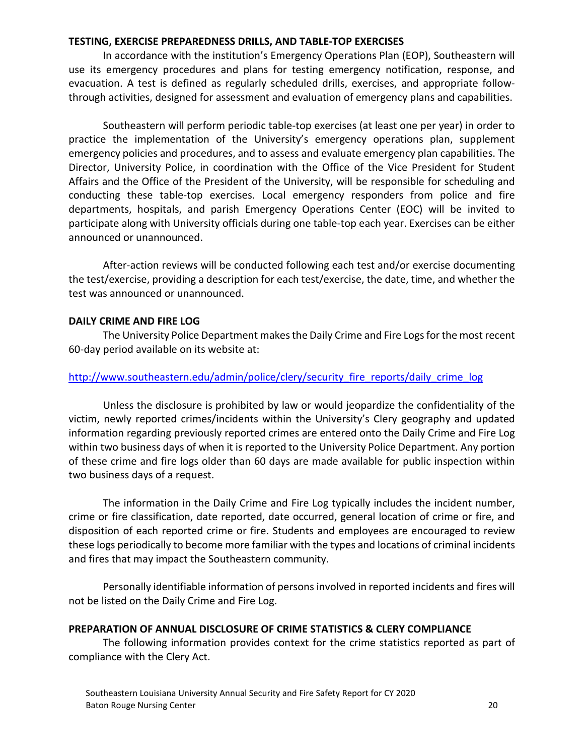**TESTING, EXERCISE PREPAREDNESS DRILLS, AND TABLE-TOP EXERCISES**

In accordance with the institution's Emergency Operations Plan (EOP), Southeastern will use its emergency procedures and plans for testing emergency notification, response, and evacuation. A test is defined as regularly scheduled drills, exercises, and appropriate follow-through activities, designed for assessment and evaluation of emergency plans and capabilities.

Southeastern will perform periodic table-top exercises (at least one per year) in order to practice the implementation of the University's emergency operations plan, supplement emergency policies and procedures, and to assess and evaluate emergency plan capabilities. The Director, University Police, in coordination with the Office of the Vice President for Student Affairs and the Office of the President of the University, will be responsible for scheduling and conducting these table-top exercises. Local emergency responders from police and fire departments, hospitals, and parish Emergency Operations Center (EOC) will be invited to participate along with University officials during one table-top each year. Exercises can be either announced or unannounced.

After-action reviews will be conducted following each test and/or exercise documenting the test/exercise, providing a description for each test/exercise, the date, time, and whether the test was announced or unannounced.

**DAILY CRIME AND FIRE LOG**

The University Police Department makes the Daily Crime and Fire Logs for the most recent 60-day period available on its website at:

http://www.southeastern.edu/admin/police/clery/security_fire_reports/daily_crime_log

Unless the disclosure is prohibited by law or would jeopardize the confidentiality of the victim, newly reported crimes/incidents within the University's Clery geography and updated information regarding previously reported crimes are entered onto the Daily Crime and Fire Log within two business days of when it is reported to the University Police Department. Any portion of these crime and fire logs older than 60 days are made available for public inspection within two business days of a request.

The information in the Daily Crime and Fire Log typically includes the incident number, crime or fire classification, date reported, date occurred, general location of crime or fire, and disposition of each reported crime or fire. Students and employees are encouraged to review these logs periodically to become more familiar with the types and locations of criminal incidents and fires that may impact the Southeastern community.

Personally identifiable information of persons involved in reported incidents and fires will not be listed on the Daily Crime and Fire Log.

**PREPARATION OF ANNUAL DISCLOSURE OF CRIME STATISTICS & CLERY COMPLIANCE**

The following information provides context for the crime statistics reported as part of compliance with the Clery Act.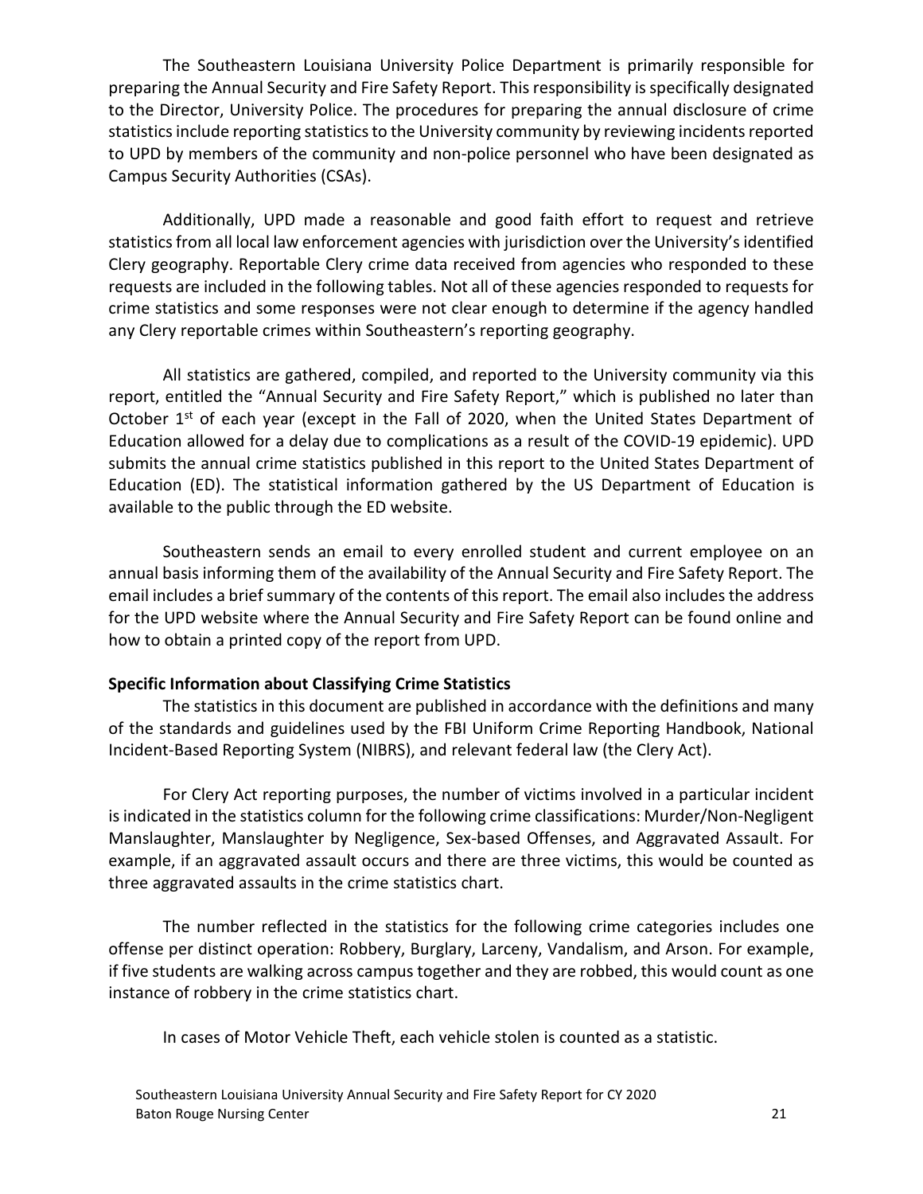The Southeastern Louisiana University Police Department is primarily responsible for preparing the Annual Security and Fire Safety Report. This responsibility is specifically designated to the Director, University Police. The procedures for preparing the annual disclosure of crime statistics include reporting statistics to the University community by reviewing incidents reported to UPD by members of the community and non-police personnel who have been designated as Campus Security Authorities (CSAs).

Additionally, UPD made a reasonable and good faith effort to request and retrieve statistics from all local law enforcement agencies with jurisdiction over the University's identified Clery geography. Reportable Clery crime data received from agencies who responded to these requests are included in the following tables. Not all of these agencies responded to requests for crime statistics and some responses were not clear enough to determine if the agency handled any Clery reportable crimes within Southeastern's reporting geography.

All statistics are gathered, compiled, and reported to the University community via this report, entitled the "Annual Security and Fire Safety Report," which is published no later than October 1st of each year (except in the Fall of 2020, when the United States Department of Education allowed for a delay due to complications as a result of the COVID-19 epidemic). UPD submits the annual crime statistics published in this report to the United States Department of Education (ED). The statistical information gathered by the US Department of Education is available to the public through the ED website.

Southeastern sends an email to every enrolled student and current employee on an annual basis informing them of the availability of the Annual Security and Fire Safety Report. The email includes a brief summary of the contents of this report. The email also includes the address for the UPD website where the Annual Security and Fire Safety Report can be found online and how to obtain a printed copy of the report from UPD.

**Specific Information about Classifying Crime Statistics**

The statistics in this document are published in accordance with the definitions and many of the standards and guidelines used by the FBI Uniform Crime Reporting Handbook, National Incident-Based Reporting System (NIBRS), and relevant federal law (the Clery Act).

For Clery Act reporting purposes, the number of victims involved in a particular incident is indicated in the statistics column for the following crime classifications: Murder/Non-Negligent Manslaughter, Manslaughter by Negligence, Sex-based Offenses, and Aggravated Assault. For example, if an aggravated assault occurs and there are three victims, this would be counted as three aggravated assaults in the crime statistics chart.

The number reflected in the statistics for the following crime categories includes one offense per distinct operation: Robbery, Burglary, Larceny, Vandalism, and Arson. For example, if five students are walking across campus together and they are robbed, this would count as one instance of robbery in the crime statistics chart.

In cases of Motor Vehicle Theft, each vehicle stolen is counted as a statistic.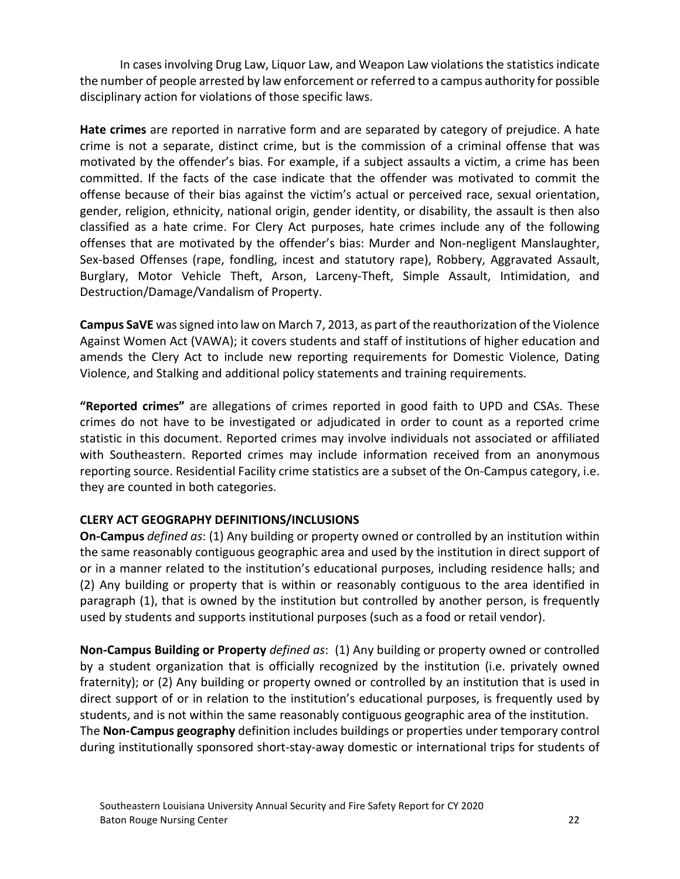In cases involving Drug Law, Liquor Law, and Weapon Law violations the statistics indicate the number of people arrested by law enforcement or referred to a campus authority for possible disciplinary action for violations of those specific laws.

**Hate crimes** are reported in narrative form and are separated by category of prejudice. A hate crime is not a separate, distinct crime, but is the commission of a criminal offense that was motivated by the offender's bias. For example, if a subject assaults a victim, a crime has been committed. If the facts of the case indicate that the offender was motivated to commit the offense because of their bias against the victim's actual or perceived race, sexual orientation, gender, religion, ethnicity, national origin, gender identity, or disability, the assault is then also classified as a hate crime. For Clery Act purposes, hate crimes include any of the following offenses that are motivated by the offender's bias: Murder and Non-negligent Manslaughter, Sex-based Offenses (rape, fondling, incest and statutory rape), Robbery, Aggravated Assault, Burglary, Motor Vehicle Theft, Arson, Larceny-Theft, Simple Assault, Intimidation, and Destruction/Damage/Vandalism of Property.

**Campus SaVE** was signed into law on March 7, 2013, as part of the reauthorization of the Violence Against Women Act (VAWA); it covers students and staff of institutions of higher education and amends the Clery Act to include new reporting requirements for Domestic Violence, Dating Violence, and Stalking and additional policy statements and training requirements.

**"Reported crimes"** are allegations of crimes reported in good faith to UPD and CSAs. These crimes do not have to be investigated or adjudicated in order to count as a reported crime statistic in this document. Reported crimes may involve individuals not associated or affiliated with Southeastern. Reported crimes may include information received from an anonymous reporting source. Residential Facility crime statistics are a subset of the On-Campus category, i.e. they are counted in both categories.

**CLERY ACT GEOGRAPHY DEFINITIONS/INCLUSIONS**

**On-Campus** *defined as*: (1) Any building or property owned or controlled by an institution within the same reasonably contiguous geographic area and used by the institution in direct support of or in a manner related to the institution's educational purposes, including residence halls; and (2) Any building or property that is within or reasonably contiguous to the area identified in paragraph (1), that is owned by the institution but controlled by another person, is frequently used by students and supports institutional purposes (such as a food or retail vendor).

**Non-Campus Building or Property** *defined as*: (1) Any building or property owned or controlled by a student organization that is officially recognized by the institution (i.e. privately owned fraternity); or (2) Any building or property owned or controlled by an institution that is used in direct support of or in relation to the institution's educational purposes, is frequently used by students, and is not within the same reasonably contiguous geographic area of the institution.
The **Non-Campus geography** definition includes buildings or properties under temporary control during institutionally sponsored short-stay-away domestic or international trips for students of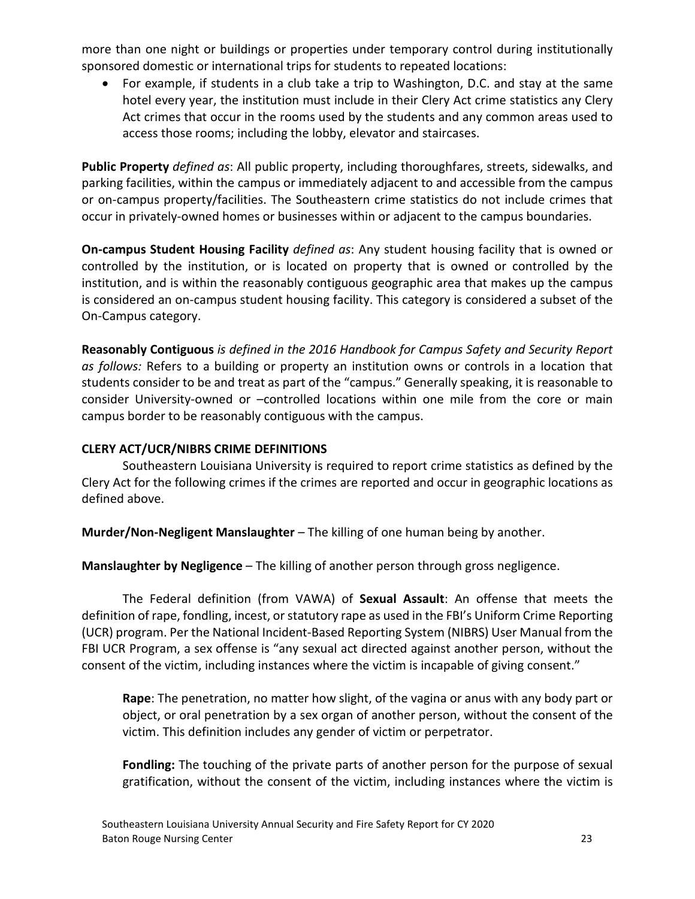more than one night or buildings or properties under temporary control during institutionally sponsored domestic or international trips for students to repeated locations:

- For example, if students in a club take a trip to Washington, D.C. and stay at the same hotel every year, the institution must include in their Clery Act crime statistics any Clery Act crimes that occur in the rooms used by the students and any common areas used to access those rooms; including the lobby, elevator and staircases.

**Public Property** *defined as*: All public property, including thoroughfares, streets, sidewalks, and parking facilities, within the campus or immediately adjacent to and accessible from the campus or on-campus property/facilities. The Southeastern crime statistics do not include crimes that occur in privately-owned homes or businesses within or adjacent to the campus boundaries.

**On-campus Student Housing Facility** *defined as*: Any student housing facility that is owned or controlled by the institution, or is located on property that is owned or controlled by the institution, and is within the reasonably contiguous geographic area that makes up the campus is considered an on-campus student housing facility. This category is considered a subset of the On-Campus category.

**Reasonably Contiguous** *is defined in the 2016 Handbook for Campus Safety and Security Report as follows:* Refers to a building or property an institution owns or controls in a location that students consider to be and treat as part of the "campus." Generally speaking, it is reasonable to consider University-owned or –controlled locations within one mile from the core or main campus border to be reasonably contiguous with the campus.

**CLERY ACT/UCR/NIBRS CRIME DEFINITIONS**

Southeastern Louisiana University is required to report crime statistics as defined by the Clery Act for the following crimes if the crimes are reported and occur in geographic locations as defined above.

**Murder/Non-Negligent Manslaughter** – The killing of one human being by another.

**Manslaughter by Negligence** – The killing of another person through gross negligence.

The Federal definition (from VAWA) of **Sexual Assault**: An offense that meets the definition of rape, fondling, incest, or statutory rape as used in the FBI's Uniform Crime Reporting (UCR) program. Per the National Incident-Based Reporting System (NIBRS) User Manual from the FBI UCR Program, a sex offense is "any sexual act directed against another person, without the consent of the victim, including instances where the victim is incapable of giving consent."

> **Rape**: The penetration, no matter how slight, of the vagina or anus with any body part or object, or oral penetration by a sex organ of another person, without the consent of the victim. This definition includes any gender of victim or perpetrator.
>
> **Fondling:** The touching of the private parts of another person for the purpose of sexual gratification, without the consent of the victim, including instances where the victim is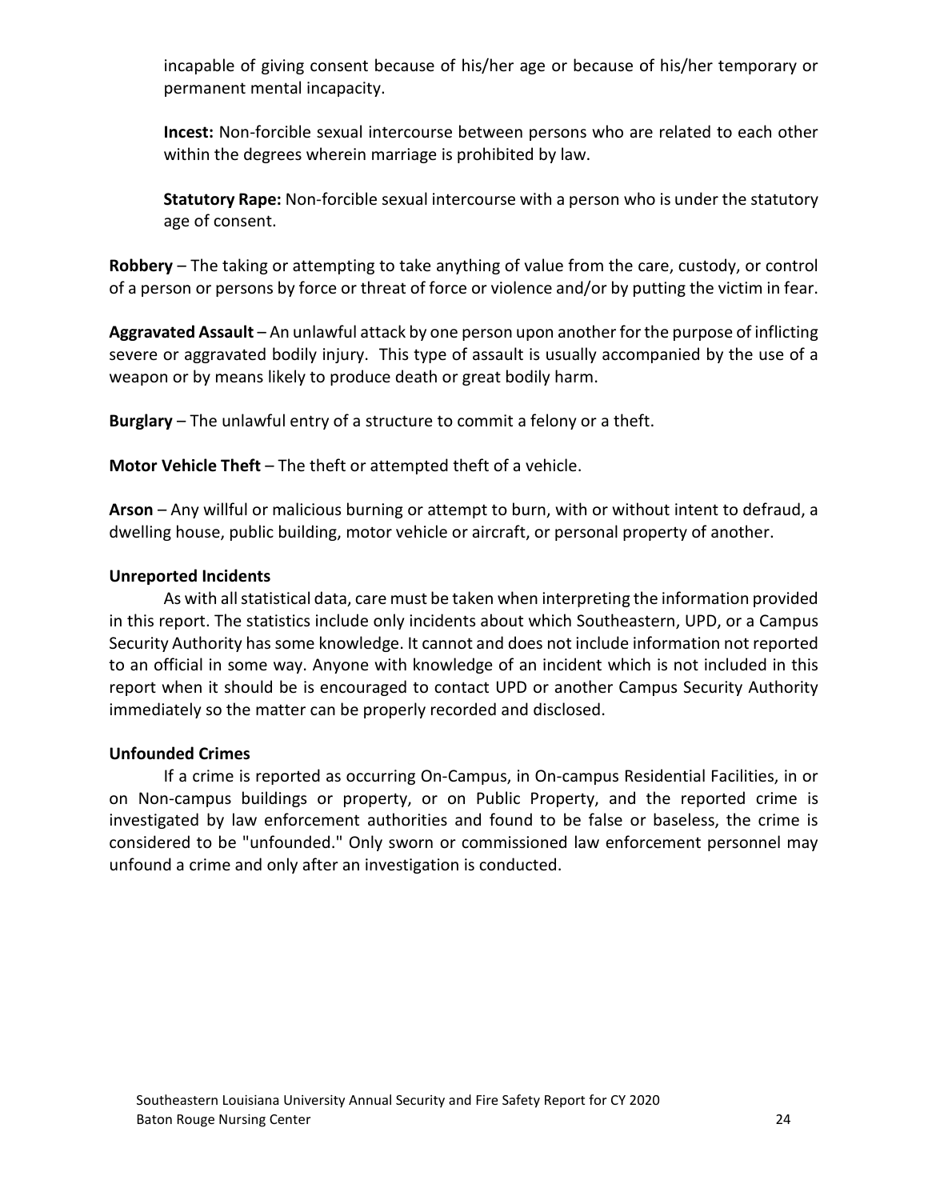incapable of giving consent because of his/her age or because of his/her temporary or permanent mental incapacity.

**Incest:** Non-forcible sexual intercourse between persons who are related to each other within the degrees wherein marriage is prohibited by law.

**Statutory Rape:** Non-forcible sexual intercourse with a person who is under the statutory age of consent.

**Robbery** – The taking or attempting to take anything of value from the care, custody, or control of a person or persons by force or threat of force or violence and/or by putting the victim in fear.

**Aggravated Assault** – An unlawful attack by one person upon another for the purpose of inflicting severe or aggravated bodily injury. This type of assault is usually accompanied by the use of a weapon or by means likely to produce death or great bodily harm.

**Burglary** – The unlawful entry of a structure to commit a felony or a theft.

**Motor Vehicle Theft** – The theft or attempted theft of a vehicle.

**Arson** – Any willful or malicious burning or attempt to burn, with or without intent to defraud, a dwelling house, public building, motor vehicle or aircraft, or personal property of another.

**Unreported Incidents**

As with all statistical data, care must be taken when interpreting the information provided in this report. The statistics include only incidents about which Southeastern, UPD, or a Campus Security Authority has some knowledge. It cannot and does not include information not reported to an official in some way. Anyone with knowledge of an incident which is not included in this report when it should be is encouraged to contact UPD or another Campus Security Authority immediately so the matter can be properly recorded and disclosed.

**Unfounded Crimes**

If a crime is reported as occurring On-Campus, in On-campus Residential Facilities, in or on Non-campus buildings or property, or on Public Property, and the reported crime is investigated by law enforcement authorities and found to be false or baseless, the crime is considered to be "unfounded." Only sworn or commissioned law enforcement personnel may unfound a crime and only after an investigation is conducted.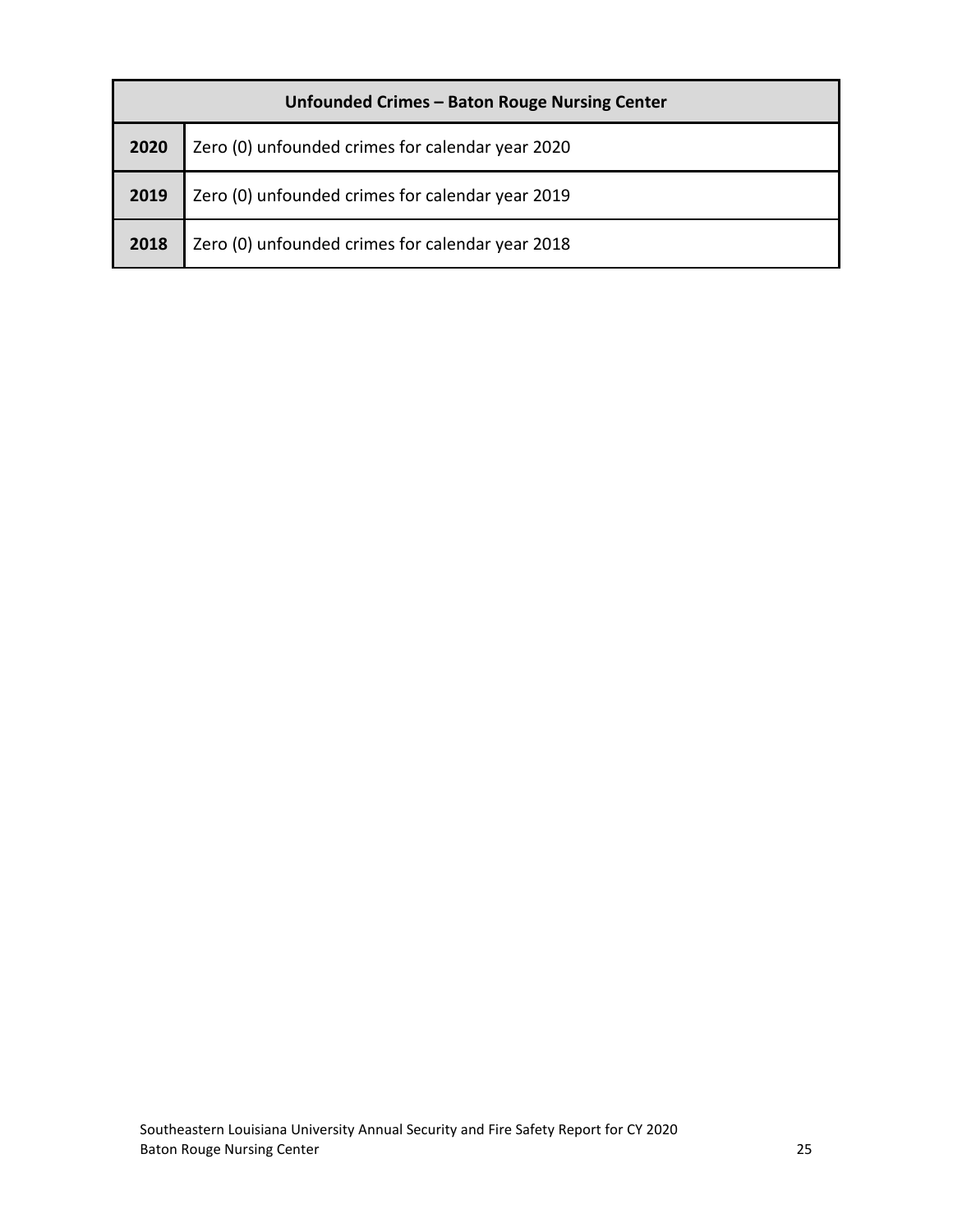| Unfounded Crimes – Baton Rouge Nursing Center | |
|---|---|
| **2020** | Zero (0) unfounded crimes for calendar year 2020 |
| **2019** | Zero (0) unfounded crimes for calendar year 2019 |
| **2018** | Zero (0) unfounded crimes for calendar year 2018 |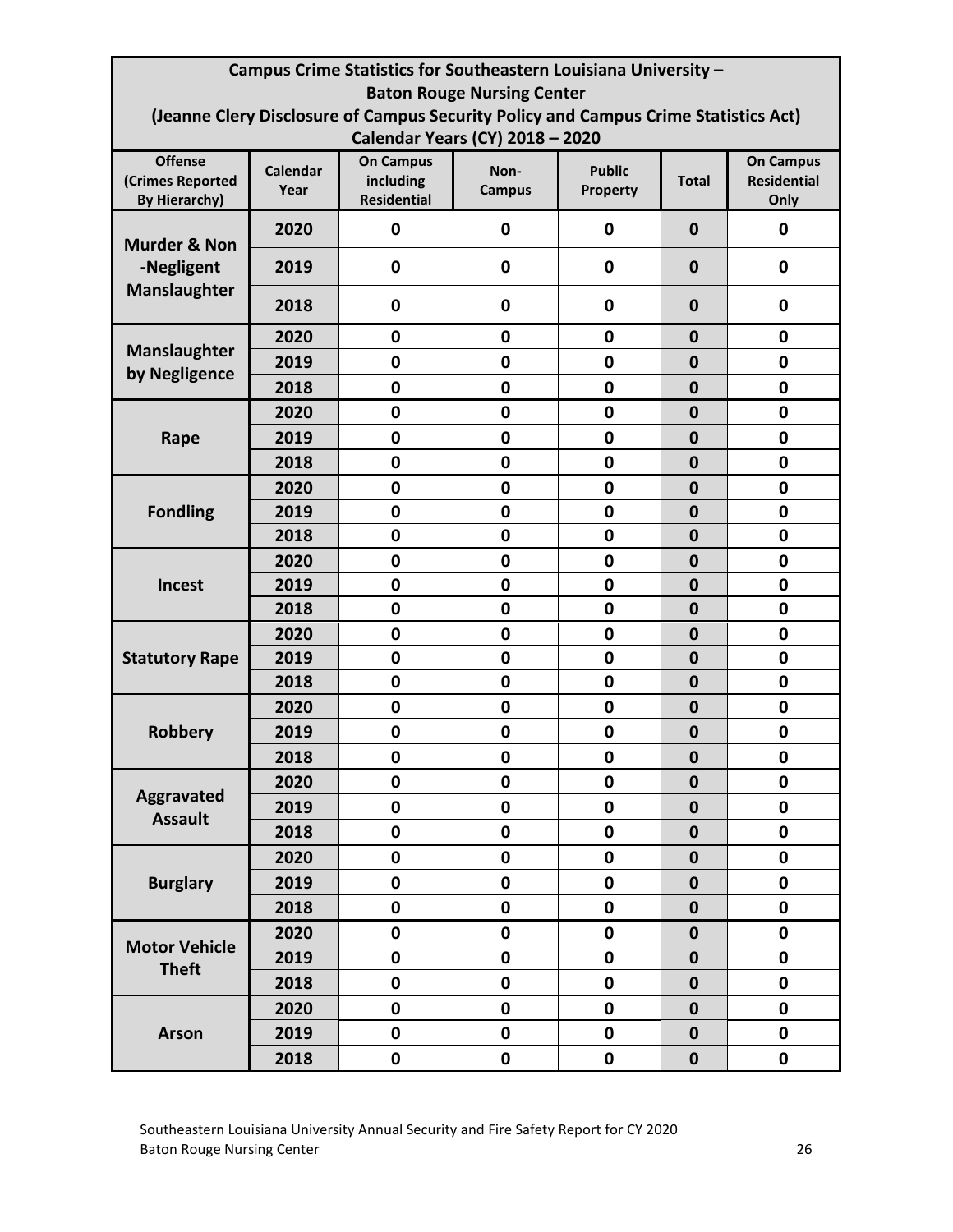| Campus Crime Statistics for Southeastern Louisiana University – Baton Rouge Nursing Center (Jeanne Clery Disclosure of Campus Security Policy and Campus Crime Statistics Act) Calendar Years (CY) 2018 – 2020 | | | | | | |
|---|---|---|---|---|---|---|
| **Offense (Crimes Reported By Hierarchy)** | **Calendar Year** | **On Campus including Residential** | **Non-Campus** | **Public Property** | **Total** | **On Campus Residential Only** |
| **Murder & Non-Negligent Manslaughter** | 2020 | 0 | 0 | 0 | 0 | 0 |
| | 2019 | 0 | 0 | 0 | 0 | 0 |
| | 2018 | 0 | 0 | 0 | 0 | 0 |
| **Manslaughter by Negligence** | 2020 | 0 | 0 | 0 | 0 | 0 |
| | 2019 | 0 | 0 | 0 | 0 | 0 |
| | 2018 | 0 | 0 | 0 | 0 | 0 |
| **Rape** | 2020 | 0 | 0 | 0 | 0 | 0 |
| | 2019 | 0 | 0 | 0 | 0 | 0 |
| | 2018 | 0 | 0 | 0 | 0 | 0 |
| **Fondling** | 2020 | 0 | 0 | 0 | 0 | 0 |
| | 2019 | 0 | 0 | 0 | 0 | 0 |
| | 2018 | 0 | 0 | 0 | 0 | 0 |
| **Incest** | 2020 | 0 | 0 | 0 | 0 | 0 |
| | 2019 | 0 | 0 | 0 | 0 | 0 |
| | 2018 | 0 | 0 | 0 | 0 | 0 |
| **Statutory Rape** | 2020 | 0 | 0 | 0 | 0 | 0 |
| | 2019 | 0 | 0 | 0 | 0 | 0 |
| | 2018 | 0 | 0 | 0 | 0 | 0 |
| **Robbery** | 2020 | 0 | 0 | 0 | 0 | 0 |
| | 2019 | 0 | 0 | 0 | 0 | 0 |
| | 2018 | 0 | 0 | 0 | 0 | 0 |
| **Aggravated Assault** | 2020 | 0 | 0 | 0 | 0 | 0 |
| | 2019 | 0 | 0 | 0 | 0 | 0 |
| | 2018 | 0 | 0 | 0 | 0 | 0 |
| **Burglary** | 2020 | 0 | 0 | 0 | 0 | 0 |
| | 2019 | 0 | 0 | 0 | 0 | 0 |
| | 2018 | 0 | 0 | 0 | 0 | 0 |
| **Motor Vehicle Theft** | 2020 | 0 | 0 | 0 | 0 | 0 |
| | 2019 | 0 | 0 | 0 | 0 | 0 |
| | 2018 | 0 | 0 | 0 | 0 | 0 |
| **Arson** | 2020 | 0 | 0 | 0 | 0 | 0 |
| | 2019 | 0 | 0 | 0 | 0 | 0 |
| | 2018 | 0 | 0 | 0 | 0 | 0 |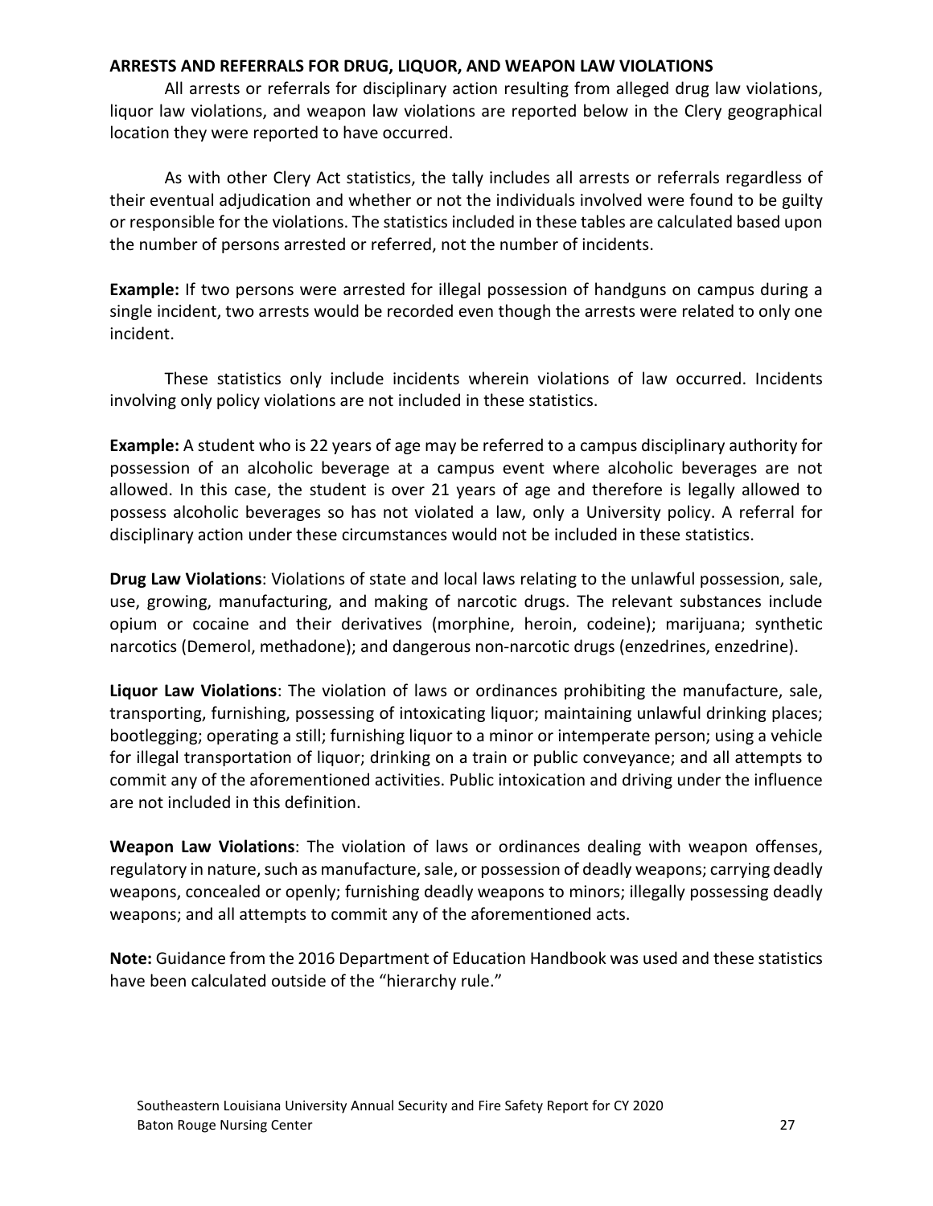## ARRESTS AND REFERRALS FOR DRUG, LIQUOR, AND WEAPON LAW VIOLATIONS

All arrests or referrals for disciplinary action resulting from alleged drug law violations, liquor law violations, and weapon law violations are reported below in the Clery geographical location they were reported to have occurred.

As with other Clery Act statistics, the tally includes all arrests or referrals regardless of their eventual adjudication and whether or not the individuals involved were found to be guilty or responsible for the violations. The statistics included in these tables are calculated based upon the number of persons arrested or referred, not the number of incidents.

**Example:** If two persons were arrested for illegal possession of handguns on campus during a single incident, two arrests would be recorded even though the arrests were related to only one incident.

These statistics only include incidents wherein violations of law occurred. Incidents involving only policy violations are not included in these statistics.

**Example:** A student who is 22 years of age may be referred to a campus disciplinary authority for possession of an alcoholic beverage at a campus event where alcoholic beverages are not allowed. In this case, the student is over 21 years of age and therefore is legally allowed to possess alcoholic beverages so has not violated a law, only a University policy. A referral for disciplinary action under these circumstances would not be included in these statistics.

**Drug Law Violations**: Violations of state and local laws relating to the unlawful possession, sale, use, growing, manufacturing, and making of narcotic drugs. The relevant substances include opium or cocaine and their derivatives (morphine, heroin, codeine); marijuana; synthetic narcotics (Demerol, methadone); and dangerous non-narcotic drugs (enzedrines, enzedrine).

**Liquor Law Violations**: The violation of laws or ordinances prohibiting the manufacture, sale, transporting, furnishing, possessing of intoxicating liquor; maintaining unlawful drinking places; bootlegging; operating a still; furnishing liquor to a minor or intemperate person; using a vehicle for illegal transportation of liquor; drinking on a train or public conveyance; and all attempts to commit any of the aforementioned activities. Public intoxication and driving under the influence are not included in this definition.

**Weapon Law Violations**: The violation of laws or ordinances dealing with weapon offenses, regulatory in nature, such as manufacture, sale, or possession of deadly weapons; carrying deadly weapons, concealed or openly; furnishing deadly weapons to minors; illegally possessing deadly weapons; and all attempts to commit any of the aforementioned acts.

**Note:** Guidance from the 2016 Department of Education Handbook was used and these statistics have been calculated outside of the "hierarchy rule."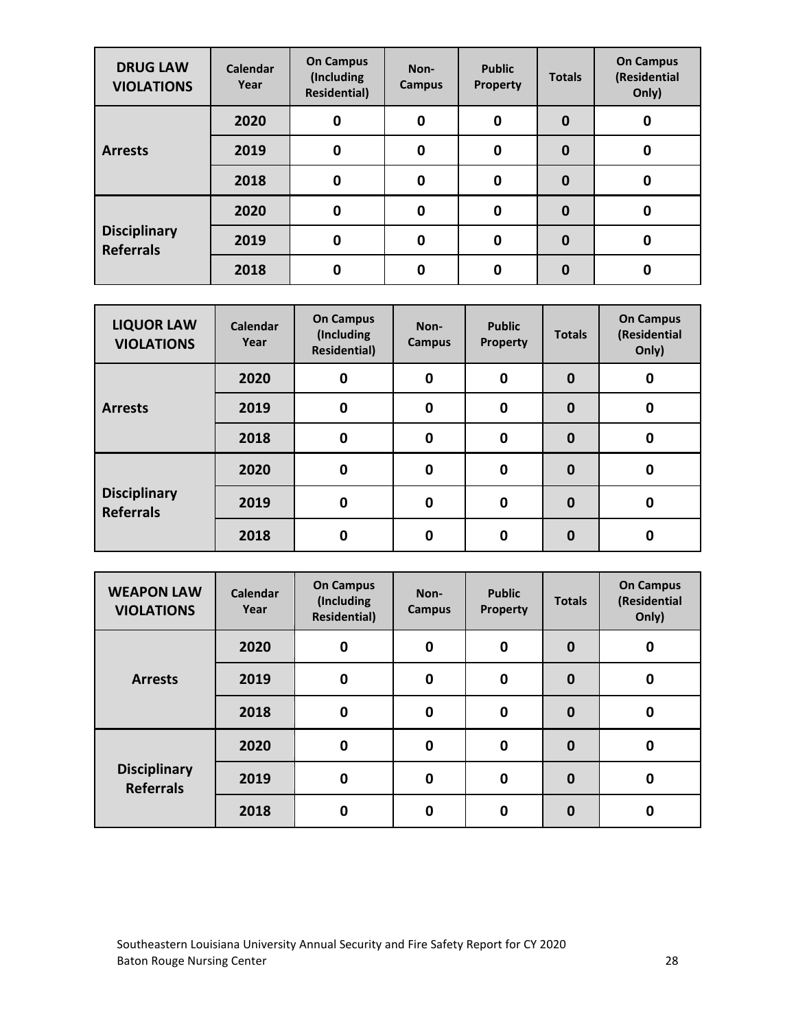| DRUG LAW VIOLATIONS | Calendar Year | On Campus (Including Residential) | Non-Campus | Public Property | Totals | On Campus (Residential Only) |
|---|---|---|---|---|---|---|
| Arrests | 2020 | 0 | 0 | 0 | 0 | 0 |
| | 2019 | 0 | 0 | 0 | 0 | 0 |
| | 2018 | 0 | 0 | 0 | 0 | 0 |
| Disciplinary Referrals | 2020 | 0 | 0 | 0 | 0 | 0 |
| | 2019 | 0 | 0 | 0 | 0 | 0 |
| | 2018 | 0 | 0 | 0 | 0 | 0 |

| LIQUOR LAW VIOLATIONS | Calendar Year | On Campus (Including Residential) | Non-Campus | Public Property | Totals | On Campus (Residential Only) |
|---|---|---|---|---|---|---|
| Arrests | 2020 | 0 | 0 | 0 | 0 | 0 |
| | 2019 | 0 | 0 | 0 | 0 | 0 |
| | 2018 | 0 | 0 | 0 | 0 | 0 |
| Disciplinary Referrals | 2020 | 0 | 0 | 0 | 0 | 0 |
| | 2019 | 0 | 0 | 0 | 0 | 0 |
| | 2018 | 0 | 0 | 0 | 0 | 0 |

| WEAPON LAW VIOLATIONS | Calendar Year | On Campus (Including Residential) | Non-Campus | Public Property | Totals | On Campus (Residential Only) |
|---|---|---|---|---|---|---|
| Arrests | 2020 | 0 | 0 | 0 | 0 | 0 |
| | 2019 | 0 | 0 | 0 | 0 | 0 |
| | 2018 | 0 | 0 | 0 | 0 | 0 |
| Disciplinary Referrals | 2020 | 0 | 0 | 0 | 0 | 0 |
| | 2019 | 0 | 0 | 0 | 0 | 0 |
| | 2018 | 0 | 0 | 0 | 0 | 0 |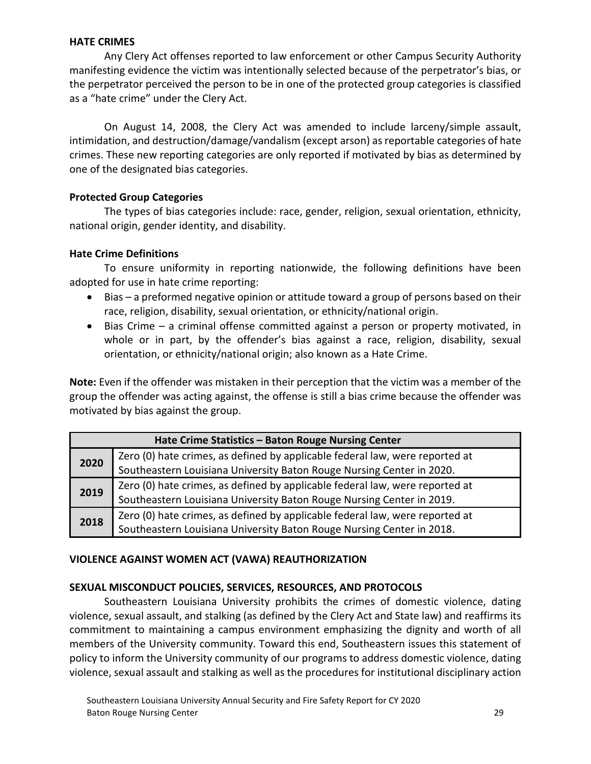## HATE CRIMES

Any Clery Act offenses reported to law enforcement or other Campus Security Authority manifesting evidence the victim was intentionally selected because of the perpetrator's bias, or the perpetrator perceived the person to be in one of the protected group categories is classified as a "hate crime" under the Clery Act.

On August 14, 2008, the Clery Act was amended to include larceny/simple assault, intimidation, and destruction/damage/vandalism (except arson) as reportable categories of hate crimes. These new reporting categories are only reported if motivated by bias as determined by one of the designated bias categories.

### Protected Group Categories

The types of bias categories include: race, gender, religion, sexual orientation, ethnicity, national origin, gender identity, and disability.

### Hate Crime Definitions

To ensure uniformity in reporting nationwide, the following definitions have been adopted for use in hate crime reporting:

- Bias – a preformed negative opinion or attitude toward a group of persons based on their race, religion, disability, sexual orientation, or ethnicity/national origin.
- Bias Crime – a criminal offense committed against a person or property motivated, in whole or in part, by the offender's bias against a race, religion, disability, sexual orientation, or ethnicity/national origin; also known as a Hate Crime.

**Note:** Even if the offender was mistaken in their perception that the victim was a member of the group the offender was acting against, the offense is still a bias crime because the offender was motivated by bias against the group.

| Hate Crime Statistics – Baton Rouge Nursing Center | |
|---|---|
| **2020** | Zero (0) hate crimes, as defined by applicable federal law, were reported at Southeastern Louisiana University Baton Rouge Nursing Center in 2020. |
| **2019** | Zero (0) hate crimes, as defined by applicable federal law, were reported at Southeastern Louisiana University Baton Rouge Nursing Center in 2019. |
| **2018** | Zero (0) hate crimes, as defined by applicable federal law, were reported at Southeastern Louisiana University Baton Rouge Nursing Center in 2018. |

## VIOLENCE AGAINST WOMEN ACT (VAWA) REAUTHORIZATION

## SEXUAL MISCONDUCT POLICIES, SERVICES, RESOURCES, AND PROTOCOLS

Southeastern Louisiana University prohibits the crimes of domestic violence, dating violence, sexual assault, and stalking (as defined by the Clery Act and State law) and reaffirms its commitment to maintaining a campus environment emphasizing the dignity and worth of all members of the University community. Toward this end, Southeastern issues this statement of policy to inform the University community of our programs to address domestic violence, dating violence, sexual assault and stalking as well as the procedures for institutional disciplinary action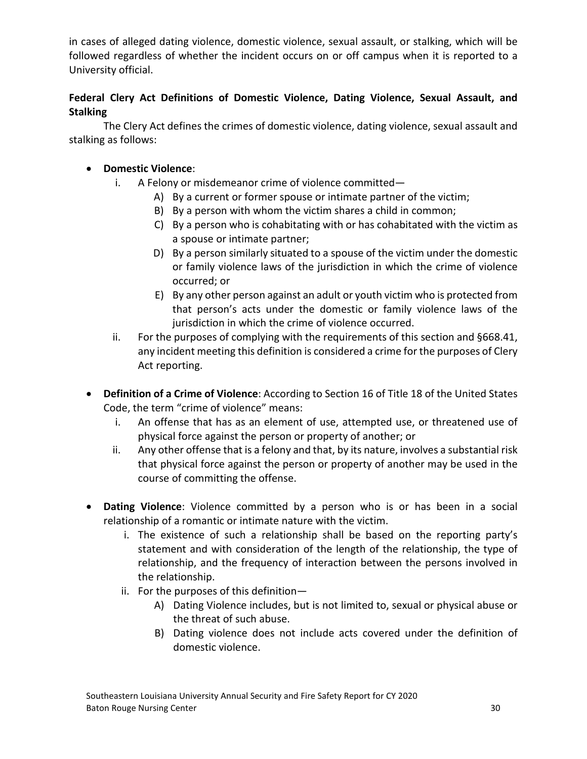in cases of alleged dating violence, domestic violence, sexual assault, or stalking, which will be followed regardless of whether the incident occurs on or off campus when it is reported to a University official.

**Federal Clery Act Definitions of Domestic Violence, Dating Violence, Sexual Assault, and Stalking**

The Clery Act defines the crimes of domestic violence, dating violence, sexual assault and stalking as follows:

- **Domestic Violence**:
  - i. A Felony or misdemeanor crime of violence committed—
    - A) By a current or former spouse or intimate partner of the victim;
    - B) By a person with whom the victim shares a child in common;
    - C) By a person who is cohabitating with or has cohabitated with the victim as a spouse or intimate partner;
    - D) By a person similarly situated to a spouse of the victim under the domestic or family violence laws of the jurisdiction in which the crime of violence occurred; or
    - E) By any other person against an adult or youth victim who is protected from that person's acts under the domestic or family violence laws of the jurisdiction in which the crime of violence occurred.
  - ii. For the purposes of complying with the requirements of this section and §668.41, any incident meeting this definition is considered a crime for the purposes of Clery Act reporting.

- **Definition of a Crime of Violence**: According to Section 16 of Title 18 of the United States Code, the term "crime of violence" means:
  - i. An offense that has as an element of use, attempted use, or threatened use of physical force against the person or property of another; or
  - ii. Any other offense that is a felony and that, by its nature, involves a substantial risk that physical force against the person or property of another may be used in the course of committing the offense.

- **Dating Violence**: Violence committed by a person who is or has been in a social relationship of a romantic or intimate nature with the victim.
  - i. The existence of such a relationship shall be based on the reporting party's statement and with consideration of the length of the relationship, the type of relationship, and the frequency of interaction between the persons involved in the relationship.
  - ii. For the purposes of this definition—
    - A) Dating Violence includes, but is not limited to, sexual or physical abuse or the threat of such abuse.
    - B) Dating violence does not include acts covered under the definition of domestic violence.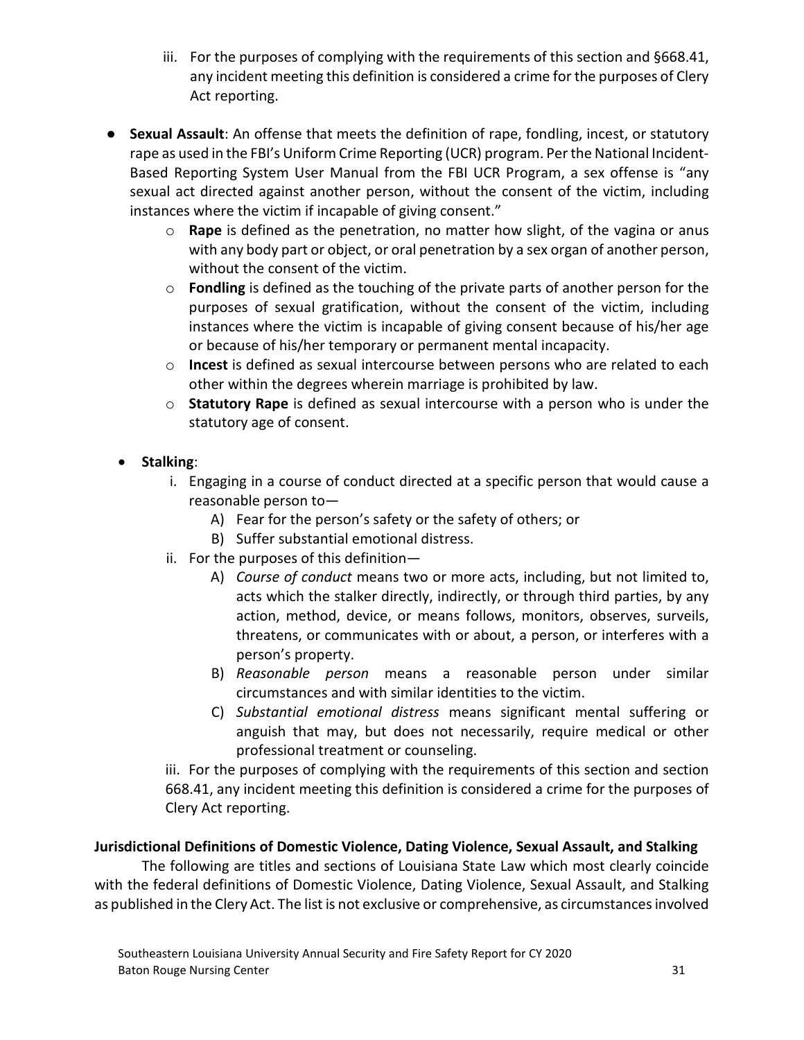iii. For the purposes of complying with the requirements of this section and §668.41, any incident meeting this definition is considered a crime for the purposes of Clery Act reporting.

- **Sexual Assault**: An offense that meets the definition of rape, fondling, incest, or statutory rape as used in the FBI's Uniform Crime Reporting (UCR) program. Per the National Incident-Based Reporting System User Manual from the FBI UCR Program, a sex offense is "any sexual act directed against another person, without the consent of the victim, including instances where the victim if incapable of giving consent."
  - **Rape** is defined as the penetration, no matter how slight, of the vagina or anus with any body part or object, or oral penetration by a sex organ of another person, without the consent of the victim.
  - **Fondling** is defined as the touching of the private parts of another person for the purposes of sexual gratification, without the consent of the victim, including instances where the victim is incapable of giving consent because of his/her age or because of his/her temporary or permanent mental incapacity.
  - **Incest** is defined as sexual intercourse between persons who are related to each other within the degrees wherein marriage is prohibited by law.
  - **Statutory Rape** is defined as sexual intercourse with a person who is under the statutory age of consent.

- **Stalking**:
  i. Engaging in a course of conduct directed at a specific person that would cause a reasonable person to—
     A) Fear for the person's safety or the safety of others; or
     B) Suffer substantial emotional distress.
  
  ii. For the purposes of this definition—
     A) *Course of conduct* means two or more acts, including, but not limited to, acts which the stalker directly, indirectly, or through third parties, by any action, method, device, or means follows, monitors, observes, surveils, threatens, or communicates with or about, a person, or interferes with a person's property.
     B) *Reasonable person* means a reasonable person under similar circumstances and with similar identities to the victim.
     C) *Substantial emotional distress* means significant mental suffering or anguish that may, but does not necessarily, require medical or other professional treatment or counseling.
  
  iii. For the purposes of complying with the requirements of this section and section 668.41, any incident meeting this definition is considered a crime for the purposes of Clery Act reporting.

**Jurisdictional Definitions of Domestic Violence, Dating Violence, Sexual Assault, and Stalking**

The following are titles and sections of Louisiana State Law which most clearly coincide with the federal definitions of Domestic Violence, Dating Violence, Sexual Assault, and Stalking as published in the Clery Act. The list is not exclusive or comprehensive, as circumstances involved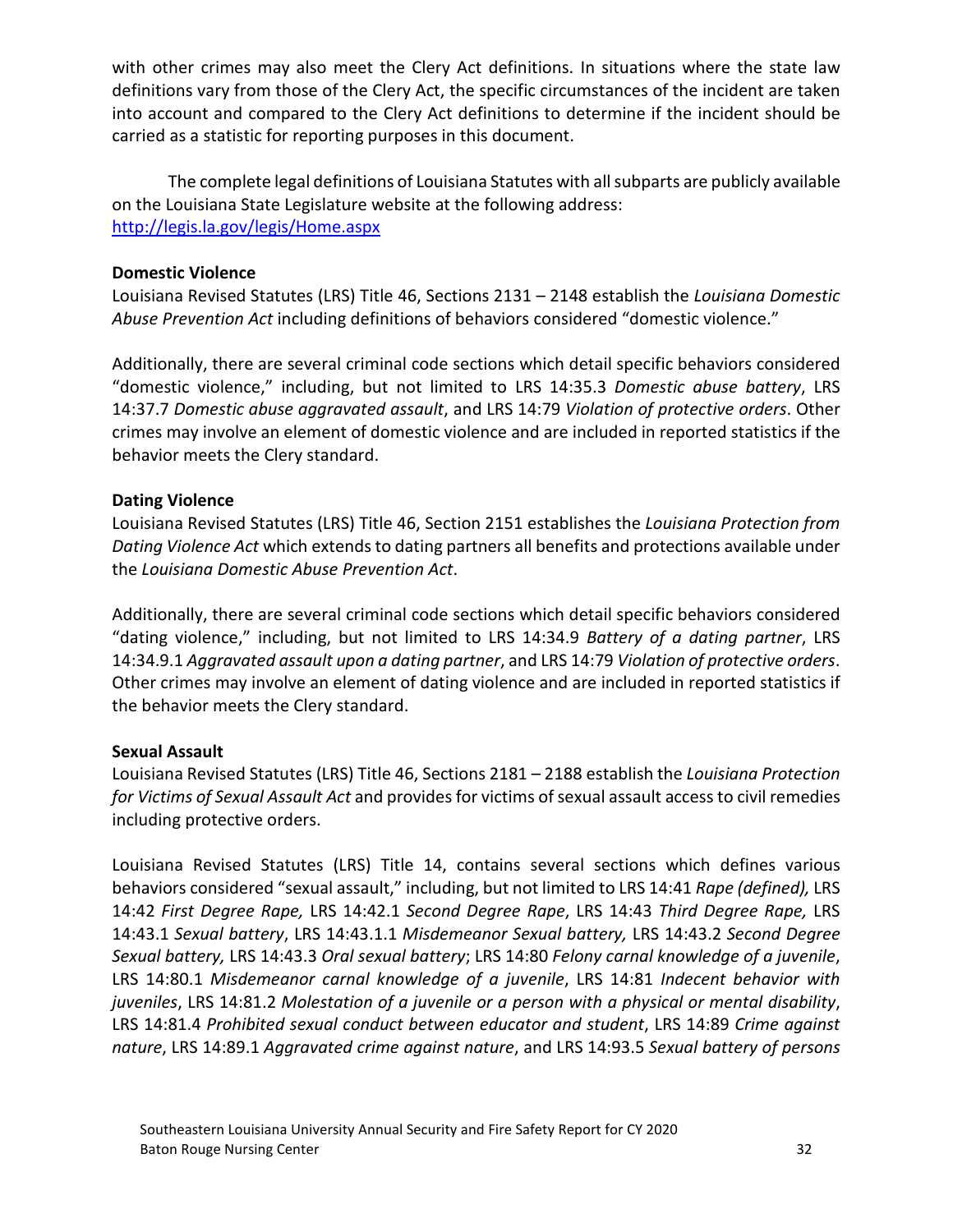with other crimes may also meet the Clery Act definitions. In situations where the state law definitions vary from those of the Clery Act, the specific circumstances of the incident are taken into account and compared to the Clery Act definitions to determine if the incident should be carried as a statistic for reporting purposes in this document.

The complete legal definitions of Louisiana Statutes with all subparts are publicly available on the Louisiana State Legislature website at the following address: [http://legis.la.gov/legis/Home.aspx](http://legis.la.gov/legis/Home.aspx)

**Domestic Violence**

Louisiana Revised Statutes (LRS) Title 46, Sections 2131 – 2148 establish the *Louisiana Domestic Abuse Prevention Act* including definitions of behaviors considered "domestic violence."

Additionally, there are several criminal code sections which detail specific behaviors considered "domestic violence," including, but not limited to LRS 14:35.3 *Domestic abuse battery*, LRS 14:37.7 *Domestic abuse aggravated assault*, and LRS 14:79 *Violation of protective orders*. Other crimes may involve an element of domestic violence and are included in reported statistics if the behavior meets the Clery standard.

**Dating Violence**

Louisiana Revised Statutes (LRS) Title 46, Section 2151 establishes the *Louisiana Protection from Dating Violence Act* which extends to dating partners all benefits and protections available under the *Louisiana Domestic Abuse Prevention Act*.

Additionally, there are several criminal code sections which detail specific behaviors considered "dating violence," including, but not limited to LRS 14:34.9 *Battery of a dating partner*, LRS 14:34.9.1 *Aggravated assault upon a dating partner*, and LRS 14:79 *Violation of protective orders*. Other crimes may involve an element of dating violence and are included in reported statistics if the behavior meets the Clery standard.

**Sexual Assault**

Louisiana Revised Statutes (LRS) Title 46, Sections 2181 – 2188 establish the *Louisiana Protection for Victims of Sexual Assault Act* and provides for victims of sexual assault access to civil remedies including protective orders.

Louisiana Revised Statutes (LRS) Title 14, contains several sections which defines various behaviors considered "sexual assault," including, but not limited to LRS 14:41 *Rape (defined),* LRS 14:42 *First Degree Rape,* LRS 14:42.1 *Second Degree Rape*, LRS 14:43 *Third Degree Rape,* LRS 14:43.1 *Sexual battery*, LRS 14:43.1.1 *Misdemeanor Sexual battery,* LRS 14:43.2 *Second Degree Sexual battery,* LRS 14:43.3 *Oral sexual battery*; LRS 14:80 *Felony carnal knowledge of a juvenile*, LRS 14:80.1 *Misdemeanor carnal knowledge of a juvenile*, LRS 14:81 *Indecent behavior with juveniles*, LRS 14:81.2 *Molestation of a juvenile or a person with a physical or mental disability*, LRS 14:81.4 *Prohibited sexual conduct between educator and student*, LRS 14:89 *Crime against nature*, LRS 14:89.1 *Aggravated crime against nature*, and LRS 14:93.5 *Sexual battery of persons*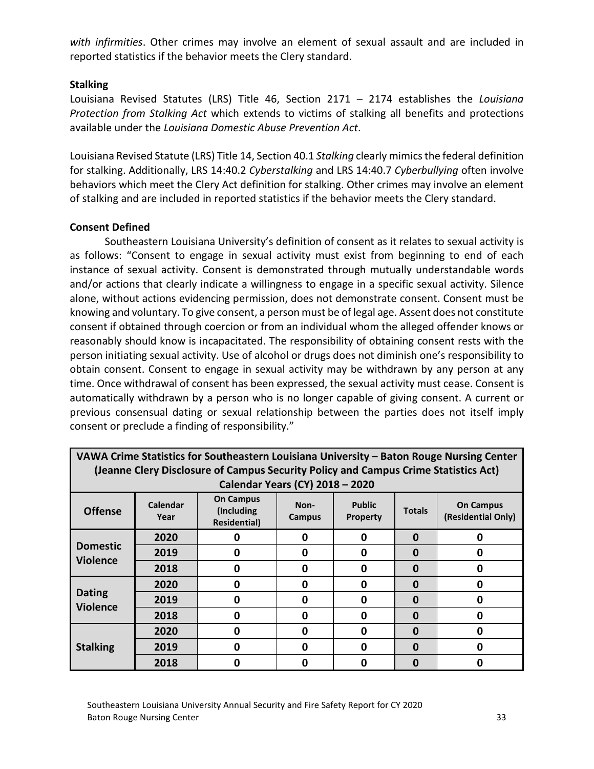*with infirmities*. Other crimes may involve an element of sexual assault and are included in reported statistics if the behavior meets the Clery standard.

**Stalking**

Louisiana Revised Statutes (LRS) Title 46, Section 2171 – 2174 establishes the *Louisiana Protection from Stalking Act* which extends to victims of stalking all benefits and protections available under the *Louisiana Domestic Abuse Prevention Act*.

Louisiana Revised Statute (LRS) Title 14, Section 40.1 *Stalking* clearly mimics the federal definition for stalking. Additionally, LRS 14:40.2 *Cyberstalking* and LRS 14:40.7 *Cyberbullying* often involve behaviors which meet the Clery Act definition for stalking. Other crimes may involve an element of stalking and are included in reported statistics if the behavior meets the Clery standard.

**Consent Defined**

Southeastern Louisiana University's definition of consent as it relates to sexual activity is as follows: "Consent to engage in sexual activity must exist from beginning to end of each instance of sexual activity. Consent is demonstrated through mutually understandable words and/or actions that clearly indicate a willingness to engage in a specific sexual activity. Silence alone, without actions evidencing permission, does not demonstrate consent. Consent must be knowing and voluntary. To give consent, a person must be of legal age. Assent does not constitute consent if obtained through coercion or from an individual whom the alleged offender knows or reasonably should know is incapacitated. The responsibility of obtaining consent rests with the person initiating sexual activity. Use of alcohol or drugs does not diminish one's responsibility to obtain consent. Consent to engage in sexual activity may be withdrawn by any person at any time. Once withdrawal of consent has been expressed, the sexual activity must cease. Consent is automatically withdrawn by a person who is no longer capable of giving consent. A current or previous consensual dating or sexual relationship between the parties does not itself imply consent or preclude a finding of responsibility."

**VAWA Crime Statistics for Southeastern Louisiana University – Baton Rouge Nursing Center (Jeanne Clery Disclosure of Campus Security Policy and Campus Crime Statistics Act) Calendar Years (CY) 2018 – 2020**

| Offense | Calendar Year | On Campus (Including Residential) | Non-Campus | Public Property | Totals | On Campus (Residential Only) |
|---|---|---|---|---|---|---|
| Domestic Violence | 2020 | 0 | 0 | 0 | 0 | 0 |
| | 2019 | 0 | 0 | 0 | 0 | 0 |
| | 2018 | 0 | 0 | 0 | 0 | 0 |
| Dating Violence | 2020 | 0 | 0 | 0 | 0 | 0 |
| | 2019 | 0 | 0 | 0 | 0 | 0 |
| | 2018 | 0 | 0 | 0 | 0 | 0 |
| Stalking | 2020 | 0 | 0 | 0 | 0 | 0 |
| | 2019 | 0 | 0 | 0 | 0 | 0 |
| | 2018 | 0 | 0 | 0 | 0 | 0 |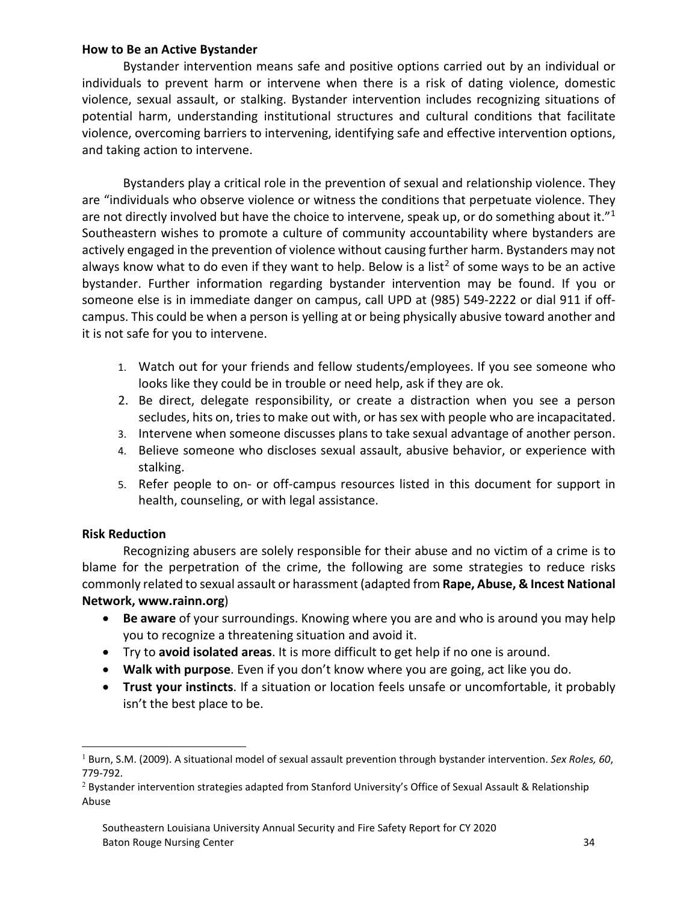**How to Be an Active Bystander**

Bystander intervention means safe and positive options carried out by an individual or individuals to prevent harm or intervene when there is a risk of dating violence, domestic violence, sexual assault, or stalking. Bystander intervention includes recognizing situations of potential harm, understanding institutional structures and cultural conditions that facilitate violence, overcoming barriers to intervening, identifying safe and effective intervention options, and taking action to intervene.

Bystanders play a critical role in the prevention of sexual and relationship violence. They are "individuals who observe violence or witness the conditions that perpetuate violence. They are not directly involved but have the choice to intervene, speak up, or do something about it."[1] Southeastern wishes to promote a culture of community accountability where bystanders are actively engaged in the prevention of violence without causing further harm. Bystanders may not always know what to do even if they want to help. Below is a list[2] of some ways to be an active bystander. Further information regarding bystander intervention may be found. If you or someone else is in immediate danger on campus, call UPD at (985) 549-2222 or dial 911 if off-campus. This could be when a person is yelling at or being physically abusive toward another and it is not safe for you to intervene.

1. Watch out for your friends and fellow students/employees. If you see someone who looks like they could be in trouble or need help, ask if they are ok.
2. Be direct, delegate responsibility, or create a distraction when you see a person secludes, hits on, tries to make out with, or has sex with people who are incapacitated.
3. Intervene when someone discusses plans to take sexual advantage of another person.
4. Believe someone who discloses sexual assault, abusive behavior, or experience with stalking.
5. Refer people to on- or off-campus resources listed in this document for support in health, counseling, or with legal assistance.

**Risk Reduction**

Recognizing abusers are solely responsible for their abuse and no victim of a crime is to blame for the perpetration of the crime, the following are some strategies to reduce risks commonly related to sexual assault or harassment (adapted from **Rape, Abuse, & Incest National Network, www.rainn.org**)

- **Be aware** of your surroundings. Knowing where you are and who is around you may help you to recognize a threatening situation and avoid it.
- Try to **avoid isolated areas**. It is more difficult to get help if no one is around.
- **Walk with purpose**. Even if you don't know where you are going, act like you do.
- **Trust your instincts**. If a situation or location feels unsafe or uncomfortable, it probably isn't the best place to be.

---

[1] Burn, S.M. (2009). A situational model of sexual assault prevention through bystander intervention. *Sex Roles, 60*, 779-792.

[2] Bystander intervention strategies adapted from Stanford University's Office of Sexual Assault & Relationship Abuse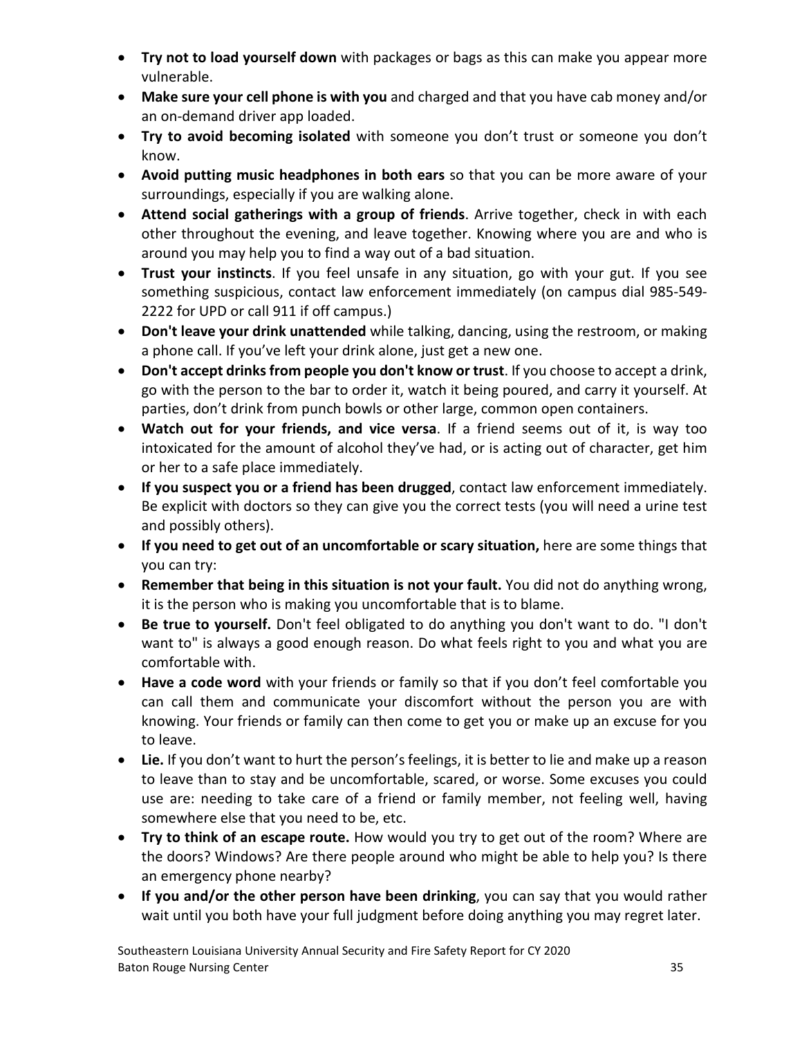- **Try not to load yourself down** with packages or bags as this can make you appear more vulnerable.
- **Make sure your cell phone is with you** and charged and that you have cab money and/or an on-demand driver app loaded.
- **Try to avoid becoming isolated** with someone you don't trust or someone you don't know.
- **Avoid putting music headphones in both ears** so that you can be more aware of your surroundings, especially if you are walking alone.
- **Attend social gatherings with a group of friends**. Arrive together, check in with each other throughout the evening, and leave together. Knowing where you are and who is around you may help you to find a way out of a bad situation.
- **Trust your instincts**. If you feel unsafe in any situation, go with your gut. If you see something suspicious, contact law enforcement immediately (on campus dial 985-549-2222 for UPD or call 911 if off campus.)
- **Don't leave your drink unattended** while talking, dancing, using the restroom, or making a phone call. If you've left your drink alone, just get a new one.
- **Don't accept drinks from people you don't know or trust**. If you choose to accept a drink, go with the person to the bar to order it, watch it being poured, and carry it yourself. At parties, don't drink from punch bowls or other large, common open containers.
- **Watch out for your friends, and vice versa**. If a friend seems out of it, is way too intoxicated for the amount of alcohol they've had, or is acting out of character, get him or her to a safe place immediately.
- **If you suspect you or a friend has been drugged**, contact law enforcement immediately. Be explicit with doctors so they can give you the correct tests (you will need a urine test and possibly others).
- **If you need to get out of an uncomfortable or scary situation,** here are some things that you can try:
- **Remember that being in this situation is not your fault.** You did not do anything wrong, it is the person who is making you uncomfortable that is to blame.
- **Be true to yourself.** Don't feel obligated to do anything you don't want to do. "I don't want to" is always a good enough reason. Do what feels right to you and what you are comfortable with.
- **Have a code word** with your friends or family so that if you don't feel comfortable you can call them and communicate your discomfort without the person you are with knowing. Your friends or family can then come to get you or make up an excuse for you to leave.
- **Lie.** If you don't want to hurt the person's feelings, it is better to lie and make up a reason to leave than to stay and be uncomfortable, scared, or worse. Some excuses you could use are: needing to take care of a friend or family member, not feeling well, having somewhere else that you need to be, etc.
- **Try to think of an escape route.** How would you try to get out of the room? Where are the doors? Windows? Are there people around who might be able to help you? Is there an emergency phone nearby?
- **If you and/or the other person have been drinking**, you can say that you would rather wait until you both have your full judgment before doing anything you may regret later.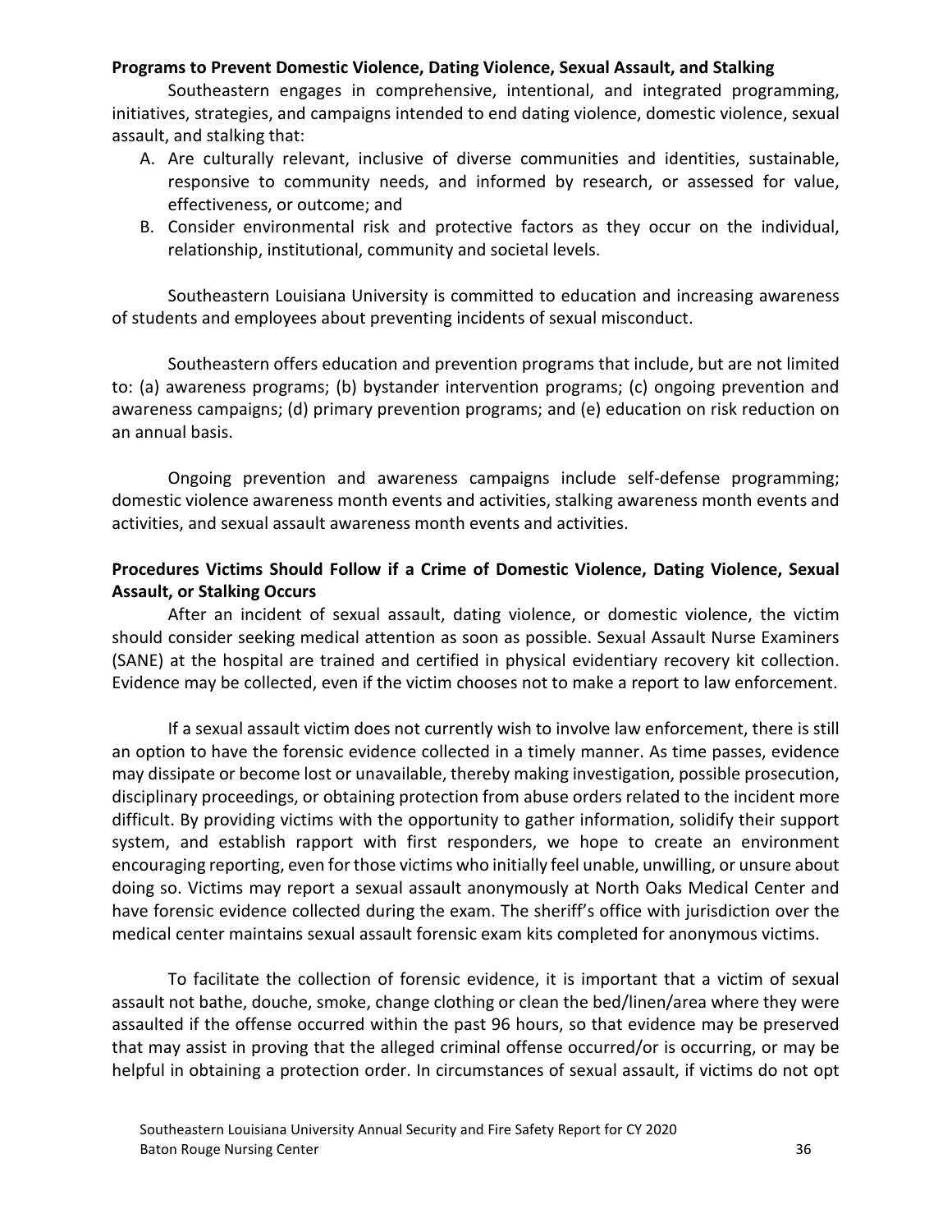**Programs to Prevent Domestic Violence, Dating Violence, Sexual Assault, and Stalking**

Southeastern engages in comprehensive, intentional, and integrated programming, initiatives, strategies, and campaigns intended to end dating violence, domestic violence, sexual assault, and stalking that:

A. Are culturally relevant, inclusive of diverse communities and identities, sustainable, responsive to community needs, and informed by research, or assessed for value, effectiveness, or outcome; and
B. Consider environmental risk and protective factors as they occur on the individual, relationship, institutional, community and societal levels.

Southeastern Louisiana University is committed to education and increasing awareness of students and employees about preventing incidents of sexual misconduct.

Southeastern offers education and prevention programs that include, but are not limited to: (a) awareness programs; (b) bystander intervention programs; (c) ongoing prevention and awareness campaigns; (d) primary prevention programs; and (e) education on risk reduction on an annual basis.

Ongoing prevention and awareness campaigns include self-defense programming; domestic violence awareness month events and activities, stalking awareness month events and activities, and sexual assault awareness month events and activities.

**Procedures Victims Should Follow if a Crime of Domestic Violence, Dating Violence, Sexual Assault, or Stalking Occurs**

After an incident of sexual assault, dating violence, or domestic violence, the victim should consider seeking medical attention as soon as possible. Sexual Assault Nurse Examiners (SANE) at the hospital are trained and certified in physical evidentiary recovery kit collection. Evidence may be collected, even if the victim chooses not to make a report to law enforcement.

If a sexual assault victim does not currently wish to involve law enforcement, there is still an option to have the forensic evidence collected in a timely manner. As time passes, evidence may dissipate or become lost or unavailable, thereby making investigation, possible prosecution, disciplinary proceedings, or obtaining protection from abuse orders related to the incident more difficult. By providing victims with the opportunity to gather information, solidify their support system, and establish rapport with first responders, we hope to create an environment encouraging reporting, even for those victims who initially feel unable, unwilling, or unsure about doing so. Victims may report a sexual assault anonymously at North Oaks Medical Center and have forensic evidence collected during the exam. The sheriff's office with jurisdiction over the medical center maintains sexual assault forensic exam kits completed for anonymous victims.

To facilitate the collection of forensic evidence, it is important that a victim of sexual assault not bathe, douche, smoke, change clothing or clean the bed/linen/area where they were assaulted if the offense occurred within the past 96 hours, so that evidence may be preserved that may assist in proving that the alleged criminal offense occurred/or is occurring, or may be helpful in obtaining a protection order. In circumstances of sexual assault, if victims do not opt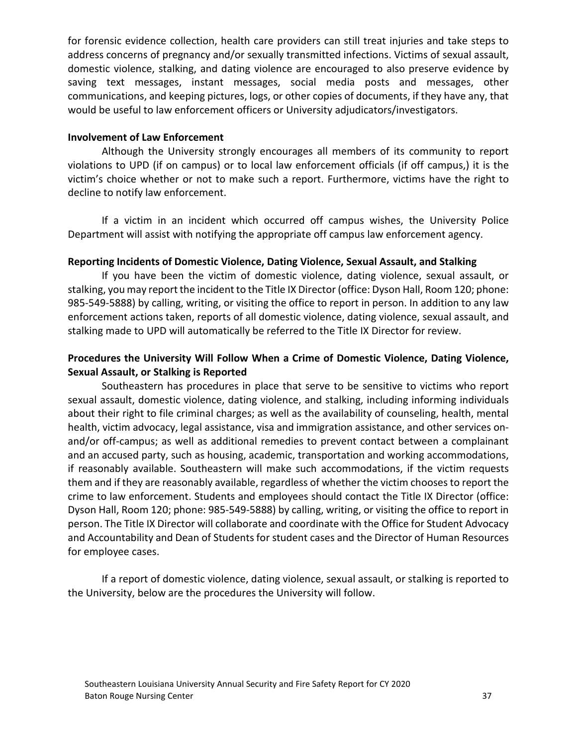for forensic evidence collection, health care providers can still treat injuries and take steps to address concerns of pregnancy and/or sexually transmitted infections. Victims of sexual assault, domestic violence, stalking, and dating violence are encouraged to also preserve evidence by saving text messages, instant messages, social media posts and messages, other communications, and keeping pictures, logs, or other copies of documents, if they have any, that would be useful to law enforcement officers or University adjudicators/investigators.

**Involvement of Law Enforcement**

Although the University strongly encourages all members of its community to report violations to UPD (if on campus) or to local law enforcement officials (if off campus,) it is the victim's choice whether or not to make such a report. Furthermore, victims have the right to decline to notify law enforcement.

If a victim in an incident which occurred off campus wishes, the University Police Department will assist with notifying the appropriate off campus law enforcement agency.

**Reporting Incidents of Domestic Violence, Dating Violence, Sexual Assault, and Stalking**

If you have been the victim of domestic violence, dating violence, sexual assault, or stalking, you may report the incident to the Title IX Director (office: Dyson Hall, Room 120; phone: 985-549-5888) by calling, writing, or visiting the office to report in person. In addition to any law enforcement actions taken, reports of all domestic violence, dating violence, sexual assault, and stalking made to UPD will automatically be referred to the Title IX Director for review.

**Procedures the University Will Follow When a Crime of Domestic Violence, Dating Violence, Sexual Assault, or Stalking is Reported**

Southeastern has procedures in place that serve to be sensitive to victims who report sexual assault, domestic violence, dating violence, and stalking, including informing individuals about their right to file criminal charges; as well as the availability of counseling, health, mental health, victim advocacy, legal assistance, visa and immigration assistance, and other services on- and/or off-campus; as well as additional remedies to prevent contact between a complainant and an accused party, such as housing, academic, transportation and working accommodations, if reasonably available. Southeastern will make such accommodations, if the victim requests them and if they are reasonably available, regardless of whether the victim chooses to report the crime to law enforcement. Students and employees should contact the Title IX Director (office: Dyson Hall, Room 120; phone: 985-549-5888) by calling, writing, or visiting the office to report in person. The Title IX Director will collaborate and coordinate with the Office for Student Advocacy and Accountability and Dean of Students for student cases and the Director of Human Resources for employee cases.

If a report of domestic violence, dating violence, sexual assault, or stalking is reported to the University, below are the procedures the University will follow.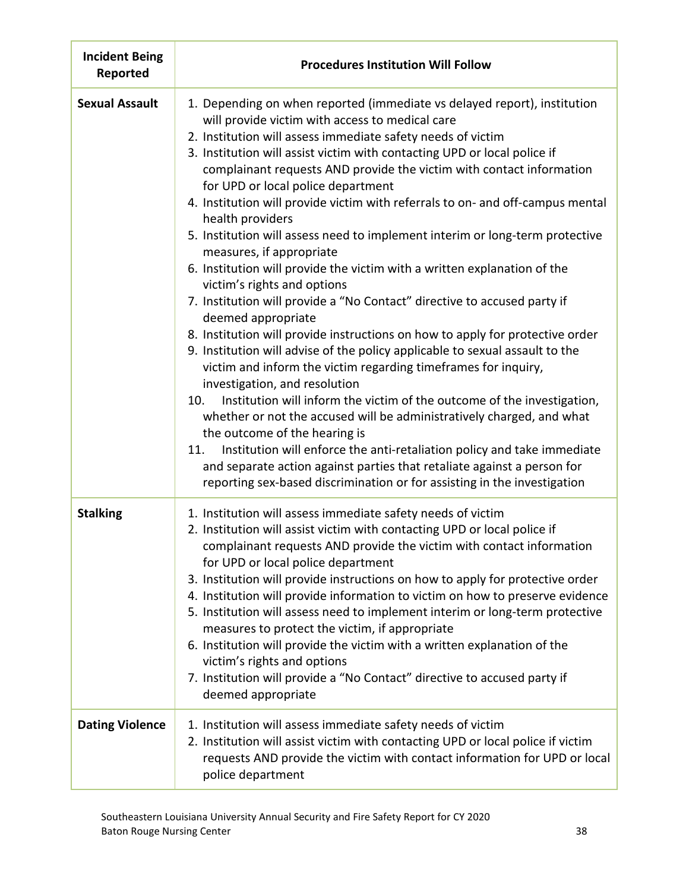| Incident Being Reported | Procedures Institution Will Follow |
|---|---|
| **Sexual Assault** | 1. Depending on when reported (immediate vs delayed report), institution will provide victim with access to medical care<br>2. Institution will assess immediate safety needs of victim<br>3. Institution will assist victim with contacting UPD or local police if complainant requests AND provide the victim with contact information for UPD or local police department<br>4. Institution will provide victim with referrals to on- and off-campus mental health providers<br>5. Institution will assess need to implement interim or long-term protective measures, if appropriate<br>6. Institution will provide the victim with a written explanation of the victim's rights and options<br>7. Institution will provide a "No Contact" directive to accused party if deemed appropriate<br>8. Institution will provide instructions on how to apply for protective order<br>9. Institution will advise of the policy applicable to sexual assault to the victim and inform the victim regarding timeframes for inquiry, investigation, and resolution<br>10. Institution will inform the victim of the outcome of the investigation, whether or not the accused will be administratively charged, and what the outcome of the hearing is<br>11. Institution will enforce the anti-retaliation policy and take immediate and separate action against parties that retaliate against a person for reporting sex-based discrimination or for assisting in the investigation |
| **Stalking** | 1. Institution will assess immediate safety needs of victim<br>2. Institution will assist victim with contacting UPD or local police if complainant requests AND provide the victim with contact information for UPD or local police department<br>3. Institution will provide instructions on how to apply for protective order<br>4. Institution will provide information to victim on how to preserve evidence<br>5. Institution will assess need to implement interim or long-term protective measures to protect the victim, if appropriate<br>6. Institution will provide the victim with a written explanation of the victim's rights and options<br>7. Institution will provide a "No Contact" directive to accused party if deemed appropriate |
| **Dating Violence** | 1. Institution will assess immediate safety needs of victim<br>2. Institution will assist victim with contacting UPD or local police if victim requests AND provide the victim with contact information for UPD or local police department |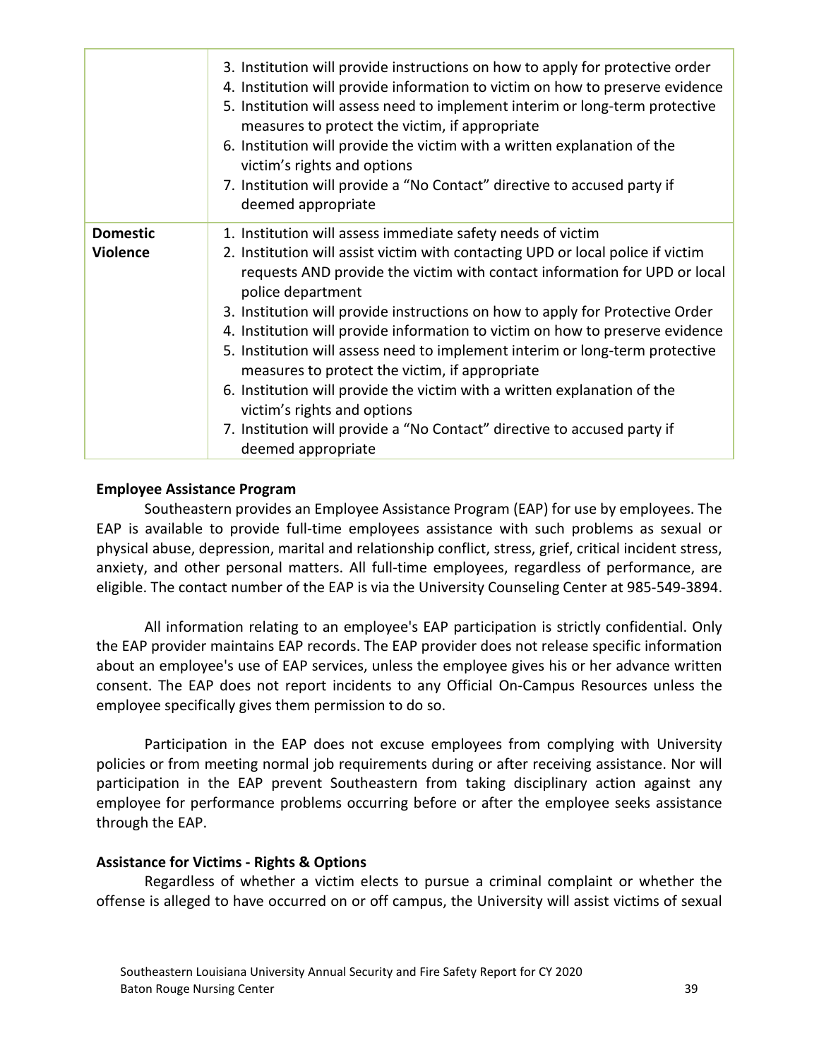| | |
|---|---|
| | 3. Institution will provide instructions on how to apply for protective order<br>4. Institution will provide information to victim on how to preserve evidence<br>5. Institution will assess need to implement interim or long-term protective measures to protect the victim, if appropriate<br>6. Institution will provide the victim with a written explanation of the victim's rights and options<br>7. Institution will provide a "No Contact" directive to accused party if deemed appropriate |
| **Domestic Violence** | 1. Institution will assess immediate safety needs of victim<br>2. Institution will assist victim with contacting UPD or local police if victim requests AND provide the victim with contact information for UPD or local police department<br>3. Institution will provide instructions on how to apply for Protective Order<br>4. Institution will provide information to victim on how to preserve evidence<br>5. Institution will assess need to implement interim or long-term protective measures to protect the victim, if appropriate<br>6. Institution will provide the victim with a written explanation of the victim's rights and options<br>7. Institution will provide a "No Contact" directive to accused party if deemed appropriate |

**Employee Assistance Program**

Southeastern provides an Employee Assistance Program (EAP) for use by employees. The EAP is available to provide full-time employees assistance with such problems as sexual or physical abuse, depression, marital and relationship conflict, stress, grief, critical incident stress, anxiety, and other personal matters. All full-time employees, regardless of performance, are eligible. The contact number of the EAP is via the University Counseling Center at 985-549-3894.

All information relating to an employee's EAP participation is strictly confidential. Only the EAP provider maintains EAP records. The EAP provider does not release specific information about an employee's use of EAP services, unless the employee gives his or her advance written consent. The EAP does not report incidents to any Official On-Campus Resources unless the employee specifically gives them permission to do so.

Participation in the EAP does not excuse employees from complying with University policies or from meeting normal job requirements during or after receiving assistance. Nor will participation in the EAP prevent Southeastern from taking disciplinary action against any employee for performance problems occurring before or after the employee seeks assistance through the EAP.

**Assistance for Victims - Rights & Options**

Regardless of whether a victim elects to pursue a criminal complaint or whether the offense is alleged to have occurred on or off campus, the University will assist victims of sexual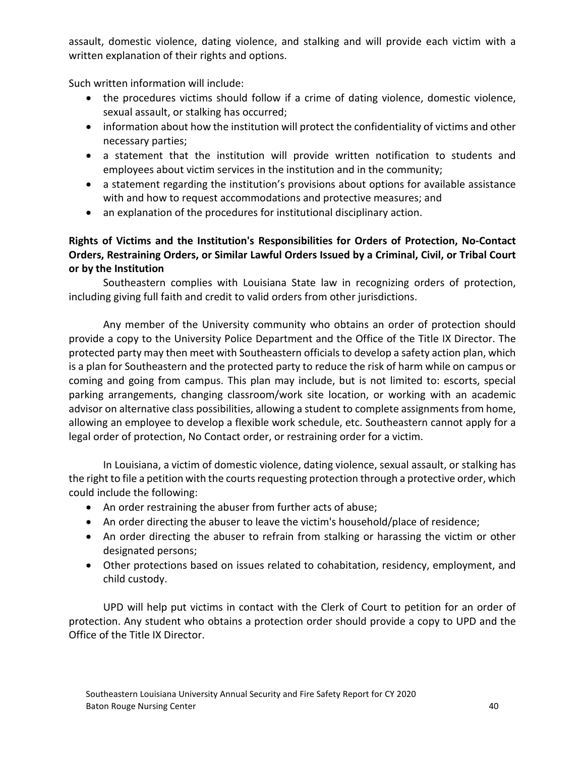assault, domestic violence, dating violence, and stalking and will provide each victim with a written explanation of their rights and options.

Such written information will include:

- the procedures victims should follow if a crime of dating violence, domestic violence, sexual assault, or stalking has occurred;
- information about how the institution will protect the confidentiality of victims and other necessary parties;
- a statement that the institution will provide written notification to students and employees about victim services in the institution and in the community;
- a statement regarding the institution's provisions about options for available assistance with and how to request accommodations and protective measures; and
- an explanation of the procedures for institutional disciplinary action.

**Rights of Victims and the Institution's Responsibilities for Orders of Protection, No-Contact Orders, Restraining Orders, or Similar Lawful Orders Issued by a Criminal, Civil, or Tribal Court or by the Institution**

Southeastern complies with Louisiana State law in recognizing orders of protection, including giving full faith and credit to valid orders from other jurisdictions.

Any member of the University community who obtains an order of protection should provide a copy to the University Police Department and the Office of the Title IX Director. The protected party may then meet with Southeastern officials to develop a safety action plan, which is a plan for Southeastern and the protected party to reduce the risk of harm while on campus or coming and going from campus. This plan may include, but is not limited to: escorts, special parking arrangements, changing classroom/work site location, or working with an academic advisor on alternative class possibilities, allowing a student to complete assignments from home, allowing an employee to develop a flexible work schedule, etc. Southeastern cannot apply for a legal order of protection, No Contact order, or restraining order for a victim.

In Louisiana, a victim of domestic violence, dating violence, sexual assault, or stalking has the right to file a petition with the courts requesting protection through a protective order, which could include the following:

- An order restraining the abuser from further acts of abuse;
- An order directing the abuser to leave the victim's household/place of residence;
- An order directing the abuser to refrain from stalking or harassing the victim or other designated persons;
- Other protections based on issues related to cohabitation, residency, employment, and child custody.

UPD will help put victims in contact with the Clerk of Court to petition for an order of protection. Any student who obtains a protection order should provide a copy to UPD and the Office of the Title IX Director.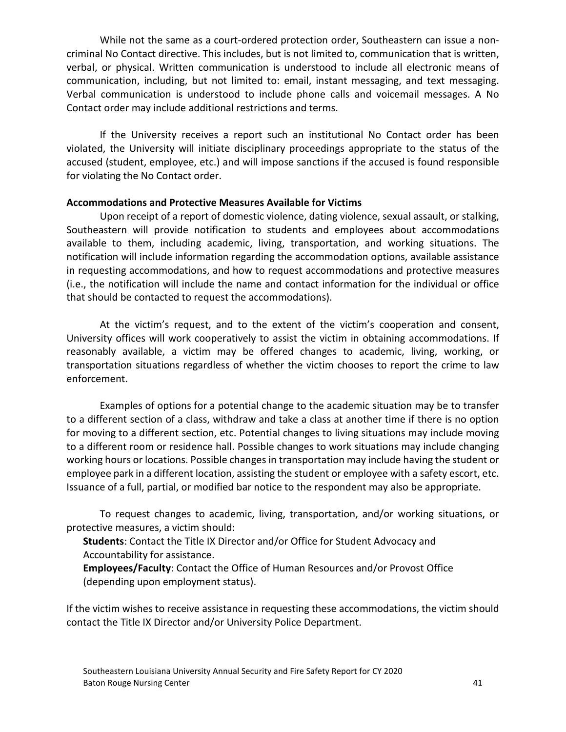While not the same as a court-ordered protection order, Southeastern can issue a non-criminal No Contact directive. This includes, but is not limited to, communication that is written, verbal, or physical. Written communication is understood to include all electronic means of communication, including, but not limited to: email, instant messaging, and text messaging. Verbal communication is understood to include phone calls and voicemail messages. A No Contact order may include additional restrictions and terms.

If the University receives a report such an institutional No Contact order has been violated, the University will initiate disciplinary proceedings appropriate to the status of the accused (student, employee, etc.) and will impose sanctions if the accused is found responsible for violating the No Contact order.

**Accommodations and Protective Measures Available for Victims**

Upon receipt of a report of domestic violence, dating violence, sexual assault, or stalking, Southeastern will provide notification to students and employees about accommodations available to them, including academic, living, transportation, and working situations. The notification will include information regarding the accommodation options, available assistance in requesting accommodations, and how to request accommodations and protective measures (i.e., the notification will include the name and contact information for the individual or office that should be contacted to request the accommodations).

At the victim's request, and to the extent of the victim's cooperation and consent, University offices will work cooperatively to assist the victim in obtaining accommodations. If reasonably available, a victim may be offered changes to academic, living, working, or transportation situations regardless of whether the victim chooses to report the crime to law enforcement.

Examples of options for a potential change to the academic situation may be to transfer to a different section of a class, withdraw and take a class at another time if there is no option for moving to a different section, etc. Potential changes to living situations may include moving to a different room or residence hall. Possible changes to work situations may include changing working hours or locations. Possible changes in transportation may include having the student or employee park in a different location, assisting the student or employee with a safety escort, etc. Issuance of a full, partial, or modified bar notice to the respondent may also be appropriate.

To request changes to academic, living, transportation, and/or working situations, or protective measures, a victim should:

**Students**: Contact the Title IX Director and/or Office for Student Advocacy and Accountability for assistance.

**Employees/Faculty**: Contact the Office of Human Resources and/or Provost Office (depending upon employment status).

If the victim wishes to receive assistance in requesting these accommodations, the victim should contact the Title IX Director and/or University Police Department.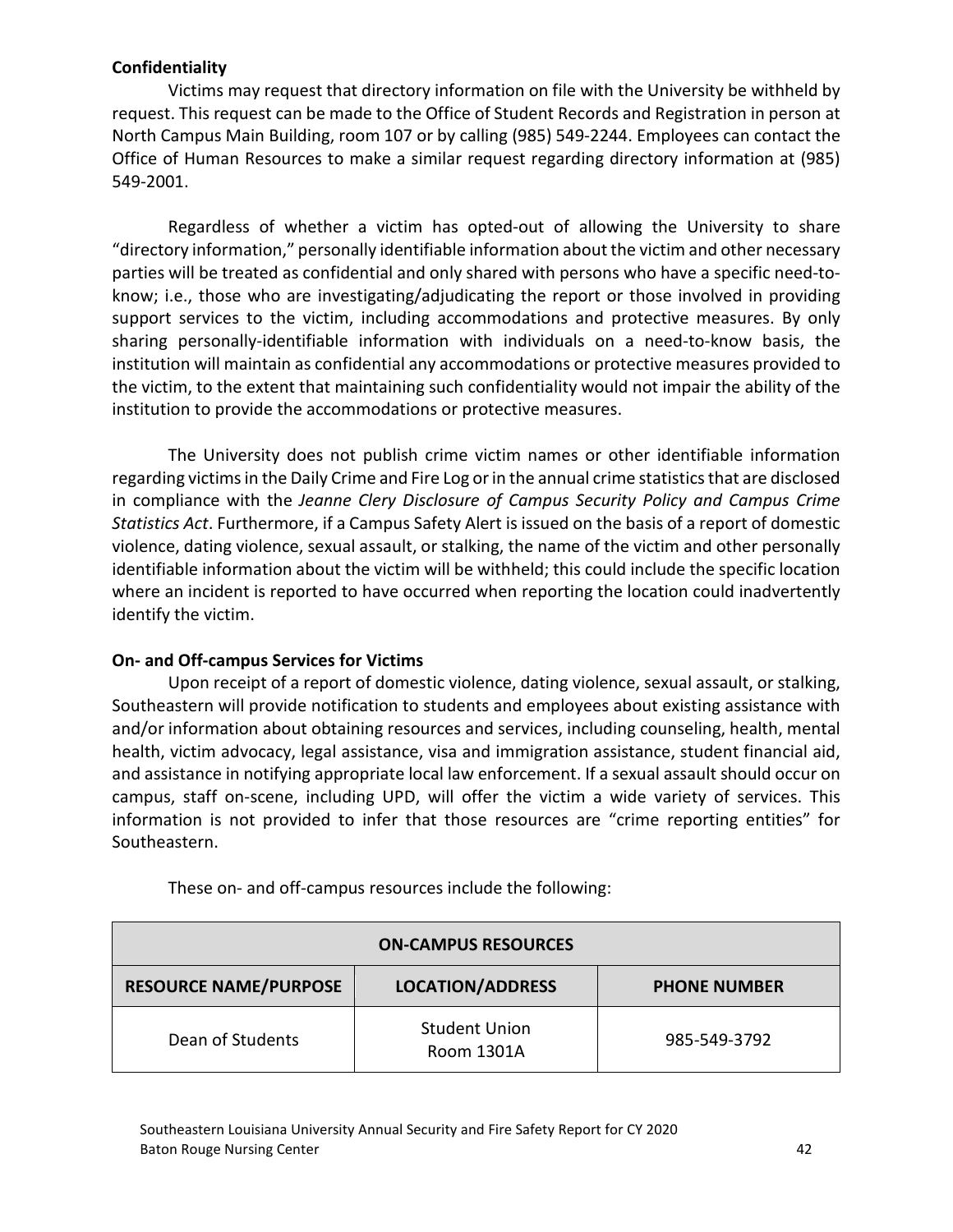**Confidentiality**

Victims may request that directory information on file with the University be withheld by request. This request can be made to the Office of Student Records and Registration in person at North Campus Main Building, room 107 or by calling (985) 549-2244. Employees can contact the Office of Human Resources to make a similar request regarding directory information at (985) 549-2001.

Regardless of whether a victim has opted-out of allowing the University to share "directory information," personally identifiable information about the victim and other necessary parties will be treated as confidential and only shared with persons who have a specific need-to-know; i.e., those who are investigating/adjudicating the report or those involved in providing support services to the victim, including accommodations and protective measures. By only sharing personally-identifiable information with individuals on a need-to-know basis, the institution will maintain as confidential any accommodations or protective measures provided to the victim, to the extent that maintaining such confidentiality would not impair the ability of the institution to provide the accommodations or protective measures.

The University does not publish crime victim names or other identifiable information regarding victims in the Daily Crime and Fire Log or in the annual crime statistics that are disclosed in compliance with the *Jeanne Clery Disclosure of Campus Security Policy and Campus Crime Statistics Act*. Furthermore, if a Campus Safety Alert is issued on the basis of a report of domestic violence, dating violence, sexual assault, or stalking, the name of the victim and other personally identifiable information about the victim will be withheld; this could include the specific location where an incident is reported to have occurred when reporting the location could inadvertently identify the victim.

**On- and Off-campus Services for Victims**

Upon receipt of a report of domestic violence, dating violence, sexual assault, or stalking, Southeastern will provide notification to students and employees about existing assistance with and/or information about obtaining resources and services, including counseling, health, mental health, victim advocacy, legal assistance, visa and immigration assistance, student financial aid, and assistance in notifying appropriate local law enforcement. If a sexual assault should occur on campus, staff on-scene, including UPD, will offer the victim a wide variety of services. This information is not provided to infer that those resources are "crime reporting entities" for Southeastern.

These on- and off-campus resources include the following:

| ON-CAMPUS RESOURCES | | |
|---|---|---|
| **RESOURCE NAME/PURPOSE** | **LOCATION/ADDRESS** | **PHONE NUMBER** |
| Dean of Students | Student Union Room 1301A | 985-549-3792 |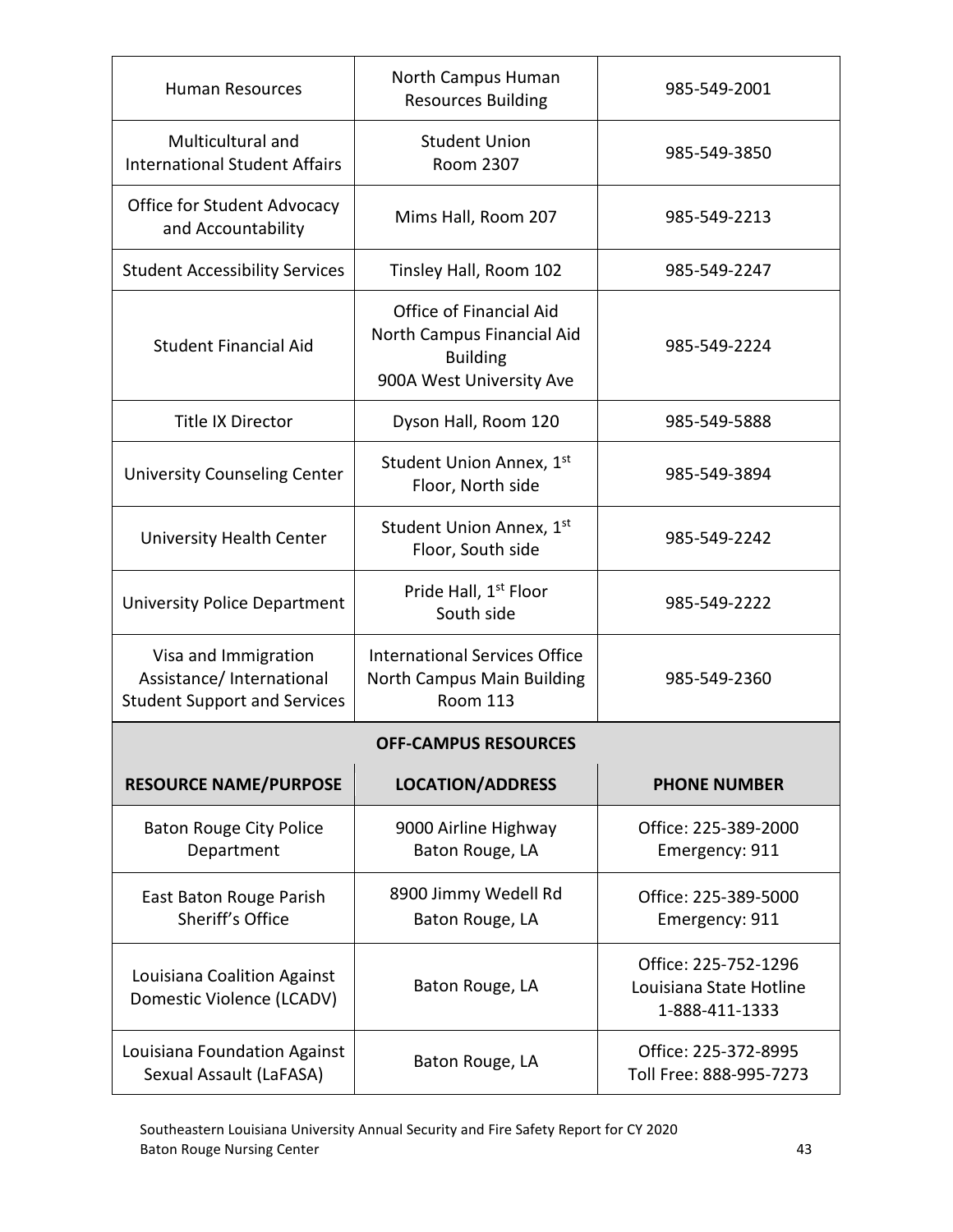| | | |
|---|---|---|
| Human Resources | North Campus Human Resources Building | 985-549-2001 |
| Multicultural and International Student Affairs | Student Union Room 2307 | 985-549-3850 |
| Office for Student Advocacy and Accountability | Mims Hall, Room 207 | 985-549-2213 |
| Student Accessibility Services | Tinsley Hall, Room 102 | 985-549-2247 |
| Student Financial Aid | Office of Financial Aid North Campus Financial Aid Building 900A West University Ave | 985-549-2224 |
| Title IX Director | Dyson Hall, Room 120 | 985-549-5888 |
| University Counseling Center | Student Union Annex, 1st Floor, North side | 985-549-3894 |
| University Health Center | Student Union Annex, 1st Floor, South side | 985-549-2242 |
| University Police Department | Pride Hall, 1st Floor South side | 985-549-2222 |
| Visa and Immigration Assistance/ International Student Support and Services | International Services Office North Campus Main Building Room 113 | 985-549-2360 |

**OFF-CAMPUS RESOURCES**

| RESOURCE NAME/PURPOSE | LOCATION/ADDRESS | PHONE NUMBER |
|---|---|---|
| Baton Rouge City Police Department | 9000 Airline Highway Baton Rouge, LA | Office: 225-389-2000 Emergency: 911 |
| East Baton Rouge Parish Sheriff's Office | 8900 Jimmy Wedell Rd Baton Rouge, LA | Office: 225-389-5000 Emergency: 911 |
| Louisiana Coalition Against Domestic Violence (LCADV) | Baton Rouge, LA | Office: 225-752-1296 Louisiana State Hotline 1-888-411-1333 |
| Louisiana Foundation Against Sexual Assault (LaFASA) | Baton Rouge, LA | Office: 225-372-8995 Toll Free: 888-995-7273 |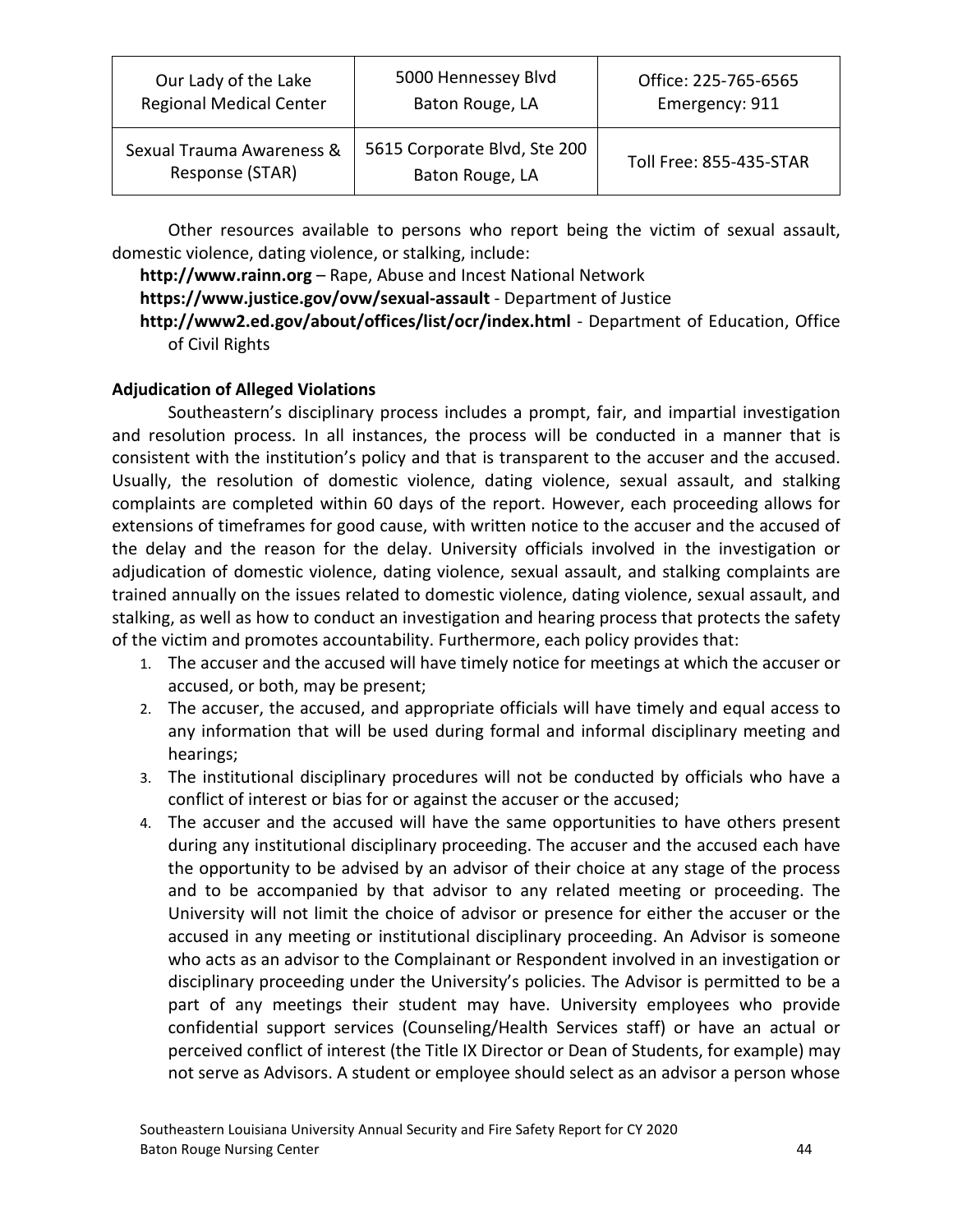| Our Lady of the Lake Regional Medical Center | 5000 Hennessey Blvd Baton Rouge, LA | Office: 225-765-6565 Emergency: 911 |
|---|---|---|
| Sexual Trauma Awareness & Response (STAR) | 5615 Corporate Blvd, Ste 200 Baton Rouge, LA | Toll Free: 855-435-STAR |

Other resources available to persons who report being the victim of sexual assault, domestic violence, dating violence, or stalking, include:

**http://www.rainn.org** – Rape, Abuse and Incest National Network
**https://www.justice.gov/ovw/sexual-assault** - Department of Justice
**http://www2.ed.gov/about/offices/list/ocr/index.html** - Department of Education, Office of Civil Rights

**Adjudication of Alleged Violations**

Southeastern's disciplinary process includes a prompt, fair, and impartial investigation and resolution process. In all instances, the process will be conducted in a manner that is consistent with the institution's policy and that is transparent to the accuser and the accused. Usually, the resolution of domestic violence, dating violence, sexual assault, and stalking complaints are completed within 60 days of the report. However, each proceeding allows for extensions of timeframes for good cause, with written notice to the accuser and the accused of the delay and the reason for the delay. University officials involved in the investigation or adjudication of domestic violence, dating violence, sexual assault, and stalking complaints are trained annually on the issues related to domestic violence, dating violence, sexual assault, and stalking, as well as how to conduct an investigation and hearing process that protects the safety of the victim and promotes accountability. Furthermore, each policy provides that:

1. The accuser and the accused will have timely notice for meetings at which the accuser or accused, or both, may be present;
2. The accuser, the accused, and appropriate officials will have timely and equal access to any information that will be used during formal and informal disciplinary meeting and hearings;
3. The institutional disciplinary procedures will not be conducted by officials who have a conflict of interest or bias for or against the accuser or the accused;
4. The accuser and the accused will have the same opportunities to have others present during any institutional disciplinary proceeding. The accuser and the accused each have the opportunity to be advised by an advisor of their choice at any stage of the process and to be accompanied by that advisor to any related meeting or proceeding. The University will not limit the choice of advisor or presence for either the accuser or the accused in any meeting or institutional disciplinary proceeding. An Advisor is someone who acts as an advisor to the Complainant or Respondent involved in an investigation or disciplinary proceeding under the University's policies. The Advisor is permitted to be a part of any meetings their student may have. University employees who provide confidential support services (Counseling/Health Services staff) or have an actual or perceived conflict of interest (the Title IX Director or Dean of Students, for example) may not serve as Advisors. A student or employee should select as an advisor a person whose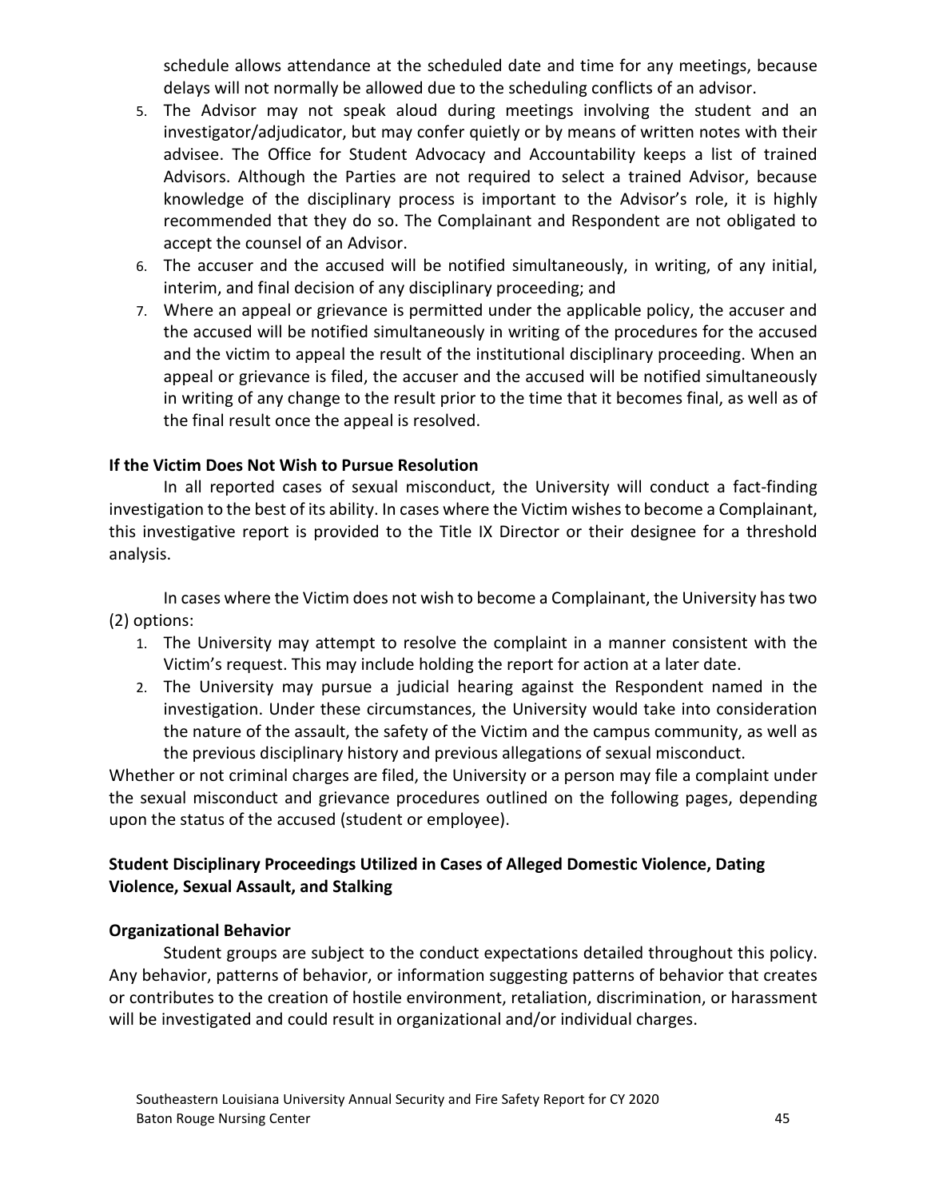schedule allows attendance at the scheduled date and time for any meetings, because delays will not normally be allowed due to the scheduling conflicts of an advisor.

5. The Advisor may not speak aloud during meetings involving the student and an investigator/adjudicator, but may confer quietly or by means of written notes with their advisee. The Office for Student Advocacy and Accountability keeps a list of trained Advisors. Although the Parties are not required to select a trained Advisor, because knowledge of the disciplinary process is important to the Advisor's role, it is highly recommended that they do so. The Complainant and Respondent are not obligated to accept the counsel of an Advisor.
6. The accuser and the accused will be notified simultaneously, in writing, of any initial, interim, and final decision of any disciplinary proceeding; and
7. Where an appeal or grievance is permitted under the applicable policy, the accuser and the accused will be notified simultaneously in writing of the procedures for the accused and the victim to appeal the result of the institutional disciplinary proceeding. When an appeal or grievance is filed, the accuser and the accused will be notified simultaneously in writing of any change to the result prior to the time that it becomes final, as well as of the final result once the appeal is resolved.

**If the Victim Does Not Wish to Pursue Resolution**

In all reported cases of sexual misconduct, the University will conduct a fact-finding investigation to the best of its ability. In cases where the Victim wishes to become a Complainant, this investigative report is provided to the Title IX Director or their designee for a threshold analysis.

In cases where the Victim does not wish to become a Complainant, the University has two (2) options:

1. The University may attempt to resolve the complaint in a manner consistent with the Victim's request. This may include holding the report for action at a later date.
2. The University may pursue a judicial hearing against the Respondent named in the investigation. Under these circumstances, the University would take into consideration the nature of the assault, the safety of the Victim and the campus community, as well as the previous disciplinary history and previous allegations of sexual misconduct.

Whether or not criminal charges are filed, the University or a person may file a complaint under the sexual misconduct and grievance procedures outlined on the following pages, depending upon the status of the accused (student or employee).

**Student Disciplinary Proceedings Utilized in Cases of Alleged Domestic Violence, Dating Violence, Sexual Assault, and Stalking**

**Organizational Behavior**

Student groups are subject to the conduct expectations detailed throughout this policy. Any behavior, patterns of behavior, or information suggesting patterns of behavior that creates or contributes to the creation of hostile environment, retaliation, discrimination, or harassment will be investigated and could result in organizational and/or individual charges.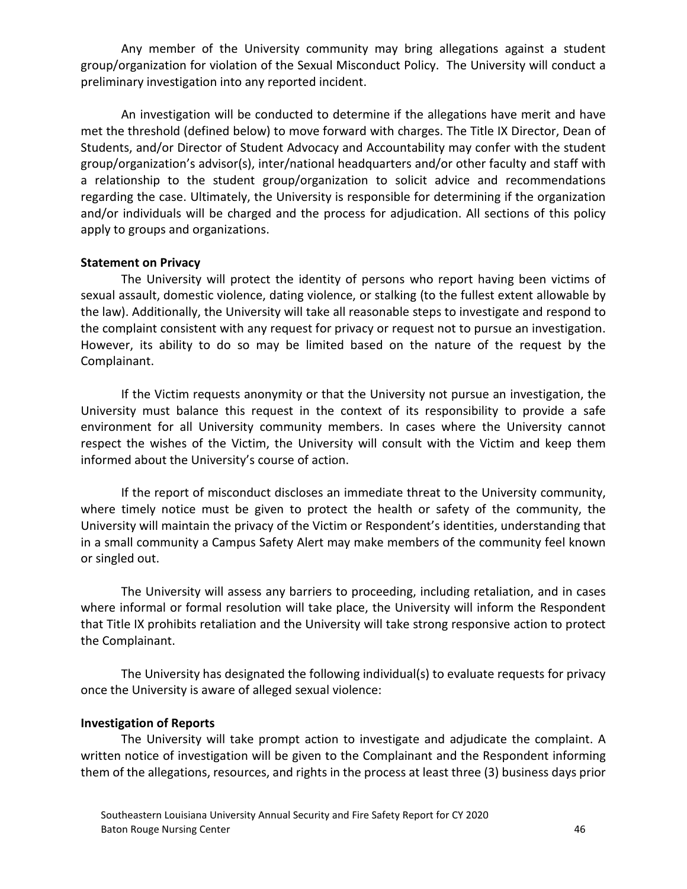Any member of the University community may bring allegations against a student group/organization for violation of the Sexual Misconduct Policy. The University will conduct a preliminary investigation into any reported incident.

An investigation will be conducted to determine if the allegations have merit and have met the threshold (defined below) to move forward with charges. The Title IX Director, Dean of Students, and/or Director of Student Advocacy and Accountability may confer with the student group/organization's advisor(s), inter/national headquarters and/or other faculty and staff with a relationship to the student group/organization to solicit advice and recommendations regarding the case. Ultimately, the University is responsible for determining if the organization and/or individuals will be charged and the process for adjudication. All sections of this policy apply to groups and organizations.

**Statement on Privacy**

The University will protect the identity of persons who report having been victims of sexual assault, domestic violence, dating violence, or stalking (to the fullest extent allowable by the law). Additionally, the University will take all reasonable steps to investigate and respond to the complaint consistent with any request for privacy or request not to pursue an investigation. However, its ability to do so may be limited based on the nature of the request by the Complainant.

If the Victim requests anonymity or that the University not pursue an investigation, the University must balance this request in the context of its responsibility to provide a safe environment for all University community members. In cases where the University cannot respect the wishes of the Victim, the University will consult with the Victim and keep them informed about the University's course of action.

If the report of misconduct discloses an immediate threat to the University community, where timely notice must be given to protect the health or safety of the community, the University will maintain the privacy of the Victim or Respondent's identities, understanding that in a small community a Campus Safety Alert may make members of the community feel known or singled out.

The University will assess any barriers to proceeding, including retaliation, and in cases where informal or formal resolution will take place, the University will inform the Respondent that Title IX prohibits retaliation and the University will take strong responsive action to protect the Complainant.

The University has designated the following individual(s) to evaluate requests for privacy once the University is aware of alleged sexual violence:

**Investigation of Reports**

The University will take prompt action to investigate and adjudicate the complaint. A written notice of investigation will be given to the Complainant and the Respondent informing them of the allegations, resources, and rights in the process at least three (3) business days prior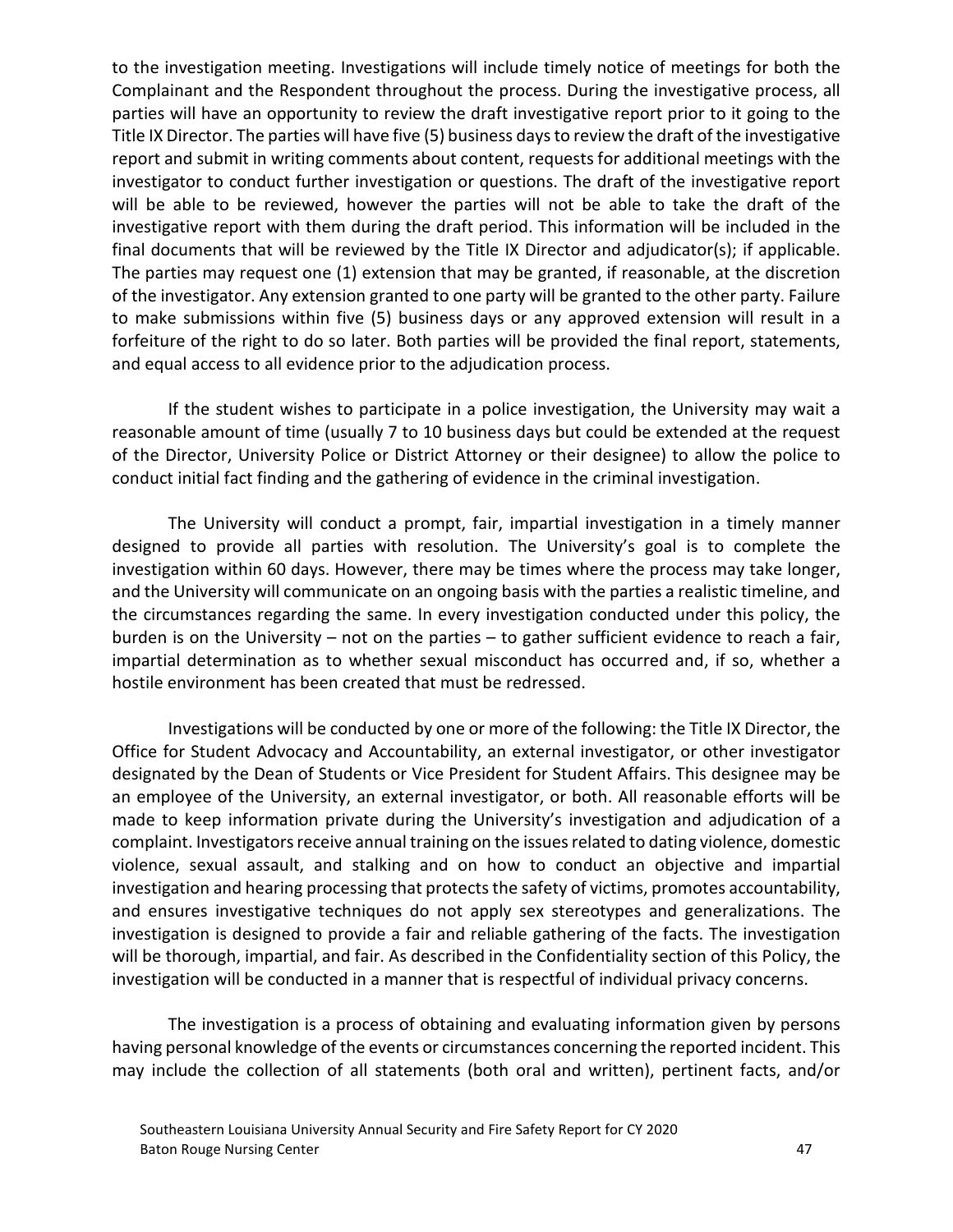to the investigation meeting. Investigations will include timely notice of meetings for both the Complainant and the Respondent throughout the process. During the investigative process, all parties will have an opportunity to review the draft investigative report prior to it going to the Title IX Director. The parties will have five (5) business days to review the draft of the investigative report and submit in writing comments about content, requests for additional meetings with the investigator to conduct further investigation or questions. The draft of the investigative report will be able to be reviewed, however the parties will not be able to take the draft of the investigative report with them during the draft period. This information will be included in the final documents that will be reviewed by the Title IX Director and adjudicator(s); if applicable. The parties may request one (1) extension that may be granted, if reasonable, at the discretion of the investigator. Any extension granted to one party will be granted to the other party. Failure to make submissions within five (5) business days or any approved extension will result in a forfeiture of the right to do so later. Both parties will be provided the final report, statements, and equal access to all evidence prior to the adjudication process.

If the student wishes to participate in a police investigation, the University may wait a reasonable amount of time (usually 7 to 10 business days but could be extended at the request of the Director, University Police or District Attorney or their designee) to allow the police to conduct initial fact finding and the gathering of evidence in the criminal investigation.

The University will conduct a prompt, fair, impartial investigation in a timely manner designed to provide all parties with resolution. The University's goal is to complete the investigation within 60 days. However, there may be times where the process may take longer, and the University will communicate on an ongoing basis with the parties a realistic timeline, and the circumstances regarding the same. In every investigation conducted under this policy, the burden is on the University – not on the parties – to gather sufficient evidence to reach a fair, impartial determination as to whether sexual misconduct has occurred and, if so, whether a hostile environment has been created that must be redressed.

Investigations will be conducted by one or more of the following: the Title IX Director, the Office for Student Advocacy and Accountability, an external investigator, or other investigator designated by the Dean of Students or Vice President for Student Affairs. This designee may be an employee of the University, an external investigator, or both. All reasonable efforts will be made to keep information private during the University's investigation and adjudication of a complaint. Investigators receive annual training on the issues related to dating violence, domestic violence, sexual assault, and stalking and on how to conduct an objective and impartial investigation and hearing processing that protects the safety of victims, promotes accountability, and ensures investigative techniques do not apply sex stereotypes and generalizations. The investigation is designed to provide a fair and reliable gathering of the facts. The investigation will be thorough, impartial, and fair. As described in the Confidentiality section of this Policy, the investigation will be conducted in a manner that is respectful of individual privacy concerns.

The investigation is a process of obtaining and evaluating information given by persons having personal knowledge of the events or circumstances concerning the reported incident. This may include the collection of all statements (both oral and written), pertinent facts, and/or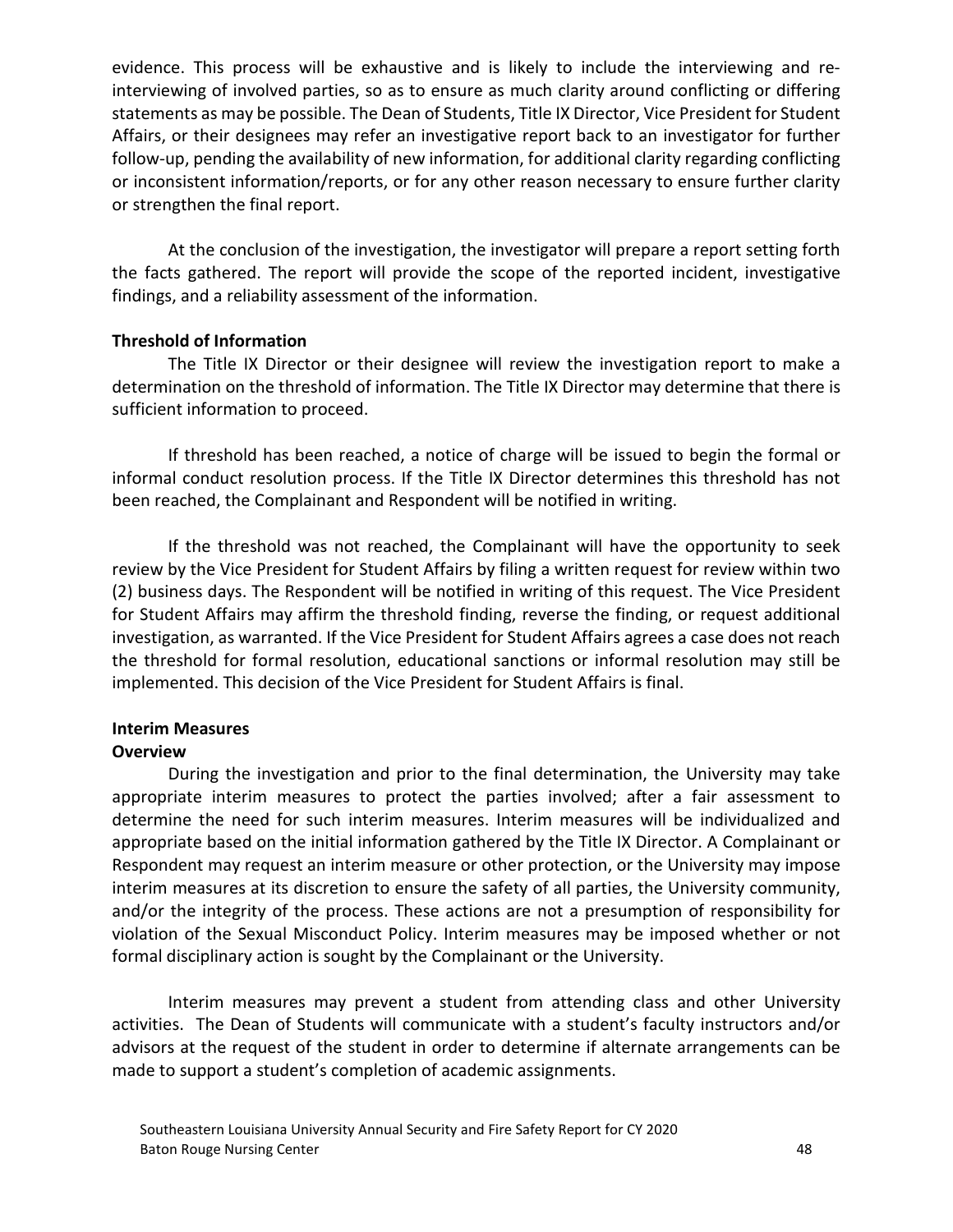evidence. This process will be exhaustive and is likely to include the interviewing and re-interviewing of involved parties, so as to ensure as much clarity around conflicting or differing statements as may be possible. The Dean of Students, Title IX Director, Vice President for Student Affairs, or their designees may refer an investigative report back to an investigator for further follow-up, pending the availability of new information, for additional clarity regarding conflicting or inconsistent information/reports, or for any other reason necessary to ensure further clarity or strengthen the final report.

At the conclusion of the investigation, the investigator will prepare a report setting forth the facts gathered. The report will provide the scope of the reported incident, investigative findings, and a reliability assessment of the information.

**Threshold of Information**

The Title IX Director or their designee will review the investigation report to make a determination on the threshold of information. The Title IX Director may determine that there is sufficient information to proceed.

If threshold has been reached, a notice of charge will be issued to begin the formal or informal conduct resolution process. If the Title IX Director determines this threshold has not been reached, the Complainant and Respondent will be notified in writing.

If the threshold was not reached, the Complainant will have the opportunity to seek review by the Vice President for Student Affairs by filing a written request for review within two (2) business days. The Respondent will be notified in writing of this request. The Vice President for Student Affairs may affirm the threshold finding, reverse the finding, or request additional investigation, as warranted. If the Vice President for Student Affairs agrees a case does not reach the threshold for formal resolution, educational sanctions or informal resolution may still be implemented. This decision of the Vice President for Student Affairs is final.

**Interim Measures**

**Overview**

During the investigation and prior to the final determination, the University may take appropriate interim measures to protect the parties involved; after a fair assessment to determine the need for such interim measures. Interim measures will be individualized and appropriate based on the initial information gathered by the Title IX Director. A Complainant or Respondent may request an interim measure or other protection, or the University may impose interim measures at its discretion to ensure the safety of all parties, the University community, and/or the integrity of the process. These actions are not a presumption of responsibility for violation of the Sexual Misconduct Policy. Interim measures may be imposed whether or not formal disciplinary action is sought by the Complainant or the University.

Interim measures may prevent a student from attending class and other University activities. The Dean of Students will communicate with a student's faculty instructors and/or advisors at the request of the student in order to determine if alternate arrangements can be made to support a student's completion of academic assignments.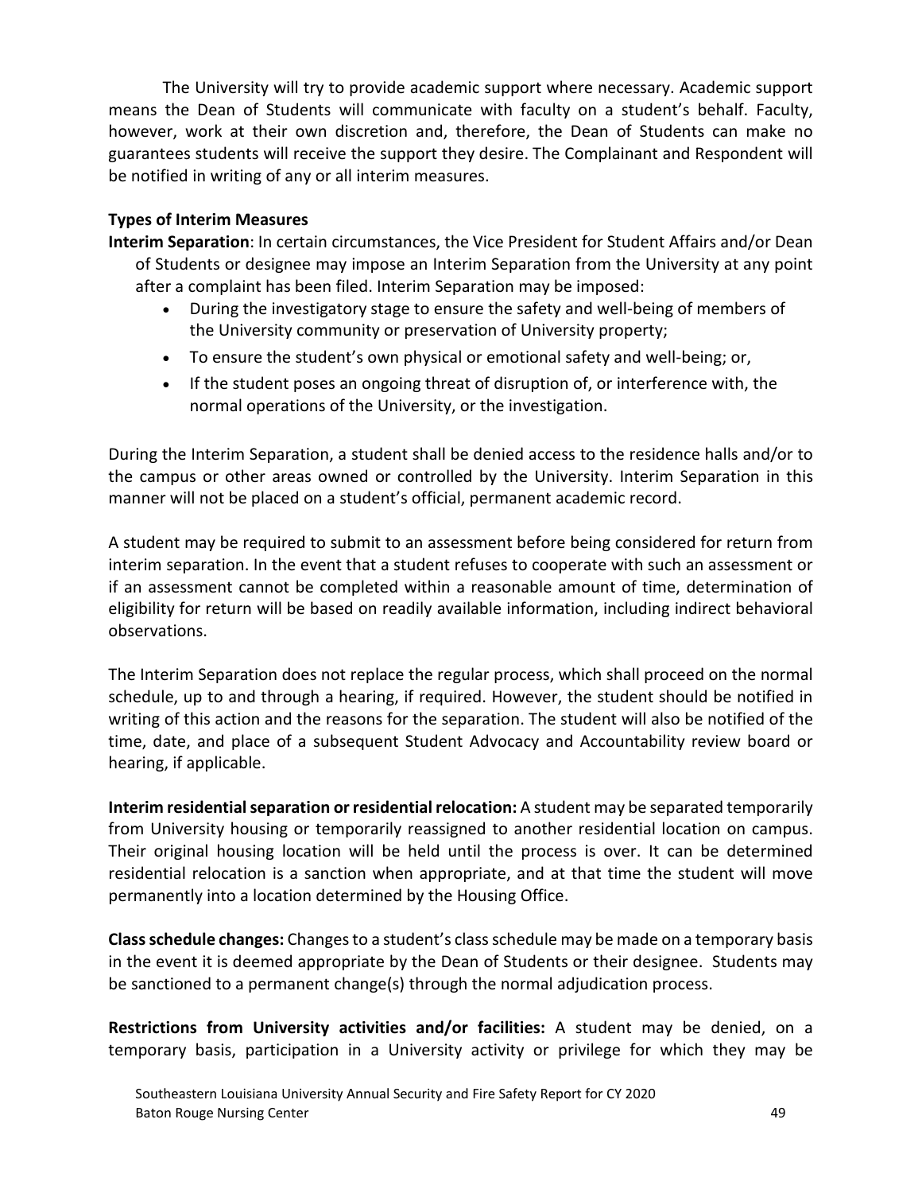The University will try to provide academic support where necessary. Academic support means the Dean of Students will communicate with faculty on a student's behalf. Faculty, however, work at their own discretion and, therefore, the Dean of Students can make no guarantees students will receive the support they desire. The Complainant and Respondent will be notified in writing of any or all interim measures.

**Types of Interim Measures**

**Interim Separation**: In certain circumstances, the Vice President for Student Affairs and/or Dean of Students or designee may impose an Interim Separation from the University at any point after a complaint has been filed. Interim Separation may be imposed:

- During the investigatory stage to ensure the safety and well-being of members of the University community or preservation of University property;
- To ensure the student's own physical or emotional safety and well-being; or,
- If the student poses an ongoing threat of disruption of, or interference with, the normal operations of the University, or the investigation.

During the Interim Separation, a student shall be denied access to the residence halls and/or to the campus or other areas owned or controlled by the University. Interim Separation in this manner will not be placed on a student's official, permanent academic record.

A student may be required to submit to an assessment before being considered for return from interim separation. In the event that a student refuses to cooperate with such an assessment or if an assessment cannot be completed within a reasonable amount of time, determination of eligibility for return will be based on readily available information, including indirect behavioral observations.

The Interim Separation does not replace the regular process, which shall proceed on the normal schedule, up to and through a hearing, if required. However, the student should be notified in writing of this action and the reasons for the separation. The student will also be notified of the time, date, and place of a subsequent Student Advocacy and Accountability review board or hearing, if applicable.

**Interim residential separation or residential relocation:** A student may be separated temporarily from University housing or temporarily reassigned to another residential location on campus. Their original housing location will be held until the process is over. It can be determined residential relocation is a sanction when appropriate, and at that time the student will move permanently into a location determined by the Housing Office.

**Class schedule changes:** Changes to a student's class schedule may be made on a temporary basis in the event it is deemed appropriate by the Dean of Students or their designee. Students may be sanctioned to a permanent change(s) through the normal adjudication process.

**Restrictions from University activities and/or facilities:** A student may be denied, on a temporary basis, participation in a University activity or privilege for which they may be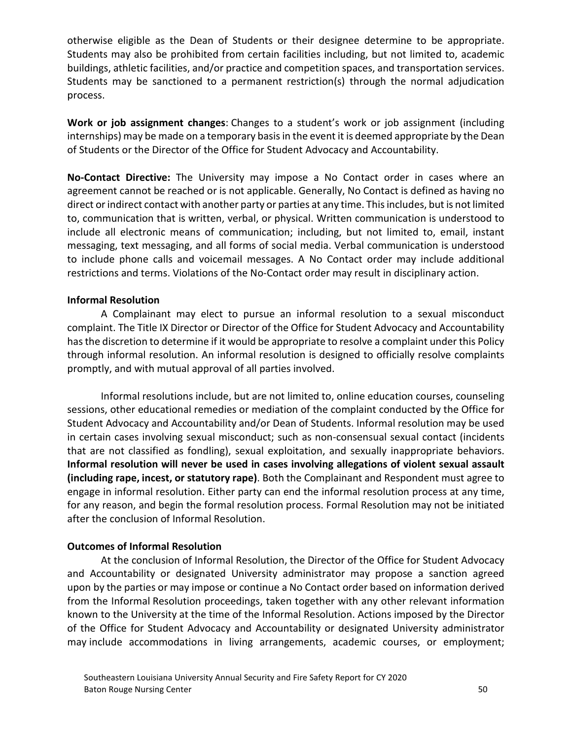otherwise eligible as the Dean of Students or their designee determine to be appropriate. Students may also be prohibited from certain facilities including, but not limited to, academic buildings, athletic facilities, and/or practice and competition spaces, and transportation services. Students may be sanctioned to a permanent restriction(s) through the normal adjudication process.

**Work or job assignment changes**: Changes to a student's work or job assignment (including internships) may be made on a temporary basis in the event it is deemed appropriate by the Dean of Students or the Director of the Office for Student Advocacy and Accountability.

**No-Contact Directive:** The University may impose a No Contact order in cases where an agreement cannot be reached or is not applicable. Generally, No Contact is defined as having no direct or indirect contact with another party or parties at any time. This includes, but is not limited to, communication that is written, verbal, or physical. Written communication is understood to include all electronic means of communication; including, but not limited to, email, instant messaging, text messaging, and all forms of social media. Verbal communication is understood to include phone calls and voicemail messages. A No Contact order may include additional restrictions and terms. Violations of the No-Contact order may result in disciplinary action.

**Informal Resolution**

A Complainant may elect to pursue an informal resolution to a sexual misconduct complaint. The Title IX Director or Director of the Office for Student Advocacy and Accountability has the discretion to determine if it would be appropriate to resolve a complaint under this Policy through informal resolution. An informal resolution is designed to officially resolve complaints promptly, and with mutual approval of all parties involved.

Informal resolutions include, but are not limited to, online education courses, counseling sessions, other educational remedies or mediation of the complaint conducted by the Office for Student Advocacy and Accountability and/or Dean of Students. Informal resolution may be used in certain cases involving sexual misconduct; such as non-consensual sexual contact (incidents that are not classified as fondling), sexual exploitation, and sexually inappropriate behaviors. **Informal resolution will never be used in cases involving allegations of violent sexual assault (including rape, incest, or statutory rape)**. Both the Complainant and Respondent must agree to engage in informal resolution. Either party can end the informal resolution process at any time, for any reason, and begin the formal resolution process. Formal Resolution may not be initiated after the conclusion of Informal Resolution.

**Outcomes of Informal Resolution**

At the conclusion of Informal Resolution, the Director of the Office for Student Advocacy and Accountability or designated University administrator may propose a sanction agreed upon by the parties or may impose or continue a No Contact order based on information derived from the Informal Resolution proceedings, taken together with any other relevant information known to the University at the time of the Informal Resolution. Actions imposed by the Director of the Office for Student Advocacy and Accountability or designated University administrator may include accommodations in living arrangements, academic courses, or employment;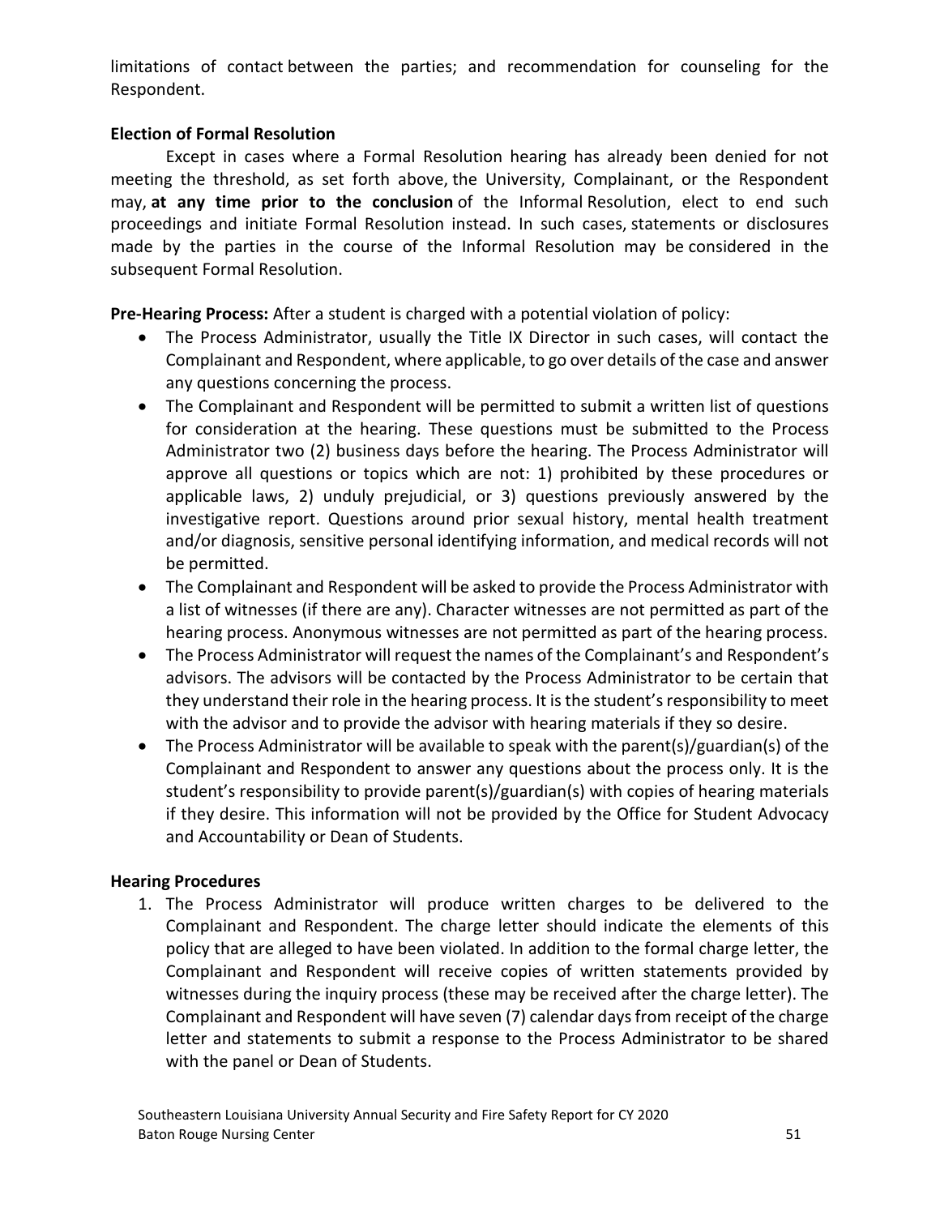limitations of contact between the parties; and recommendation for counseling for the Respondent.

**Election of Formal Resolution**

Except in cases where a Formal Resolution hearing has already been denied for not meeting the threshold, as set forth above, the University, Complainant, or the Respondent may, **at any time prior to the conclusion** of the Informal Resolution, elect to end such proceedings and initiate Formal Resolution instead. In such cases, statements or disclosures made by the parties in the course of the Informal Resolution may be considered in the subsequent Formal Resolution.

**Pre-Hearing Process:** After a student is charged with a potential violation of policy:

- The Process Administrator, usually the Title IX Director in such cases, will contact the Complainant and Respondent, where applicable, to go over details of the case and answer any questions concerning the process.
- The Complainant and Respondent will be permitted to submit a written list of questions for consideration at the hearing. These questions must be submitted to the Process Administrator two (2) business days before the hearing. The Process Administrator will approve all questions or topics which are not: 1) prohibited by these procedures or applicable laws, 2) unduly prejudicial, or 3) questions previously answered by the investigative report. Questions around prior sexual history, mental health treatment and/or diagnosis, sensitive personal identifying information, and medical records will not be permitted.
- The Complainant and Respondent will be asked to provide the Process Administrator with a list of witnesses (if there are any). Character witnesses are not permitted as part of the hearing process. Anonymous witnesses are not permitted as part of the hearing process.
- The Process Administrator will request the names of the Complainant's and Respondent's advisors. The advisors will be contacted by the Process Administrator to be certain that they understand their role in the hearing process. It is the student's responsibility to meet with the advisor and to provide the advisor with hearing materials if they so desire.
- The Process Administrator will be available to speak with the parent(s)/guardian(s) of the Complainant and Respondent to answer any questions about the process only. It is the student's responsibility to provide parent(s)/guardian(s) with copies of hearing materials if they desire. This information will not be provided by the Office for Student Advocacy and Accountability or Dean of Students.

**Hearing Procedures**

1. The Process Administrator will produce written charges to be delivered to the Complainant and Respondent. The charge letter should indicate the elements of this policy that are alleged to have been violated. In addition to the formal charge letter, the Complainant and Respondent will receive copies of written statements provided by witnesses during the inquiry process (these may be received after the charge letter). The Complainant and Respondent will have seven (7) calendar days from receipt of the charge letter and statements to submit a response to the Process Administrator to be shared with the panel or Dean of Students.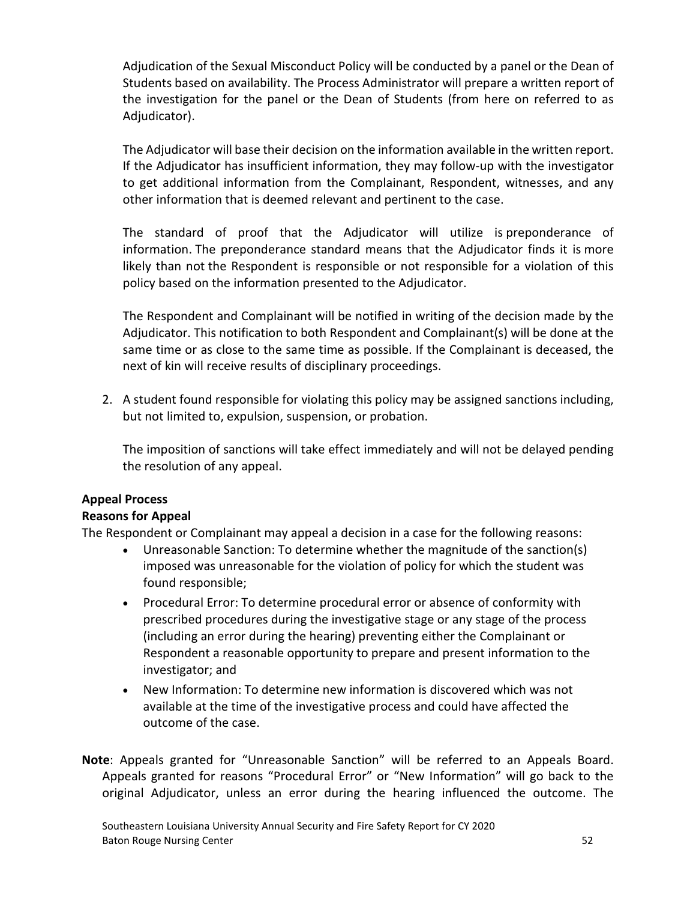Adjudication of the Sexual Misconduct Policy will be conducted by a panel or the Dean of Students based on availability. The Process Administrator will prepare a written report of the investigation for the panel or the Dean of Students (from here on referred to as Adjudicator).

The Adjudicator will base their decision on the information available in the written report. If the Adjudicator has insufficient information, they may follow-up with the investigator to get additional information from the Complainant, Respondent, witnesses, and any other information that is deemed relevant and pertinent to the case.

The standard of proof that the Adjudicator will utilize is preponderance of information. The preponderance standard means that the Adjudicator finds it is more likely than not the Respondent is responsible or not responsible for a violation of this policy based on the information presented to the Adjudicator.

The Respondent and Complainant will be notified in writing of the decision made by the Adjudicator. This notification to both Respondent and Complainant(s) will be done at the same time or as close to the same time as possible. If the Complainant is deceased, the next of kin will receive results of disciplinary proceedings.

2. A student found responsible for violating this policy may be assigned sanctions including, but not limited to, expulsion, suspension, or probation.

   The imposition of sanctions will take effect immediately and will not be delayed pending the resolution of any appeal.

**Appeal Process**

**Reasons for Appeal**

The Respondent or Complainant may appeal a decision in a case for the following reasons:

- Unreasonable Sanction: To determine whether the magnitude of the sanction(s) imposed was unreasonable for the violation of policy for which the student was found responsible;
- Procedural Error: To determine procedural error or absence of conformity with prescribed procedures during the investigative stage or any stage of the process (including an error during the hearing) preventing either the Complainant or Respondent a reasonable opportunity to prepare and present information to the investigator; and
- New Information: To determine new information is discovered which was not available at the time of the investigative process and could have affected the outcome of the case.

**Note**: Appeals granted for "Unreasonable Sanction" will be referred to an Appeals Board. Appeals granted for reasons "Procedural Error" or "New Information" will go back to the original Adjudicator, unless an error during the hearing influenced the outcome. The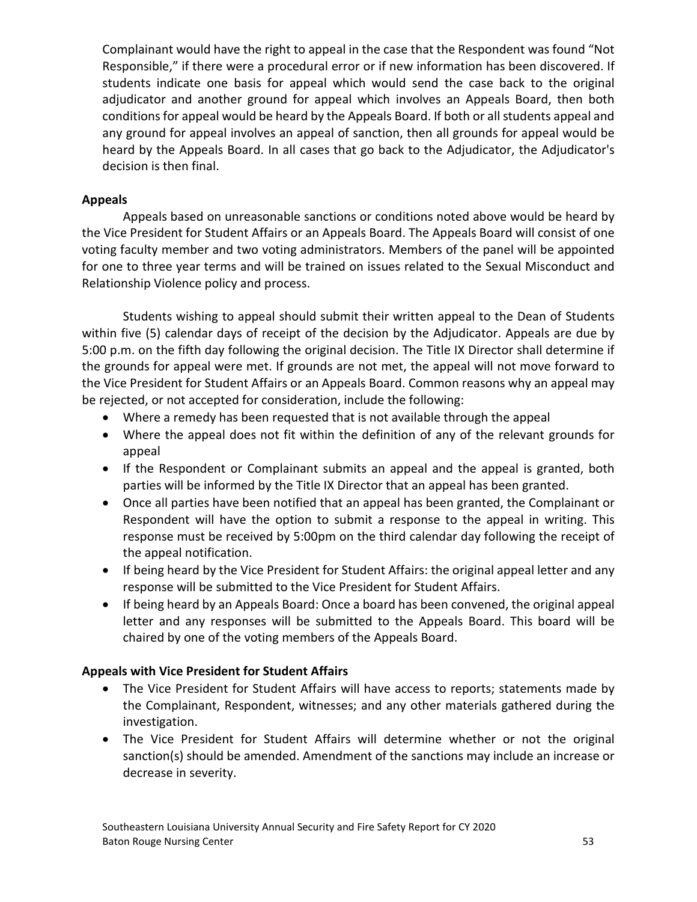Complainant would have the right to appeal in the case that the Respondent was found "Not Responsible," if there were a procedural error or if new information has been discovered. If students indicate one basis for appeal which would send the case back to the original adjudicator and another ground for appeal which involves an Appeals Board, then both conditions for appeal would be heard by the Appeals Board. If both or all students appeal and any ground for appeal involves an appeal of sanction, then all grounds for appeal would be heard by the Appeals Board. In all cases that go back to the Adjudicator, the Adjudicator's decision is then final.

**Appeals**

Appeals based on unreasonable sanctions or conditions noted above would be heard by the Vice President for Student Affairs or an Appeals Board. The Appeals Board will consist of one voting faculty member and two voting administrators. Members of the panel will be appointed for one to three year terms and will be trained on issues related to the Sexual Misconduct and Relationship Violence policy and process.

Students wishing to appeal should submit their written appeal to the Dean of Students within five (5) calendar days of receipt of the decision by the Adjudicator. Appeals are due by 5:00 p.m. on the fifth day following the original decision. The Title IX Director shall determine if the grounds for appeal were met. If grounds are not met, the appeal will not move forward to the Vice President for Student Affairs or an Appeals Board. Common reasons why an appeal may be rejected, or not accepted for consideration, include the following:

- Where a remedy has been requested that is not available through the appeal
- Where the appeal does not fit within the definition of any of the relevant grounds for appeal
- If the Respondent or Complainant submits an appeal and the appeal is granted, both parties will be informed by the Title IX Director that an appeal has been granted.
- Once all parties have been notified that an appeal has been granted, the Complainant or Respondent will have the option to submit a response to the appeal in writing. This response must be received by 5:00pm on the third calendar day following the receipt of the appeal notification.
- If being heard by the Vice President for Student Affairs: the original appeal letter and any response will be submitted to the Vice President for Student Affairs.
- If being heard by an Appeals Board: Once a board has been convened, the original appeal letter and any responses will be submitted to the Appeals Board. This board will be chaired by one of the voting members of the Appeals Board.

**Appeals with Vice President for Student Affairs**

- The Vice President for Student Affairs will have access to reports; statements made by the Complainant, Respondent, witnesses; and any other materials gathered during the investigation.
- The Vice President for Student Affairs will determine whether or not the original sanction(s) should be amended. Amendment of the sanctions may include an increase or decrease in severity.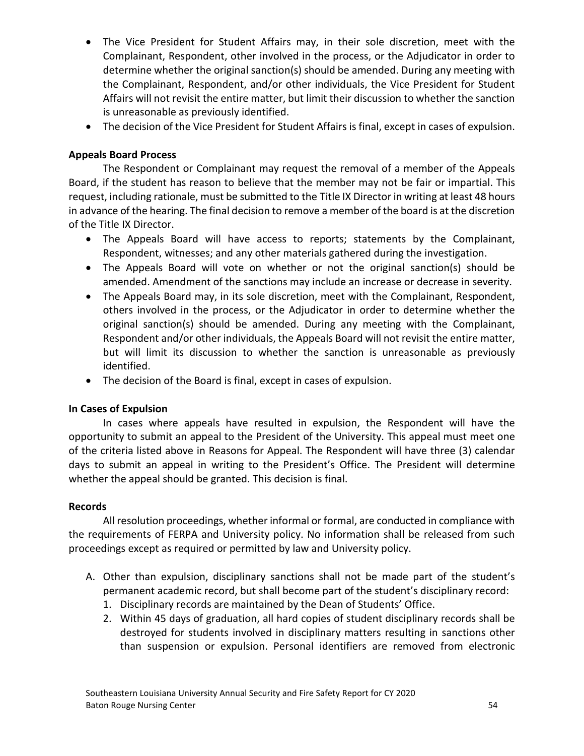- The Vice President for Student Affairs may, in their sole discretion, meet with the Complainant, Respondent, other involved in the process, or the Adjudicator in order to determine whether the original sanction(s) should be amended. During any meeting with the Complainant, Respondent, and/or other individuals, the Vice President for Student Affairs will not revisit the entire matter, but limit their discussion to whether the sanction is unreasonable as previously identified.
- The decision of the Vice President for Student Affairs is final, except in cases of expulsion.

**Appeals Board Process**

The Respondent or Complainant may request the removal of a member of the Appeals Board, if the student has reason to believe that the member may not be fair or impartial. This request, including rationale, must be submitted to the Title IX Director in writing at least 48 hours in advance of the hearing. The final decision to remove a member of the board is at the discretion of the Title IX Director.

- The Appeals Board will have access to reports; statements by the Complainant, Respondent, witnesses; and any other materials gathered during the investigation.
- The Appeals Board will vote on whether or not the original sanction(s) should be amended. Amendment of the sanctions may include an increase or decrease in severity.
- The Appeals Board may, in its sole discretion, meet with the Complainant, Respondent, others involved in the process, or the Adjudicator in order to determine whether the original sanction(s) should be amended. During any meeting with the Complainant, Respondent and/or other individuals, the Appeals Board will not revisit the entire matter, but will limit its discussion to whether the sanction is unreasonable as previously identified.
- The decision of the Board is final, except in cases of expulsion.

**In Cases of Expulsion**

In cases where appeals have resulted in expulsion, the Respondent will have the opportunity to submit an appeal to the President of the University. This appeal must meet one of the criteria listed above in Reasons for Appeal. The Respondent will have three (3) calendar days to submit an appeal in writing to the President's Office. The President will determine whether the appeal should be granted. This decision is final.

**Records**

All resolution proceedings, whether informal or formal, are conducted in compliance with the requirements of FERPA and University policy. No information shall be released from such proceedings except as required or permitted by law and University policy.

A. Other than expulsion, disciplinary sanctions shall not be made part of the student's permanent academic record, but shall become part of the student's disciplinary record:
   1. Disciplinary records are maintained by the Dean of Students' Office.
   2. Within 45 days of graduation, all hard copies of student disciplinary records shall be destroyed for students involved in disciplinary matters resulting in sanctions other than suspension or expulsion. Personal identifiers are removed from electronic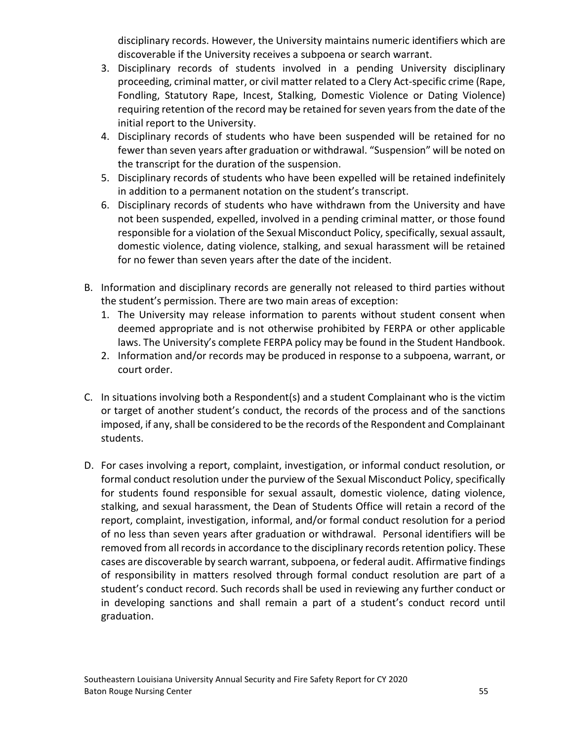disciplinary records. However, the University maintains numeric identifiers which are discoverable if the University receives a subpoena or search warrant.

3. Disciplinary records of students involved in a pending University disciplinary proceeding, criminal matter, or civil matter related to a Clery Act-specific crime (Rape, Fondling, Statutory Rape, Incest, Stalking, Domestic Violence or Dating Violence) requiring retention of the record may be retained for seven years from the date of the initial report to the University.
4. Disciplinary records of students who have been suspended will be retained for no fewer than seven years after graduation or withdrawal. "Suspension" will be noted on the transcript for the duration of the suspension.
5. Disciplinary records of students who have been expelled will be retained indefinitely in addition to a permanent notation on the student's transcript.
6. Disciplinary records of students who have withdrawn from the University and have not been suspended, expelled, involved in a pending criminal matter, or those found responsible for a violation of the Sexual Misconduct Policy, specifically, sexual assault, domestic violence, dating violence, stalking, and sexual harassment will be retained for no fewer than seven years after the date of the incident.

B. Information and disciplinary records are generally not released to third parties without the student's permission. There are two main areas of exception:
   1. The University may release information to parents without student consent when deemed appropriate and is not otherwise prohibited by FERPA or other applicable laws. The University's complete FERPA policy may be found in the Student Handbook.
   2. Information and/or records may be produced in response to a subpoena, warrant, or court order.

C. In situations involving both a Respondent(s) and a student Complainant who is the victim or target of another student's conduct, the records of the process and of the sanctions imposed, if any, shall be considered to be the records of the Respondent and Complainant students.

D. For cases involving a report, complaint, investigation, or informal conduct resolution, or formal conduct resolution under the purview of the Sexual Misconduct Policy, specifically for students found responsible for sexual assault, domestic violence, dating violence, stalking, and sexual harassment, the Dean of Students Office will retain a record of the report, complaint, investigation, informal, and/or formal conduct resolution for a period of no less than seven years after graduation or withdrawal. Personal identifiers will be removed from all records in accordance to the disciplinary records retention policy. These cases are discoverable by search warrant, subpoena, or federal audit. Affirmative findings of responsibility in matters resolved through formal conduct resolution are part of a student's conduct record. Such records shall be used in reviewing any further conduct or in developing sanctions and shall remain a part of a student's conduct record until graduation.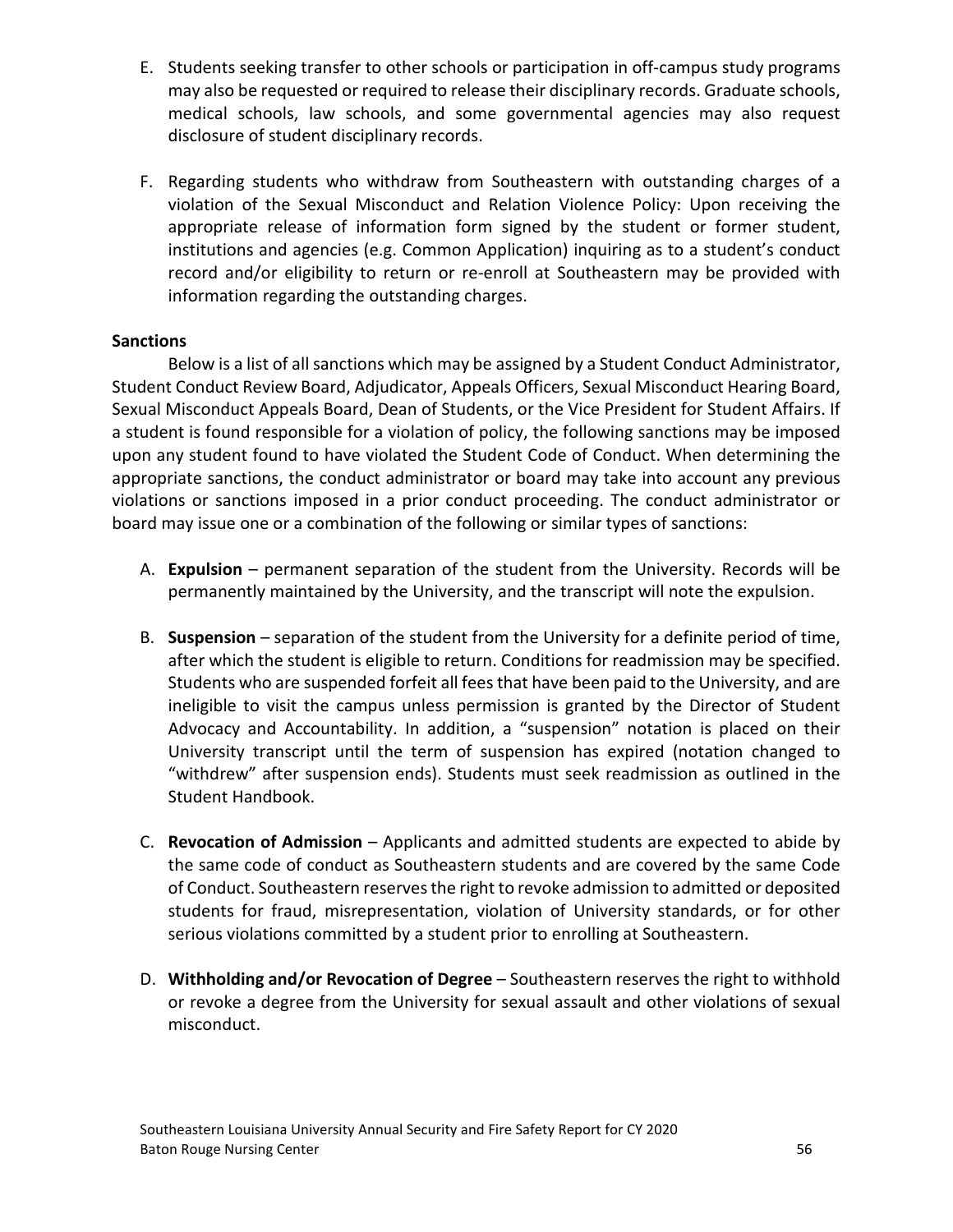E. Students seeking transfer to other schools or participation in off-campus study programs may also be requested or required to release their disciplinary records. Graduate schools, medical schools, law schools, and some governmental agencies may also request disclosure of student disciplinary records.

F. Regarding students who withdraw from Southeastern with outstanding charges of a violation of the Sexual Misconduct and Relation Violence Policy: Upon receiving the appropriate release of information form signed by the student or former student, institutions and agencies (e.g. Common Application) inquiring as to a student's conduct record and/or eligibility to return or re-enroll at Southeastern may be provided with information regarding the outstanding charges.

**Sanctions**

Below is a list of all sanctions which may be assigned by a Student Conduct Administrator, Student Conduct Review Board, Adjudicator, Appeals Officers, Sexual Misconduct Hearing Board, Sexual Misconduct Appeals Board, Dean of Students, or the Vice President for Student Affairs. If a student is found responsible for a violation of policy, the following sanctions may be imposed upon any student found to have violated the Student Code of Conduct. When determining the appropriate sanctions, the conduct administrator or board may take into account any previous violations or sanctions imposed in a prior conduct proceeding. The conduct administrator or board may issue one or a combination of the following or similar types of sanctions:

A. **Expulsion** – permanent separation of the student from the University. Records will be permanently maintained by the University, and the transcript will note the expulsion.

B. **Suspension** – separation of the student from the University for a definite period of time, after which the student is eligible to return. Conditions for readmission may be specified. Students who are suspended forfeit all fees that have been paid to the University, and are ineligible to visit the campus unless permission is granted by the Director of Student Advocacy and Accountability. In addition, a "suspension" notation is placed on their University transcript until the term of suspension has expired (notation changed to "withdrew" after suspension ends). Students must seek readmission as outlined in the Student Handbook.

C. **Revocation of Admission** – Applicants and admitted students are expected to abide by the same code of conduct as Southeastern students and are covered by the same Code of Conduct. Southeastern reserves the right to revoke admission to admitted or deposited students for fraud, misrepresentation, violation of University standards, or for other serious violations committed by a student prior to enrolling at Southeastern.

D. **Withholding and/or Revocation of Degree** – Southeastern reserves the right to withhold or revoke a degree from the University for sexual assault and other violations of sexual misconduct.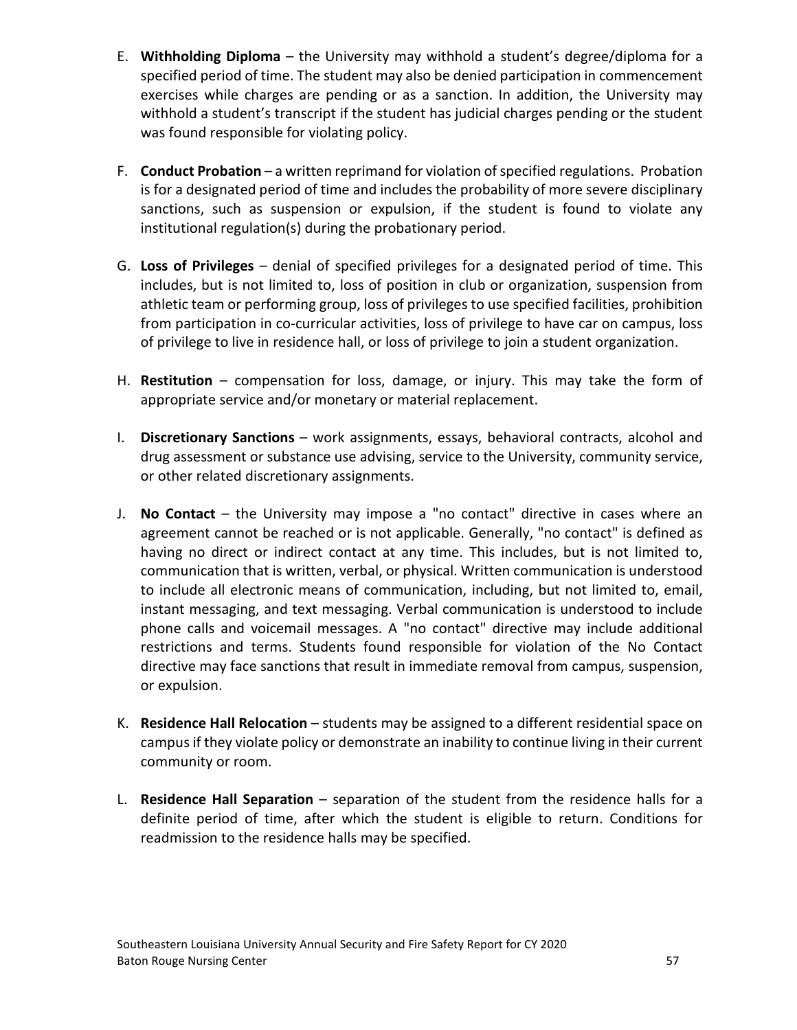E. **Withholding Diploma** – the University may withhold a student's degree/diploma for a specified period of time. The student may also be denied participation in commencement exercises while charges are pending or as a sanction. In addition, the University may withhold a student's transcript if the student has judicial charges pending or the student was found responsible for violating policy.

F. **Conduct Probation** – a written reprimand for violation of specified regulations. Probation is for a designated period of time and includes the probability of more severe disciplinary sanctions, such as suspension or expulsion, if the student is found to violate any institutional regulation(s) during the probationary period.

G. **Loss of Privileges** – denial of specified privileges for a designated period of time. This includes, but is not limited to, loss of position in club or organization, suspension from athletic team or performing group, loss of privileges to use specified facilities, prohibition from participation in co-curricular activities, loss of privilege to have car on campus, loss of privilege to live in residence hall, or loss of privilege to join a student organization.

H. **Restitution** – compensation for loss, damage, or injury. This may take the form of appropriate service and/or monetary or material replacement.

I. **Discretionary Sanctions** – work assignments, essays, behavioral contracts, alcohol and drug assessment or substance use advising, service to the University, community service, or other related discretionary assignments.

J. **No Contact** – the University may impose a "no contact" directive in cases where an agreement cannot be reached or is not applicable. Generally, "no contact" is defined as having no direct or indirect contact at any time. This includes, but is not limited to, communication that is written, verbal, or physical. Written communication is understood to include all electronic means of communication, including, but not limited to, email, instant messaging, and text messaging. Verbal communication is understood to include phone calls and voicemail messages. A "no contact" directive may include additional restrictions and terms. Students found responsible for violation of the No Contact directive may face sanctions that result in immediate removal from campus, suspension, or expulsion.

K. **Residence Hall Relocation** – students may be assigned to a different residential space on campus if they violate policy or demonstrate an inability to continue living in their current community or room.

L. **Residence Hall Separation** – separation of the student from the residence halls for a definite period of time, after which the student is eligible to return. Conditions for readmission to the residence halls may be specified.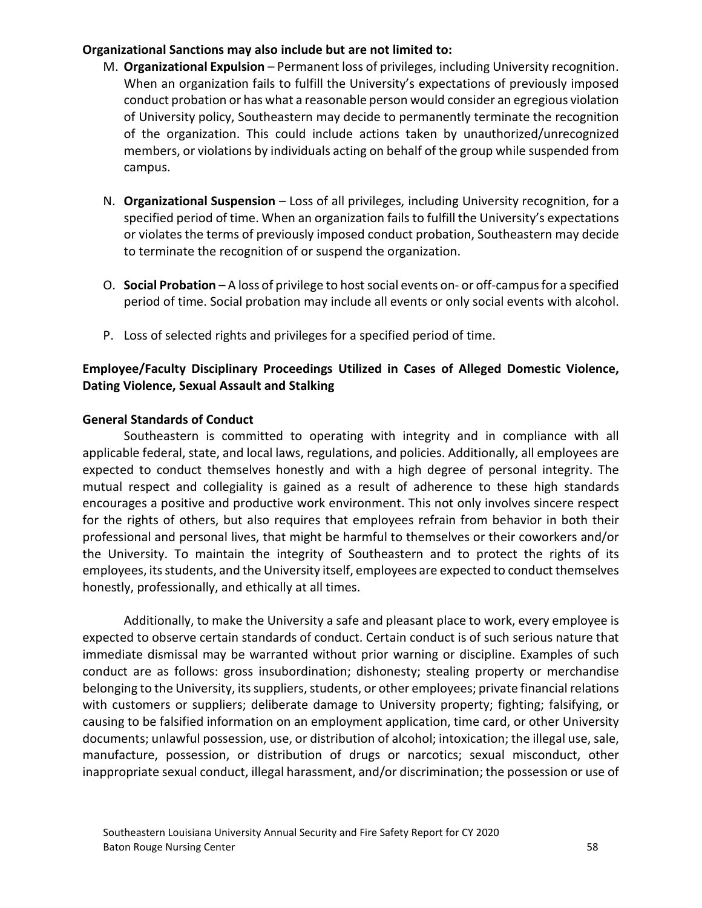**Organizational Sanctions may also include but are not limited to:**

M. **Organizational Expulsion** – Permanent loss of privileges, including University recognition. When an organization fails to fulfill the University's expectations of previously imposed conduct probation or has what a reasonable person would consider an egregious violation of University policy, Southeastern may decide to permanently terminate the recognition of the organization. This could include actions taken by unauthorized/unrecognized members, or violations by individuals acting on behalf of the group while suspended from campus.

N. **Organizational Suspension** – Loss of all privileges, including University recognition, for a specified period of time. When an organization fails to fulfill the University's expectations or violates the terms of previously imposed conduct probation, Southeastern may decide to terminate the recognition of or suspend the organization.

O. **Social Probation** – A loss of privilege to host social events on- or off-campus for a specified period of time. Social probation may include all events or only social events with alcohol.

P. Loss of selected rights and privileges for a specified period of time.

**Employee/Faculty Disciplinary Proceedings Utilized in Cases of Alleged Domestic Violence, Dating Violence, Sexual Assault and Stalking**

**General Standards of Conduct**

Southeastern is committed to operating with integrity and in compliance with all applicable federal, state, and local laws, regulations, and policies. Additionally, all employees are expected to conduct themselves honestly and with a high degree of personal integrity. The mutual respect and collegiality is gained as a result of adherence to these high standards encourages a positive and productive work environment. This not only involves sincere respect for the rights of others, but also requires that employees refrain from behavior in both their professional and personal lives, that might be harmful to themselves or their coworkers and/or the University. To maintain the integrity of Southeastern and to protect the rights of its employees, its students, and the University itself, employees are expected to conduct themselves honestly, professionally, and ethically at all times.

Additionally, to make the University a safe and pleasant place to work, every employee is expected to observe certain standards of conduct. Certain conduct is of such serious nature that immediate dismissal may be warranted without prior warning or discipline. Examples of such conduct are as follows: gross insubordination; dishonesty; stealing property or merchandise belonging to the University, its suppliers, students, or other employees; private financial relations with customers or suppliers; deliberate damage to University property; fighting; falsifying, or causing to be falsified information on an employment application, time card, or other University documents; unlawful possession, use, or distribution of alcohol; intoxication; the illegal use, sale, manufacture, possession, or distribution of drugs or narcotics; sexual misconduct, other inappropriate sexual conduct, illegal harassment, and/or discrimination; the possession or use of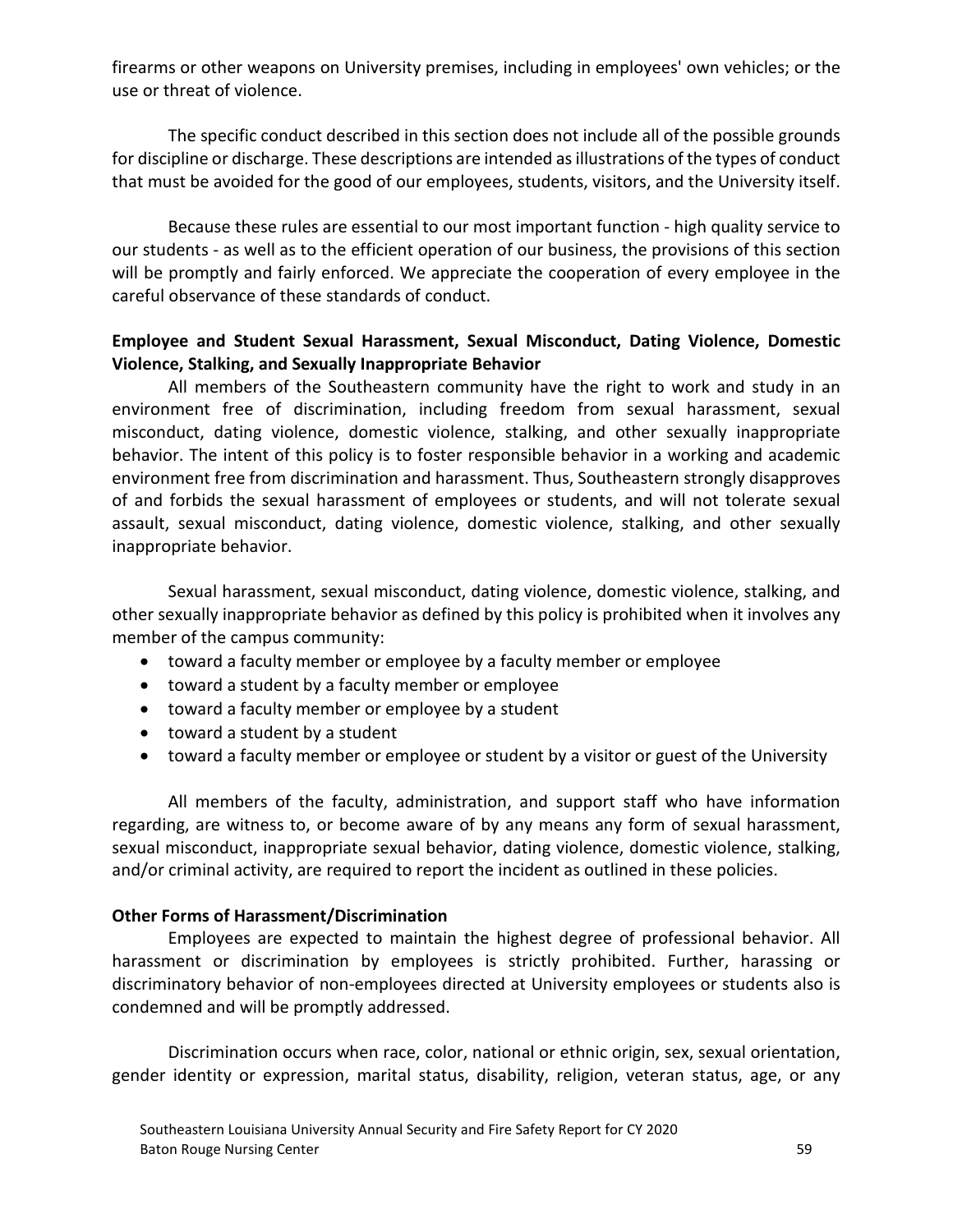firearms or other weapons on University premises, including in employees' own vehicles; or the use or threat of violence.

The specific conduct described in this section does not include all of the possible grounds for discipline or discharge. These descriptions are intended as illustrations of the types of conduct that must be avoided for the good of our employees, students, visitors, and the University itself.

Because these rules are essential to our most important function - high quality service to our students - as well as to the efficient operation of our business, the provisions of this section will be promptly and fairly enforced. We appreciate the cooperation of every employee in the careful observance of these standards of conduct.

**Employee and Student Sexual Harassment, Sexual Misconduct, Dating Violence, Domestic Violence, Stalking, and Sexually Inappropriate Behavior**

All members of the Southeastern community have the right to work and study in an environment free of discrimination, including freedom from sexual harassment, sexual misconduct, dating violence, domestic violence, stalking, and other sexually inappropriate behavior. The intent of this policy is to foster responsible behavior in a working and academic environment free from discrimination and harassment. Thus, Southeastern strongly disapproves of and forbids the sexual harassment of employees or students, and will not tolerate sexual assault, sexual misconduct, dating violence, domestic violence, stalking, and other sexually inappropriate behavior.

Sexual harassment, sexual misconduct, dating violence, domestic violence, stalking, and other sexually inappropriate behavior as defined by this policy is prohibited when it involves any member of the campus community:

- toward a faculty member or employee by a faculty member or employee
- toward a student by a faculty member or employee
- toward a faculty member or employee by a student
- toward a student by a student
- toward a faculty member or employee or student by a visitor or guest of the University

All members of the faculty, administration, and support staff who have information regarding, are witness to, or become aware of by any means any form of sexual harassment, sexual misconduct, inappropriate sexual behavior, dating violence, domestic violence, stalking, and/or criminal activity, are required to report the incident as outlined in these policies.

**Other Forms of Harassment/Discrimination**

Employees are expected to maintain the highest degree of professional behavior. All harassment or discrimination by employees is strictly prohibited. Further, harassing or discriminatory behavior of non-employees directed at University employees or students also is condemned and will be promptly addressed.

Discrimination occurs when race, color, national or ethnic origin, sex, sexual orientation, gender identity or expression, marital status, disability, religion, veteran status, age, or any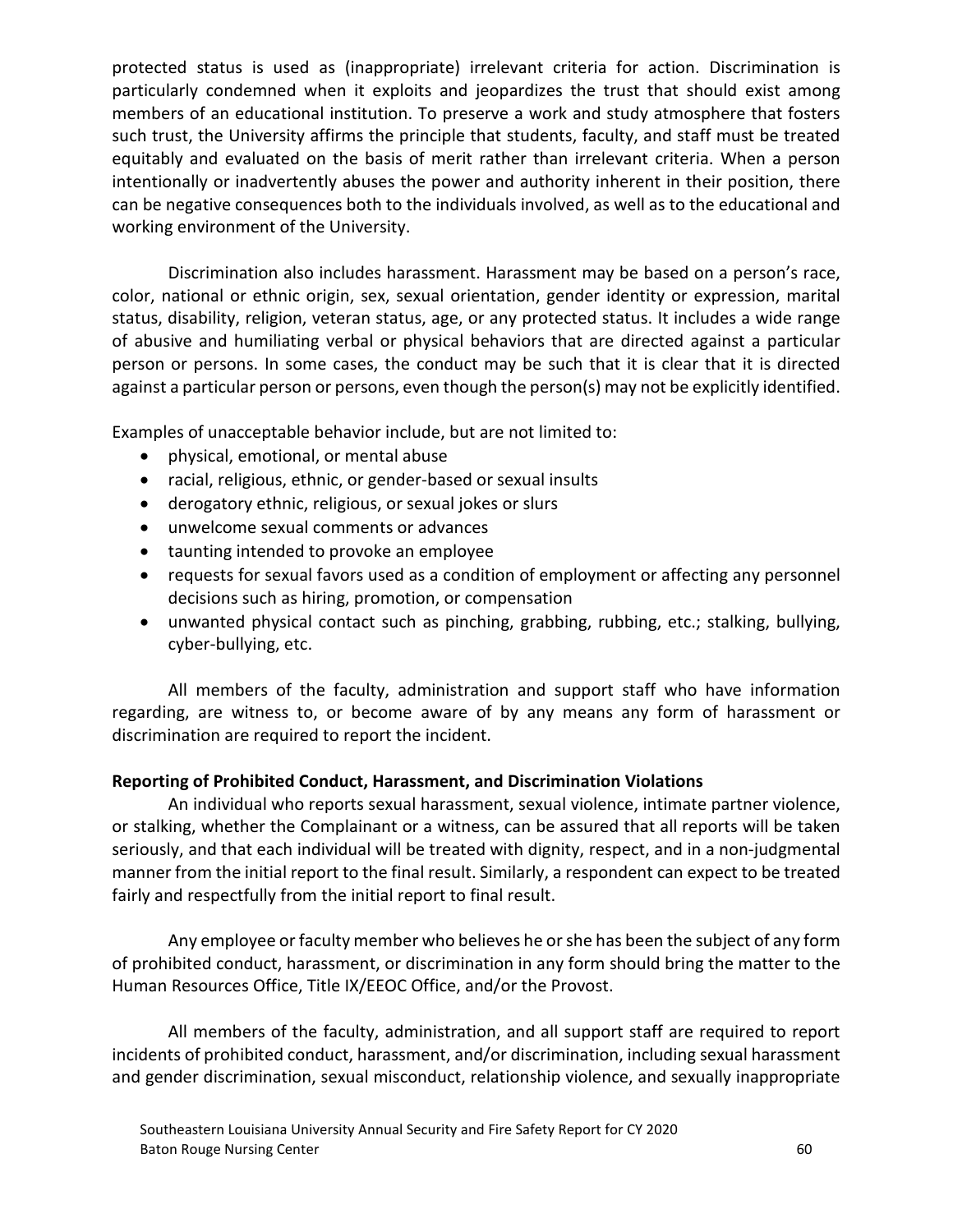protected status is used as (inappropriate) irrelevant criteria for action. Discrimination is particularly condemned when it exploits and jeopardizes the trust that should exist among members of an educational institution. To preserve a work and study atmosphere that fosters such trust, the University affirms the principle that students, faculty, and staff must be treated equitably and evaluated on the basis of merit rather than irrelevant criteria. When a person intentionally or inadvertently abuses the power and authority inherent in their position, there can be negative consequences both to the individuals involved, as well as to the educational and working environment of the University.

Discrimination also includes harassment. Harassment may be based on a person's race, color, national or ethnic origin, sex, sexual orientation, gender identity or expression, marital status, disability, religion, veteran status, age, or any protected status. It includes a wide range of abusive and humiliating verbal or physical behaviors that are directed against a particular person or persons. In some cases, the conduct may be such that it is clear that it is directed against a particular person or persons, even though the person(s) may not be explicitly identified.

Examples of unacceptable behavior include, but are not limited to:

- physical, emotional, or mental abuse
- racial, religious, ethnic, or gender-based or sexual insults
- derogatory ethnic, religious, or sexual jokes or slurs
- unwelcome sexual comments or advances
- taunting intended to provoke an employee
- requests for sexual favors used as a condition of employment or affecting any personnel decisions such as hiring, promotion, or compensation
- unwanted physical contact such as pinching, grabbing, rubbing, etc.; stalking, bullying, cyber-bullying, etc.

All members of the faculty, administration and support staff who have information regarding, are witness to, or become aware of by any means any form of harassment or discrimination are required to report the incident.

**Reporting of Prohibited Conduct, Harassment, and Discrimination Violations**

An individual who reports sexual harassment, sexual violence, intimate partner violence, or stalking, whether the Complainant or a witness, can be assured that all reports will be taken seriously, and that each individual will be treated with dignity, respect, and in a non-judgmental manner from the initial report to the final result. Similarly, a respondent can expect to be treated fairly and respectfully from the initial report to final result.

Any employee or faculty member who believes he or she has been the subject of any form of prohibited conduct, harassment, or discrimination in any form should bring the matter to the Human Resources Office, Title IX/EEOC Office, and/or the Provost.

All members of the faculty, administration, and all support staff are required to report incidents of prohibited conduct, harassment, and/or discrimination, including sexual harassment and gender discrimination, sexual misconduct, relationship violence, and sexually inappropriate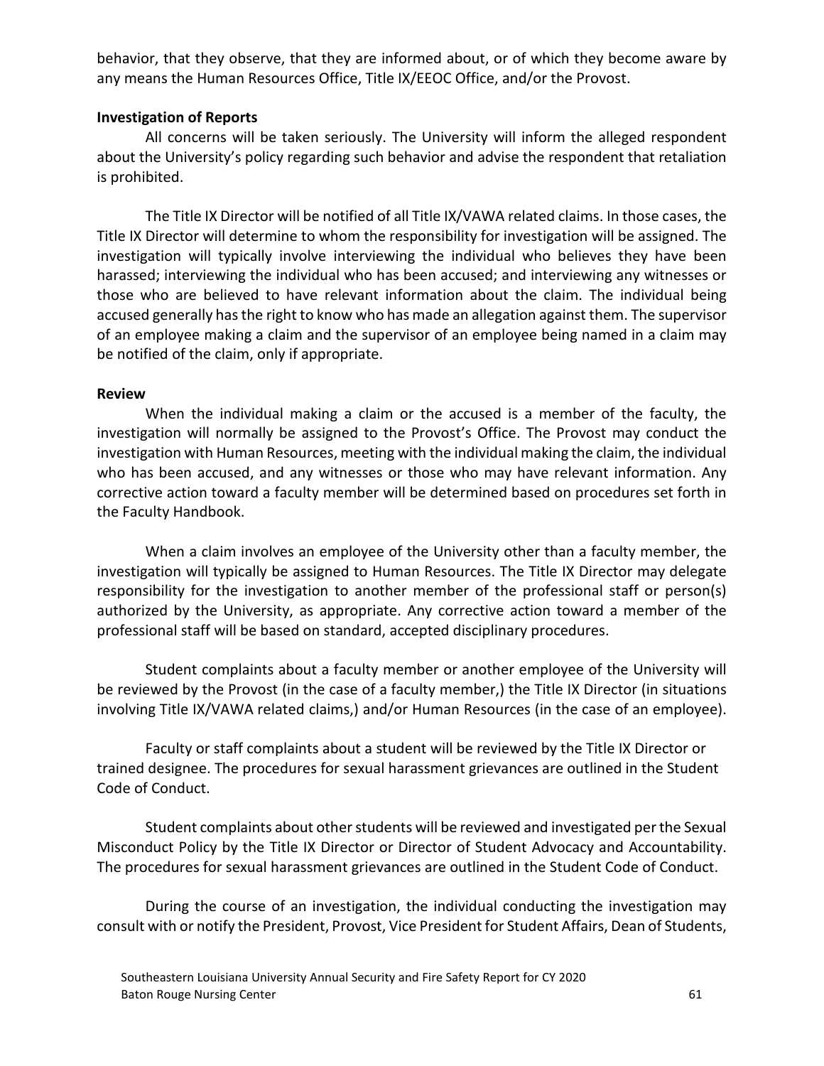behavior, that they observe, that they are informed about, or of which they become aware by any means the Human Resources Office, Title IX/EEOC Office, and/or the Provost.

**Investigation of Reports**

All concerns will be taken seriously. The University will inform the alleged respondent about the University's policy regarding such behavior and advise the respondent that retaliation is prohibited.

The Title IX Director will be notified of all Title IX/VAWA related claims. In those cases, the Title IX Director will determine to whom the responsibility for investigation will be assigned. The investigation will typically involve interviewing the individual who believes they have been harassed; interviewing the individual who has been accused; and interviewing any witnesses or those who are believed to have relevant information about the claim. The individual being accused generally has the right to know who has made an allegation against them. The supervisor of an employee making a claim and the supervisor of an employee being named in a claim may be notified of the claim, only if appropriate.

**Review**

When the individual making a claim or the accused is a member of the faculty, the investigation will normally be assigned to the Provost's Office. The Provost may conduct the investigation with Human Resources, meeting with the individual making the claim, the individual who has been accused, and any witnesses or those who may have relevant information. Any corrective action toward a faculty member will be determined based on procedures set forth in the Faculty Handbook.

When a claim involves an employee of the University other than a faculty member, the investigation will typically be assigned to Human Resources. The Title IX Director may delegate responsibility for the investigation to another member of the professional staff or person(s) authorized by the University, as appropriate. Any corrective action toward a member of the professional staff will be based on standard, accepted disciplinary procedures.

Student complaints about a faculty member or another employee of the University will be reviewed by the Provost (in the case of a faculty member,) the Title IX Director (in situations involving Title IX/VAWA related claims,) and/or Human Resources (in the case of an employee).

Faculty or staff complaints about a student will be reviewed by the Title IX Director or trained designee. The procedures for sexual harassment grievances are outlined in the Student Code of Conduct.

Student complaints about other students will be reviewed and investigated per the Sexual Misconduct Policy by the Title IX Director or Director of Student Advocacy and Accountability. The procedures for sexual harassment grievances are outlined in the Student Code of Conduct.

During the course of an investigation, the individual conducting the investigation may consult with or notify the President, Provost, Vice President for Student Affairs, Dean of Students,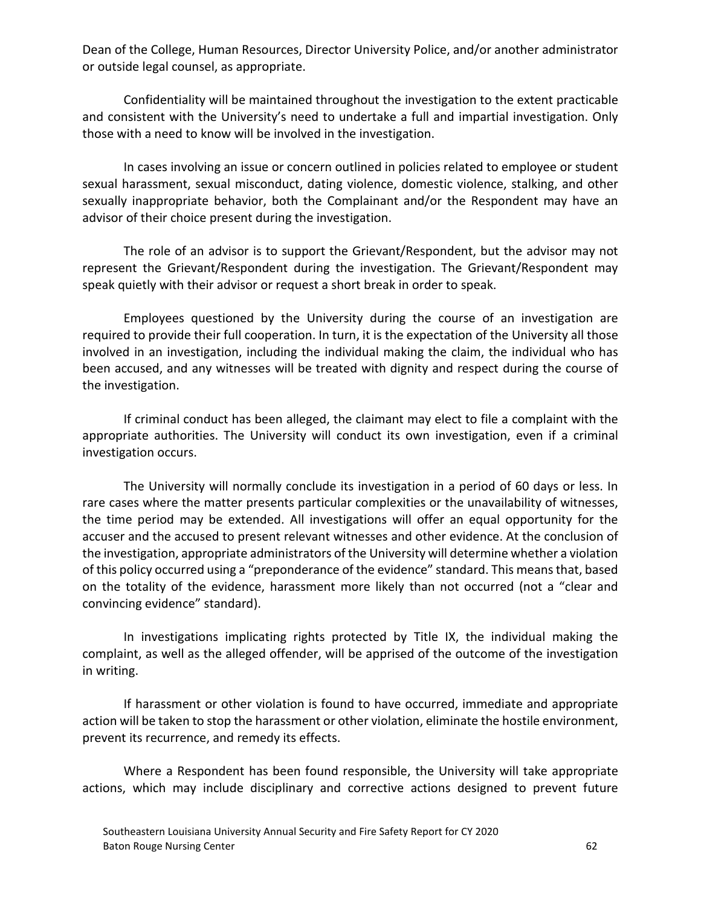Dean of the College, Human Resources, Director University Police, and/or another administrator or outside legal counsel, as appropriate.

Confidentiality will be maintained throughout the investigation to the extent practicable and consistent with the University's need to undertake a full and impartial investigation. Only those with a need to know will be involved in the investigation.

In cases involving an issue or concern outlined in policies related to employee or student sexual harassment, sexual misconduct, dating violence, domestic violence, stalking, and other sexually inappropriate behavior, both the Complainant and/or the Respondent may have an advisor of their choice present during the investigation.

The role of an advisor is to support the Grievant/Respondent, but the advisor may not represent the Grievant/Respondent during the investigation. The Grievant/Respondent may speak quietly with their advisor or request a short break in order to speak.

Employees questioned by the University during the course of an investigation are required to provide their full cooperation. In turn, it is the expectation of the University all those involved in an investigation, including the individual making the claim, the individual who has been accused, and any witnesses will be treated with dignity and respect during the course of the investigation.

If criminal conduct has been alleged, the claimant may elect to file a complaint with the appropriate authorities. The University will conduct its own investigation, even if a criminal investigation occurs.

The University will normally conclude its investigation in a period of 60 days or less. In rare cases where the matter presents particular complexities or the unavailability of witnesses, the time period may be extended. All investigations will offer an equal opportunity for the accuser and the accused to present relevant witnesses and other evidence. At the conclusion of the investigation, appropriate administrators of the University will determine whether a violation of this policy occurred using a "preponderance of the evidence" standard. This means that, based on the totality of the evidence, harassment more likely than not occurred (not a "clear and convincing evidence" standard).

In investigations implicating rights protected by Title IX, the individual making the complaint, as well as the alleged offender, will be apprised of the outcome of the investigation in writing.

If harassment or other violation is found to have occurred, immediate and appropriate action will be taken to stop the harassment or other violation, eliminate the hostile environment, prevent its recurrence, and remedy its effects.

Where a Respondent has been found responsible, the University will take appropriate actions, which may include disciplinary and corrective actions designed to prevent future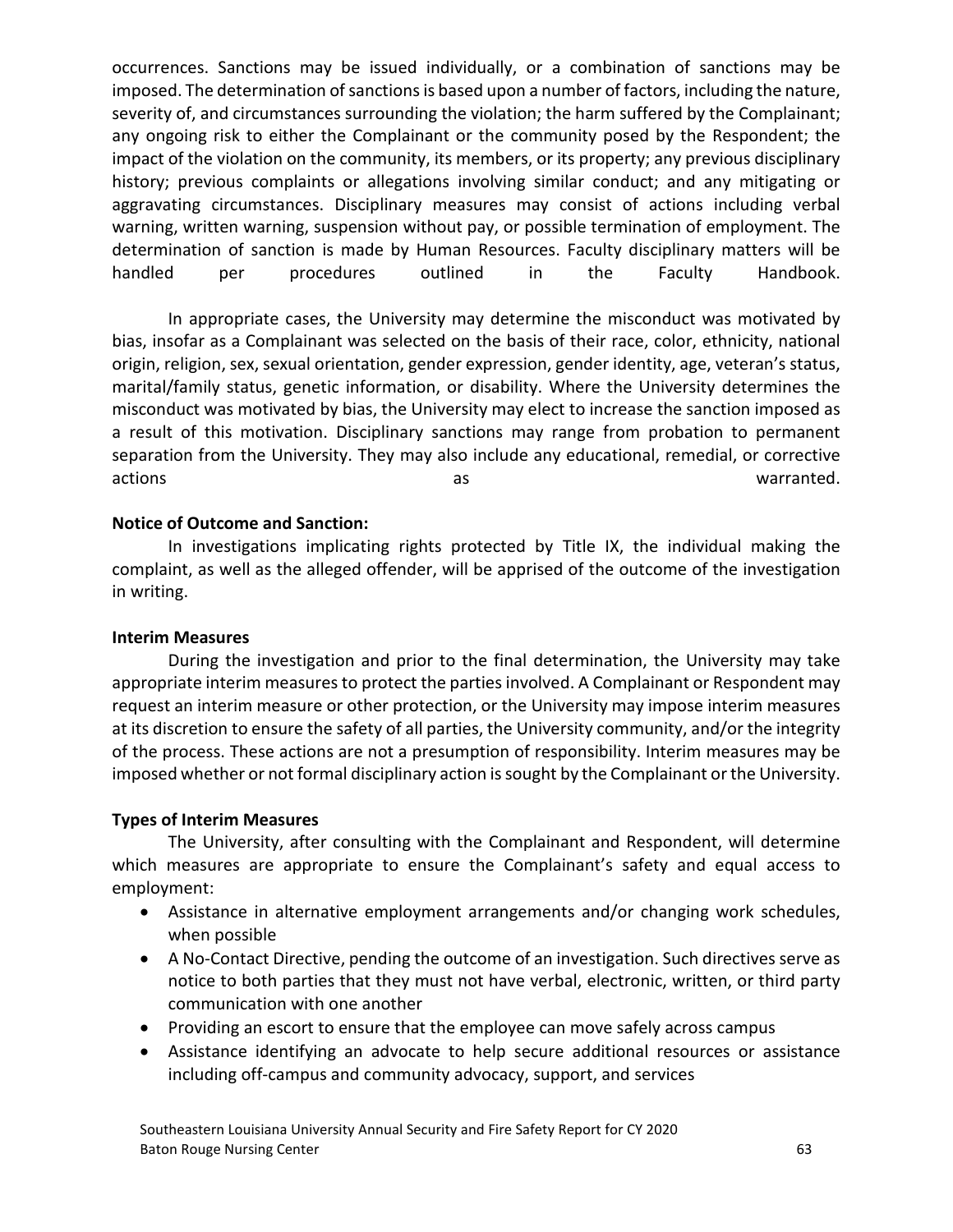occurrences. Sanctions may be issued individually, or a combination of sanctions may be imposed. The determination of sanctions is based upon a number of factors, including the nature, severity of, and circumstances surrounding the violation; the harm suffered by the Complainant; any ongoing risk to either the Complainant or the community posed by the Respondent; the impact of the violation on the community, its members, or its property; any previous disciplinary history; previous complaints or allegations involving similar conduct; and any mitigating or aggravating circumstances. Disciplinary measures may consist of actions including verbal warning, written warning, suspension without pay, or possible termination of employment. The determination of sanction is made by Human Resources. Faculty disciplinary matters will be handled per procedures outlined in the Faculty Handbook.

In appropriate cases, the University may determine the misconduct was motivated by bias, insofar as a Complainant was selected on the basis of their race, color, ethnicity, national origin, religion, sex, sexual orientation, gender expression, gender identity, age, veteran's status, marital/family status, genetic information, or disability. Where the University determines the misconduct was motivated by bias, the University may elect to increase the sanction imposed as a result of this motivation. Disciplinary sanctions may range from probation to permanent separation from the University. They may also include any educational, remedial, or corrective actions as warranted.

**Notice of Outcome and Sanction:**

In investigations implicating rights protected by Title IX, the individual making the complaint, as well as the alleged offender, will be apprised of the outcome of the investigation in writing.

**Interim Measures**

During the investigation and prior to the final determination, the University may take appropriate interim measures to protect the parties involved. A Complainant or Respondent may request an interim measure or other protection, or the University may impose interim measures at its discretion to ensure the safety of all parties, the University community, and/or the integrity of the process. These actions are not a presumption of responsibility. Interim measures may be imposed whether or not formal disciplinary action is sought by the Complainant or the University.

**Types of Interim Measures**

The University, after consulting with the Complainant and Respondent, will determine which measures are appropriate to ensure the Complainant's safety and equal access to employment:

- Assistance in alternative employment arrangements and/or changing work schedules, when possible
- A No-Contact Directive, pending the outcome of an investigation. Such directives serve as notice to both parties that they must not have verbal, electronic, written, or third party communication with one another
- Providing an escort to ensure that the employee can move safely across campus
- Assistance identifying an advocate to help secure additional resources or assistance including off-campus and community advocacy, support, and services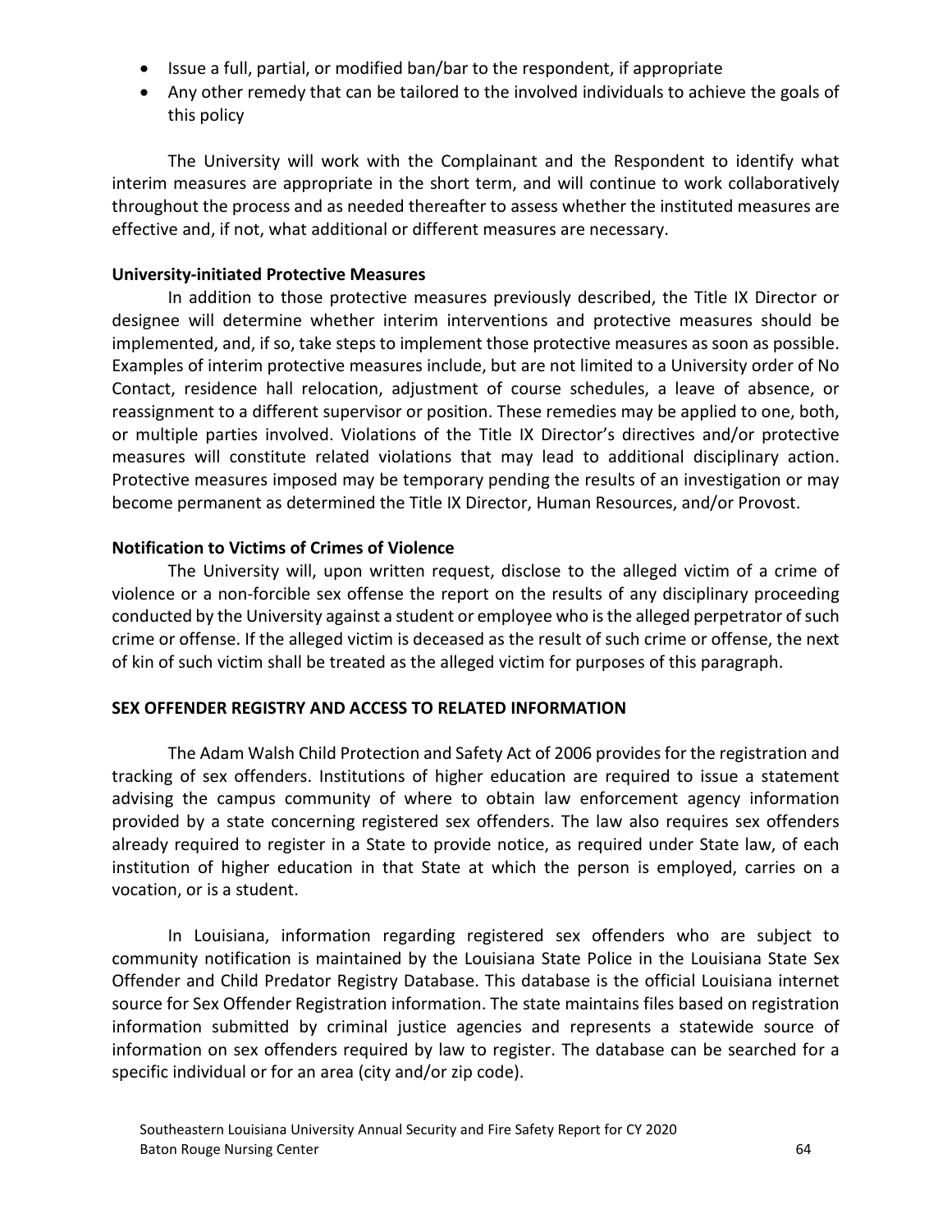- Issue a full, partial, or modified ban/bar to the respondent, if appropriate
- Any other remedy that can be tailored to the involved individuals to achieve the goals of this policy

The University will work with the Complainant and the Respondent to identify what interim measures are appropriate in the short term, and will continue to work collaboratively throughout the process and as needed thereafter to assess whether the instituted measures are effective and, if not, what additional or different measures are necessary.

**University-initiated Protective Measures**

In addition to those protective measures previously described, the Title IX Director or designee will determine whether interim interventions and protective measures should be implemented, and, if so, take steps to implement those protective measures as soon as possible. Examples of interim protective measures include, but are not limited to a University order of No Contact, residence hall relocation, adjustment of course schedules, a leave of absence, or reassignment to a different supervisor or position. These remedies may be applied to one, both, or multiple parties involved. Violations of the Title IX Director's directives and/or protective measures will constitute related violations that may lead to additional disciplinary action. Protective measures imposed may be temporary pending the results of an investigation or may become permanent as determined the Title IX Director, Human Resources, and/or Provost.

**Notification to Victims of Crimes of Violence**

The University will, upon written request, disclose to the alleged victim of a crime of violence or a non-forcible sex offense the report on the results of any disciplinary proceeding conducted by the University against a student or employee who is the alleged perpetrator of such crime or offense. If the alleged victim is deceased as the result of such crime or offense, the next of kin of such victim shall be treated as the alleged victim for purposes of this paragraph.

**SEX OFFENDER REGISTRY AND ACCESS TO RELATED INFORMATION**

The Adam Walsh Child Protection and Safety Act of 2006 provides for the registration and tracking of sex offenders. Institutions of higher education are required to issue a statement advising the campus community of where to obtain law enforcement agency information provided by a state concerning registered sex offenders. The law also requires sex offenders already required to register in a State to provide notice, as required under State law, of each institution of higher education in that State at which the person is employed, carries on a vocation, or is a student.

In Louisiana, information regarding registered sex offenders who are subject to community notification is maintained by the Louisiana State Police in the Louisiana State Sex Offender and Child Predator Registry Database. This database is the official Louisiana internet source for Sex Offender Registration information. The state maintains files based on registration information submitted by criminal justice agencies and represents a statewide source of information on sex offenders required by law to register. The database can be searched for a specific individual or for an area (city and/or zip code).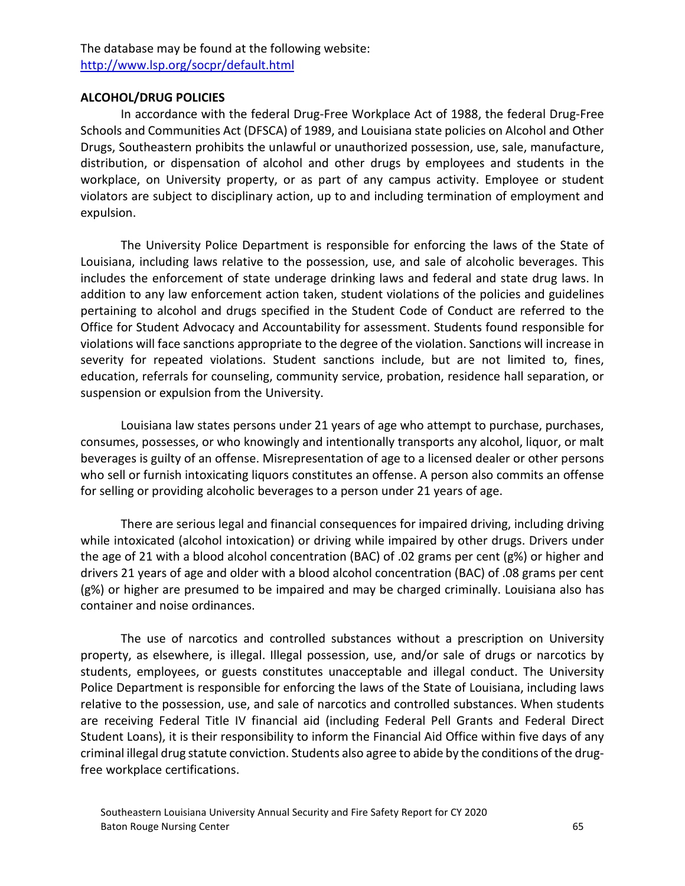The database may be found at the following website:
[http://www.lsp.org/socpr/default.html](http://www.lsp.org/socpr/default.html)

**ALCOHOL/DRUG POLICIES**

In accordance with the federal Drug-Free Workplace Act of 1988, the federal Drug-Free Schools and Communities Act (DFSCA) of 1989, and Louisiana state policies on Alcohol and Other Drugs, Southeastern prohibits the unlawful or unauthorized possession, use, sale, manufacture, distribution, or dispensation of alcohol and other drugs by employees and students in the workplace, on University property, or as part of any campus activity. Employee or student violators are subject to disciplinary action, up to and including termination of employment and expulsion.

The University Police Department is responsible for enforcing the laws of the State of Louisiana, including laws relative to the possession, use, and sale of alcoholic beverages. This includes the enforcement of state underage drinking laws and federal and state drug laws. In addition to any law enforcement action taken, student violations of the policies and guidelines pertaining to alcohol and drugs specified in the Student Code of Conduct are referred to the Office for Student Advocacy and Accountability for assessment. Students found responsible for violations will face sanctions appropriate to the degree of the violation. Sanctions will increase in severity for repeated violations. Student sanctions include, but are not limited to, fines, education, referrals for counseling, community service, probation, residence hall separation, or suspension or expulsion from the University.

Louisiana law states persons under 21 years of age who attempt to purchase, purchases, consumes, possesses, or who knowingly and intentionally transports any alcohol, liquor, or malt beverages is guilty of an offense. Misrepresentation of age to a licensed dealer or other persons who sell or furnish intoxicating liquors constitutes an offense. A person also commits an offense for selling or providing alcoholic beverages to a person under 21 years of age.

There are serious legal and financial consequences for impaired driving, including driving while intoxicated (alcohol intoxication) or driving while impaired by other drugs. Drivers under the age of 21 with a blood alcohol concentration (BAC) of .02 grams per cent (g%) or higher and drivers 21 years of age and older with a blood alcohol concentration (BAC) of .08 grams per cent (g%) or higher are presumed to be impaired and may be charged criminally. Louisiana also has container and noise ordinances.

The use of narcotics and controlled substances without a prescription on University property, as elsewhere, is illegal. Illegal possession, use, and/or sale of drugs or narcotics by students, employees, or guests constitutes unacceptable and illegal conduct. The University Police Department is responsible for enforcing the laws of the State of Louisiana, including laws relative to the possession, use, and sale of narcotics and controlled substances. When students are receiving Federal Title IV financial aid (including Federal Pell Grants and Federal Direct Student Loans), it is their responsibility to inform the Financial Aid Office within five days of any criminal illegal drug statute conviction. Students also agree to abide by the conditions of the drug-free workplace certifications.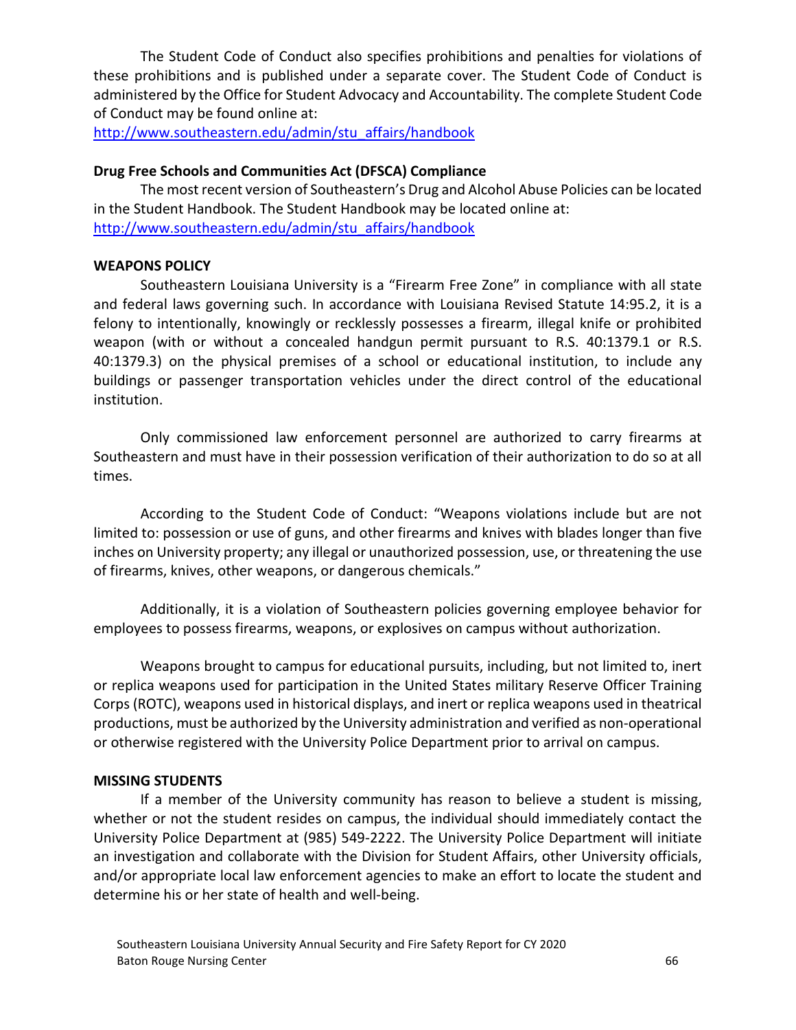The Student Code of Conduct also specifies prohibitions and penalties for violations of these prohibitions and is published under a separate cover. The Student Code of Conduct is administered by the Office for Student Advocacy and Accountability. The complete Student Code of Conduct may be found online at:
http://www.southeastern.edu/admin/stu_affairs/handbook

**Drug Free Schools and Communities Act (DFSCA) Compliance**

The most recent version of Southeastern's Drug and Alcohol Abuse Policies can be located in the Student Handbook. The Student Handbook may be located online at:
http://www.southeastern.edu/admin/stu_affairs/handbook

**WEAPONS POLICY**

Southeastern Louisiana University is a "Firearm Free Zone" in compliance with all state and federal laws governing such. In accordance with Louisiana Revised Statute 14:95.2, it is a felony to intentionally, knowingly or recklessly possesses a firearm, illegal knife or prohibited weapon (with or without a concealed handgun permit pursuant to R.S. 40:1379.1 or R.S. 40:1379.3) on the physical premises of a school or educational institution, to include any buildings or passenger transportation vehicles under the direct control of the educational institution.

Only commissioned law enforcement personnel are authorized to carry firearms at Southeastern and must have in their possession verification of their authorization to do so at all times.

According to the Student Code of Conduct: "Weapons violations include but are not limited to: possession or use of guns, and other firearms and knives with blades longer than five inches on University property; any illegal or unauthorized possession, use, or threatening the use of firearms, knives, other weapons, or dangerous chemicals."

Additionally, it is a violation of Southeastern policies governing employee behavior for employees to possess firearms, weapons, or explosives on campus without authorization.

Weapons brought to campus for educational pursuits, including, but not limited to, inert or replica weapons used for participation in the United States military Reserve Officer Training Corps (ROTC), weapons used in historical displays, and inert or replica weapons used in theatrical productions, must be authorized by the University administration and verified as non-operational or otherwise registered with the University Police Department prior to arrival on campus.

**MISSING STUDENTS**

If a member of the University community has reason to believe a student is missing, whether or not the student resides on campus, the individual should immediately contact the University Police Department at (985) 549-2222. The University Police Department will initiate an investigation and collaborate with the Division for Student Affairs, other University officials, and/or appropriate local law enforcement agencies to make an effort to locate the student and determine his or her state of health and well-being.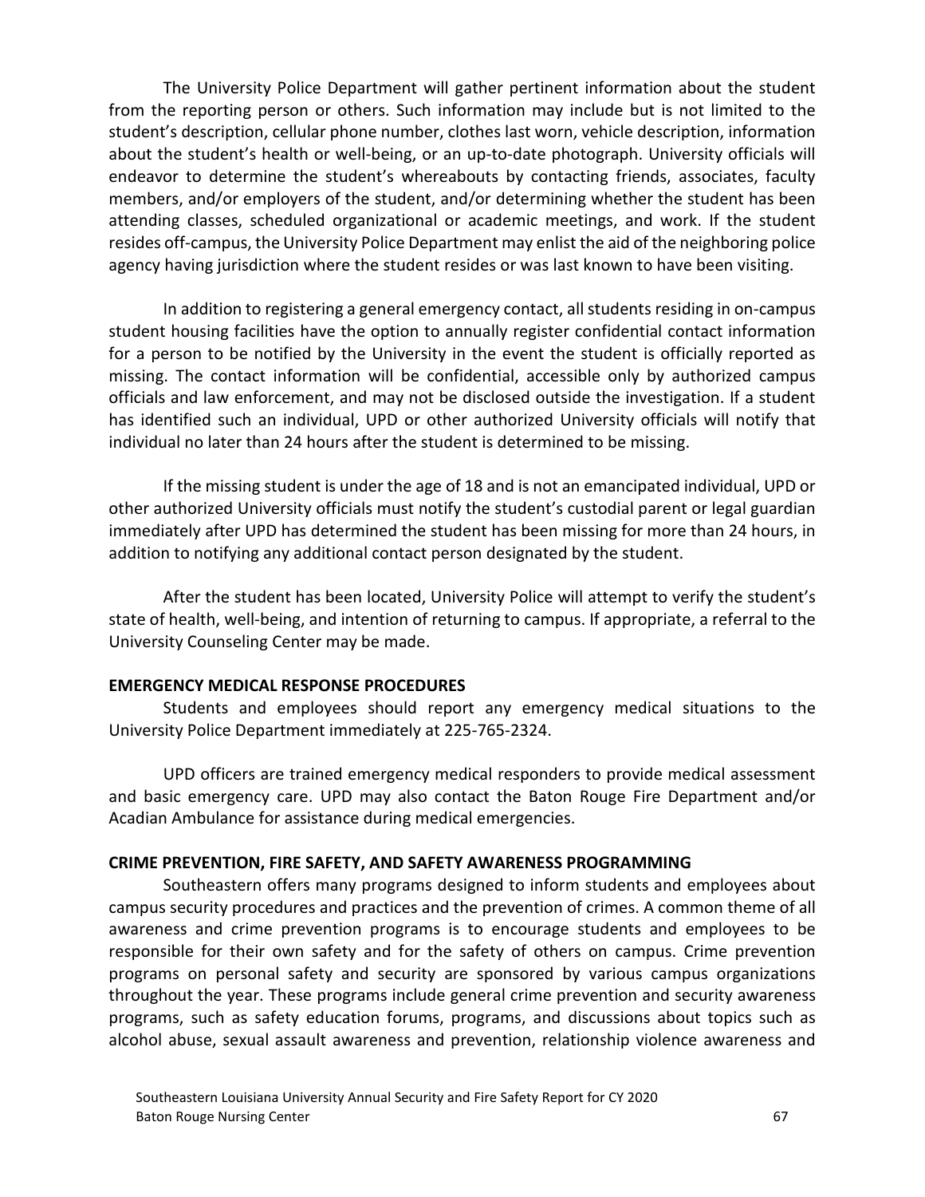The University Police Department will gather pertinent information about the student from the reporting person or others. Such information may include but is not limited to the student's description, cellular phone number, clothes last worn, vehicle description, information about the student's health or well-being, or an up-to-date photograph. University officials will endeavor to determine the student's whereabouts by contacting friends, associates, faculty members, and/or employers of the student, and/or determining whether the student has been attending classes, scheduled organizational or academic meetings, and work. If the student resides off-campus, the University Police Department may enlist the aid of the neighboring police agency having jurisdiction where the student resides or was last known to have been visiting.

In addition to registering a general emergency contact, all students residing in on-campus student housing facilities have the option to annually register confidential contact information for a person to be notified by the University in the event the student is officially reported as missing. The contact information will be confidential, accessible only by authorized campus officials and law enforcement, and may not be disclosed outside the investigation. If a student has identified such an individual, UPD or other authorized University officials will notify that individual no later than 24 hours after the student is determined to be missing.

If the missing student is under the age of 18 and is not an emancipated individual, UPD or other authorized University officials must notify the student's custodial parent or legal guardian immediately after UPD has determined the student has been missing for more than 24 hours, in addition to notifying any additional contact person designated by the student.

After the student has been located, University Police will attempt to verify the student's state of health, well-being, and intention of returning to campus. If appropriate, a referral to the University Counseling Center may be made.

**EMERGENCY MEDICAL RESPONSE PROCEDURES**

Students and employees should report any emergency medical situations to the University Police Department immediately at 225-765-2324.

UPD officers are trained emergency medical responders to provide medical assessment and basic emergency care. UPD may also contact the Baton Rouge Fire Department and/or Acadian Ambulance for assistance during medical emergencies.

**CRIME PREVENTION, FIRE SAFETY, AND SAFETY AWARENESS PROGRAMMING**

Southeastern offers many programs designed to inform students and employees about campus security procedures and practices and the prevention of crimes. A common theme of all awareness and crime prevention programs is to encourage students and employees to be responsible for their own safety and for the safety of others on campus. Crime prevention programs on personal safety and security are sponsored by various campus organizations throughout the year. These programs include general crime prevention and security awareness programs, such as safety education forums, programs, and discussions about topics such as alcohol abuse, sexual assault awareness and prevention, relationship violence awareness and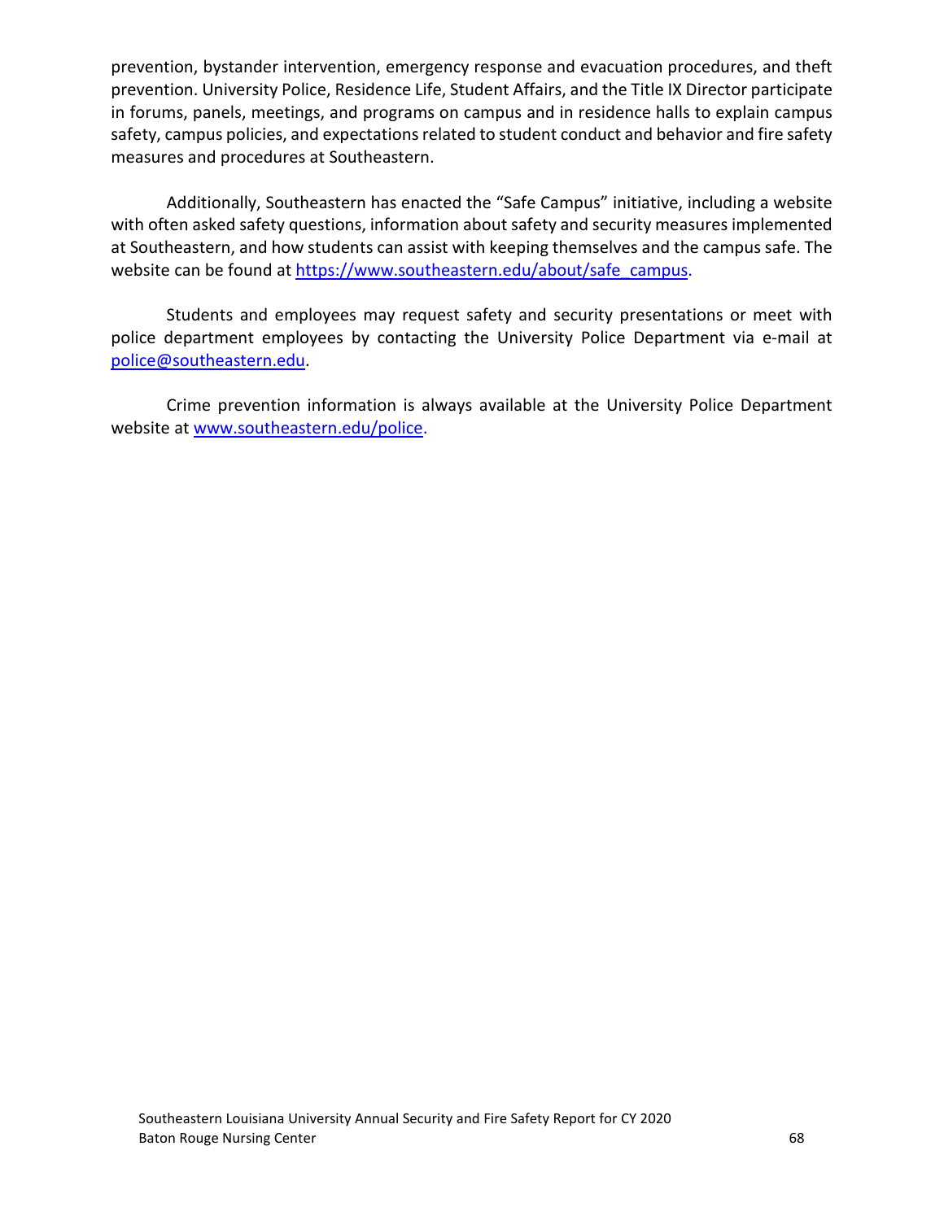prevention, bystander intervention, emergency response and evacuation procedures, and theft prevention. University Police, Residence Life, Student Affairs, and the Title IX Director participate in forums, panels, meetings, and programs on campus and in residence halls to explain campus safety, campus policies, and expectations related to student conduct and behavior and fire safety measures and procedures at Southeastern.

Additionally, Southeastern has enacted the "Safe Campus" initiative, including a website with often asked safety questions, information about safety and security measures implemented at Southeastern, and how students can assist with keeping themselves and the campus safe. The website can be found at https://www.southeastern.edu/about/safe_campus.

Students and employees may request safety and security presentations or meet with police department employees by contacting the University Police Department via e-mail at police@southeastern.edu.

Crime prevention information is always available at the University Police Department website at www.southeastern.edu/police.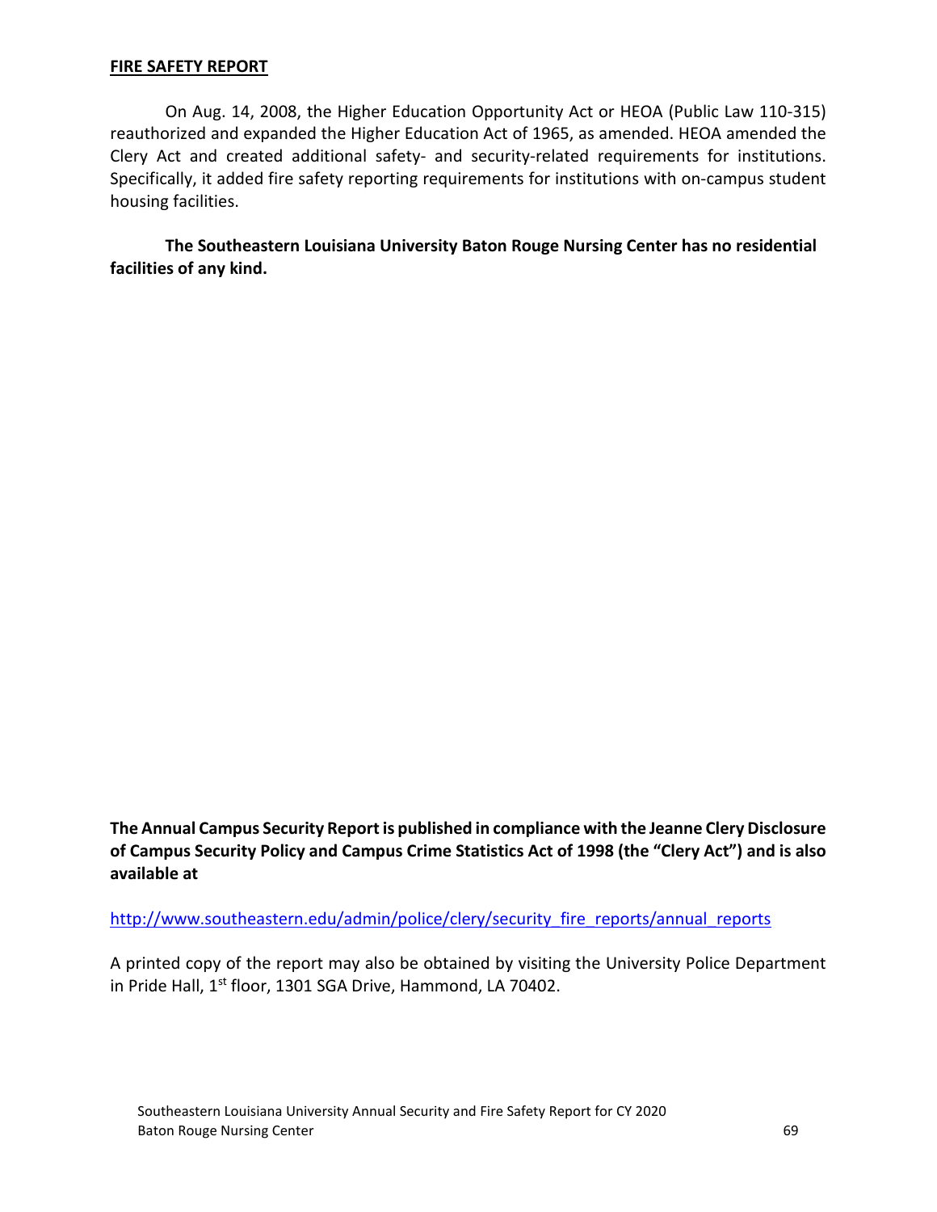**FIRE SAFETY REPORT**

On Aug. 14, 2008, the Higher Education Opportunity Act or HEOA (Public Law 110-315) reauthorized and expanded the Higher Education Act of 1965, as amended. HEOA amended the Clery Act and created additional safety- and security-related requirements for institutions. Specifically, it added fire safety reporting requirements for institutions with on-campus student housing facilities.

**The Southeastern Louisiana University Baton Rouge Nursing Center has no residential facilities of any kind.**

**The Annual Campus Security Report is published in compliance with the Jeanne Clery Disclosure of Campus Security Policy and Campus Crime Statistics Act of 1998 (the "Clery Act") and is also available at**

http://www.southeastern.edu/admin/police/clery/security_fire_reports/annual_reports

A printed copy of the report may also be obtained by visiting the University Police Department in Pride Hall, 1st floor, 1301 SGA Drive, Hammond, LA 70402.